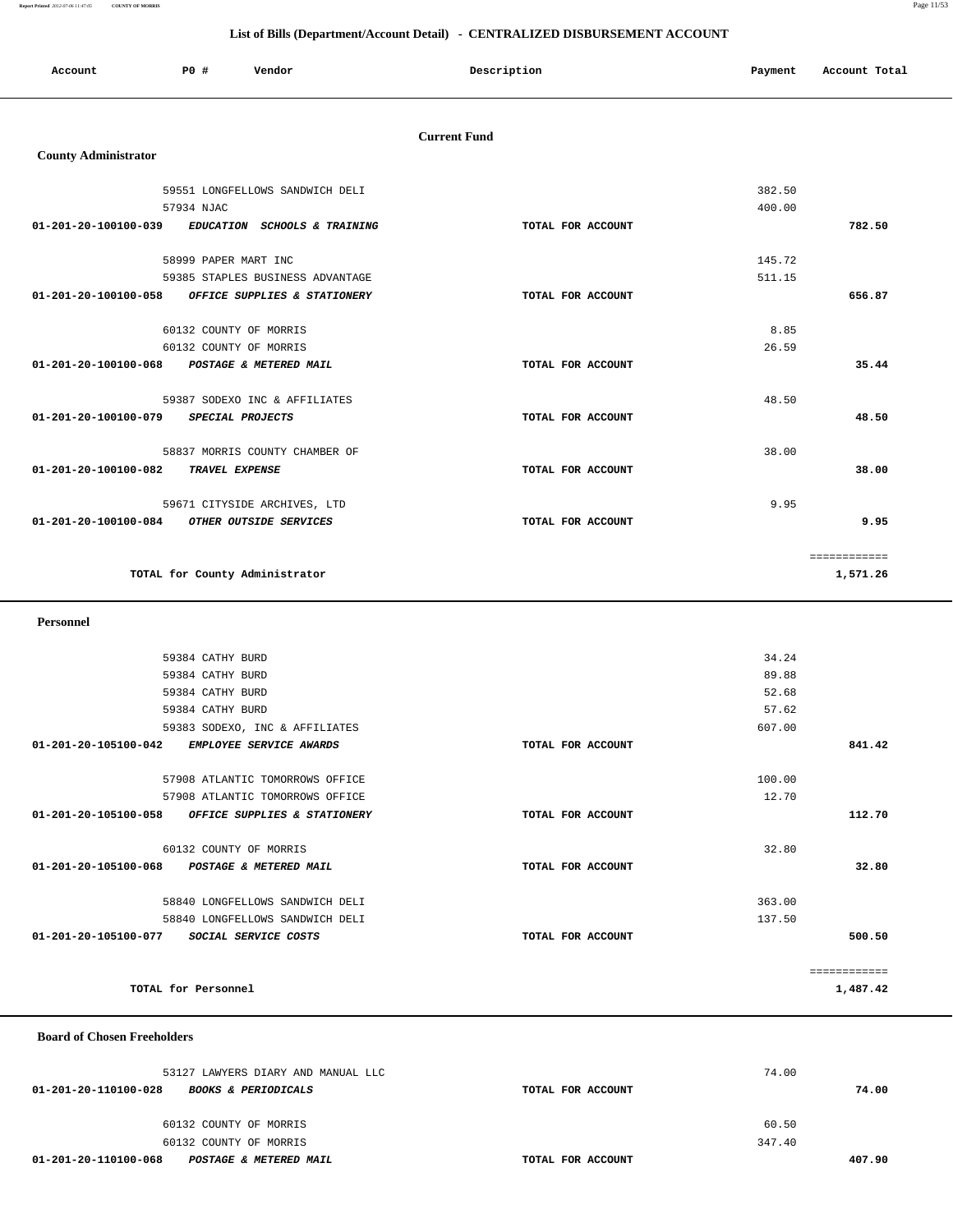# List of Bills (Department/Account Detail) - CENTRALIZED DISBURSEMENT ACCOUNT

| Account | PO # | Vendor | Description | Payment | Account Total |
|---|---|---|---|---|---|

## Current Fund

### County Administrator

| Account | PO # Vendor | Description | Payment | Account Total |
|---|---|---|---|---|
| | 59551 LONGFELLOWS SANDWICH DELI | | 382.50 | |
| | 57934 NJAC | | 400.00 | |
| 01-201-20-100100-039 | *EDUCATION SCHOOLS & TRAINING* | TOTAL FOR ACCOUNT | | 782.50 |
| | 58999 PAPER MART INC | | 145.72 | |
| | 59385 STAPLES BUSINESS ADVANTAGE | | 511.15 | |
| 01-201-20-100100-058 | *OFFICE SUPPLIES & STATIONERY* | TOTAL FOR ACCOUNT | | 656.87 |
| | 60132 COUNTY OF MORRIS | | 8.85 | |
| | 60132 COUNTY OF MORRIS | | 26.59 | |
| 01-201-20-100100-068 | *POSTAGE & METERED MAIL* | TOTAL FOR ACCOUNT | | 35.44 |
| | 59387 SODEXO INC & AFFILIATES | | 48.50 | |
| 01-201-20-100100-079 | *SPECIAL PROJECTS* | TOTAL FOR ACCOUNT | | 48.50 |
| | 58837 MORRIS COUNTY CHAMBER OF | | 38.00 | |
| 01-201-20-100100-082 | *TRAVEL EXPENSE* | TOTAL FOR ACCOUNT | | 38.00 |
| | 59671 CITYSIDE ARCHIVES, LTD | | 9.95 | |
| 01-201-20-100100-084 | *OTHER OUTSIDE SERVICES* | TOTAL FOR ACCOUNT | | 9.95 |
| | TOTAL for County Administrator | | | 1,571.26 |

### Personnel

| Account | PO # Vendor | Description | Payment | Account Total |
|---|---|---|---|---|
| | 59384 CATHY BURD | | 34.24 | |
| | 59384 CATHY BURD | | 89.88 | |
| | 59384 CATHY BURD | | 52.68 | |
| | 59384 CATHY BURD | | 57.62 | |
| | 59383 SODEXO, INC & AFFILIATES | | 607.00 | |
| 01-201-20-105100-042 | *EMPLOYEE SERVICE AWARDS* | TOTAL FOR ACCOUNT | | 841.42 |
| | 57908 ATLANTIC TOMORROWS OFFICE | | 100.00 | |
| | 57908 ATLANTIC TOMORROWS OFFICE | | 12.70 | |
| 01-201-20-105100-058 | *OFFICE SUPPLIES & STATIONERY* | TOTAL FOR ACCOUNT | | 112.70 |
| | 60132 COUNTY OF MORRIS | | 32.80 | |
| 01-201-20-105100-068 | *POSTAGE & METERED MAIL* | TOTAL FOR ACCOUNT | | 32.80 |
| | 58840 LONGFELLOWS SANDWICH DELI | | 363.00 | |
| | 58840 LONGFELLOWS SANDWICH DELI | | 137.50 | |
| 01-201-20-105100-077 | *SOCIAL SERVICE COSTS* | TOTAL FOR ACCOUNT | | 500.50 |
| | TOTAL for Personnel | | | 1,487.42 |

### Board of Chosen Freeholders

| Account | PO # Vendor | Description | Payment | Account Total |
|---|---|---|---|---|
| | 53127 LAWYERS DIARY AND MANUAL LLC | | 74.00 | |
| 01-201-20-110100-028 | *BOOKS & PERIODICALS* | TOTAL FOR ACCOUNT | | 74.00 |
| | 60132 COUNTY OF MORRIS | | 60.50 | |
| | 60132 COUNTY OF MORRIS | | 347.40 | |
| 01-201-20-110100-068 | *POSTAGE & METERED MAIL* | TOTAL FOR ACCOUNT | | 407.90 |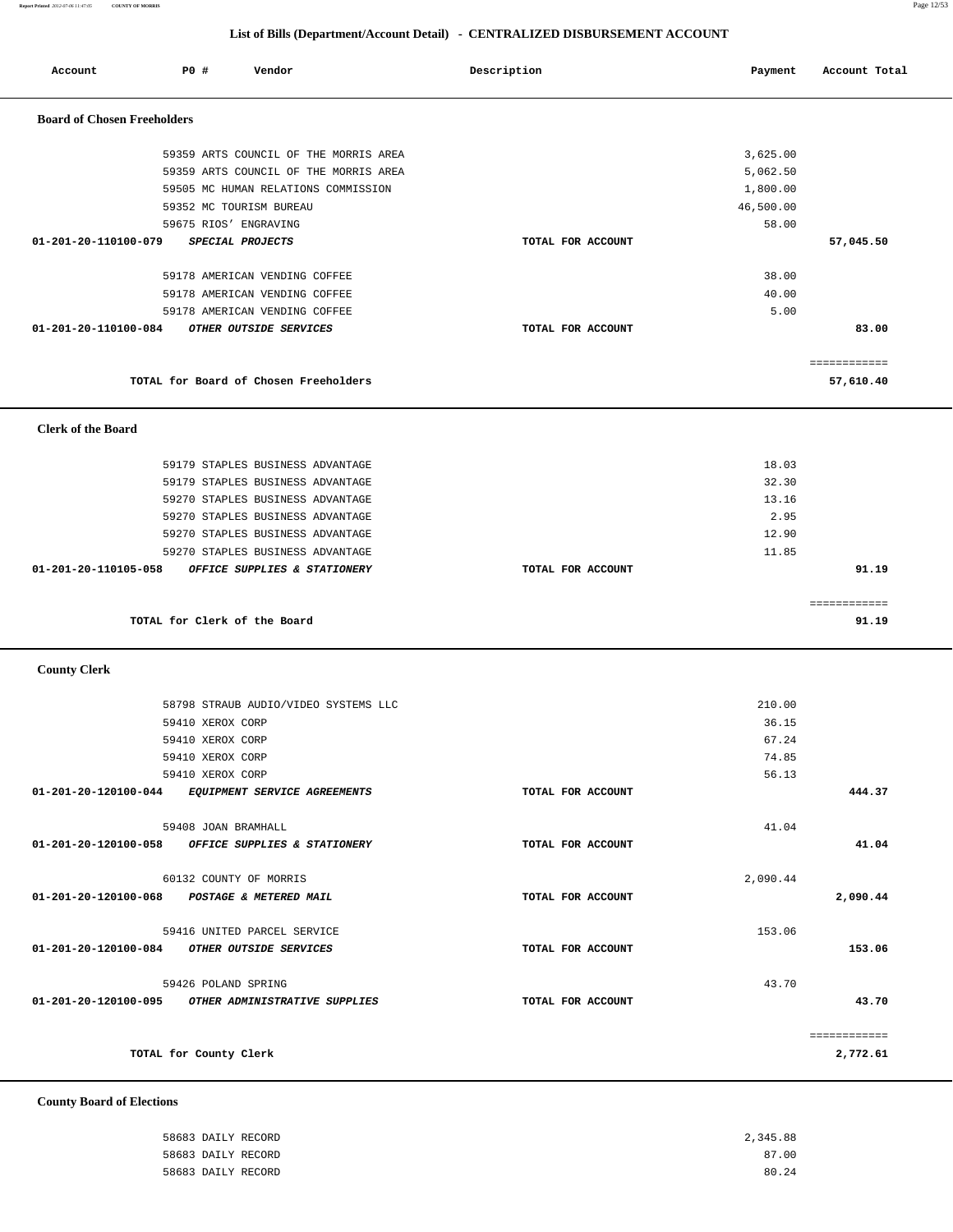# List of Bills (Department/Account Detail) - CENTRALIZED DISBURSEMENT ACCOUNT

| Account | PO # | Vendor | Description | Payment | Account Total |
|---|---|---|---|---|---|
| **Board of Chosen Freeholders** | | | | | |
| | 59359 | ARTS COUNCIL OF THE MORRIS AREA | | 3,625.00 | |
| | 59359 | ARTS COUNCIL OF THE MORRIS AREA | | 5,062.50 | |
| | 59505 | MC HUMAN RELATIONS COMMISSION | | 1,800.00 | |
| | 59352 | MC TOURISM BUREAU | | 46,500.00 | |
| | 59675 | RIOS' ENGRAVING | | 58.00 | |
| 01-201-20-110100-079 | | *SPECIAL PROJECTS* | TOTAL FOR ACCOUNT | | 57,045.50 |
| | 59178 | AMERICAN VENDING COFFEE | | 38.00 | |
| | 59178 | AMERICAN VENDING COFFEE | | 40.00 | |
| | 59178 | AMERICAN VENDING COFFEE | | 5.00 | |
| 01-201-20-110100-084 | | *OTHER OUTSIDE SERVICES* | TOTAL FOR ACCOUNT | | 83.00 |
| | | TOTAL for Board of Chosen Freeholders | | | 57,610.40 |
| **Clerk of the Board** | | | | | |
| | 59179 | STAPLES BUSINESS ADVANTAGE | | 18.03 | |
| | 59179 | STAPLES BUSINESS ADVANTAGE | | 32.30 | |
| | 59270 | STAPLES BUSINESS ADVANTAGE | | 13.16 | |
| | 59270 | STAPLES BUSINESS ADVANTAGE | | 2.95 | |
| | 59270 | STAPLES BUSINESS ADVANTAGE | | 12.90 | |
| | 59270 | STAPLES BUSINESS ADVANTAGE | | 11.85 | |
| 01-201-20-110105-058 | | *OFFICE SUPPLIES & STATIONERY* | TOTAL FOR ACCOUNT | | 91.19 |
| | | TOTAL for Clerk of the Board | | | 91.19 |
| **County Clerk** | | | | | |
| | 58798 | STRAUB AUDIO/VIDEO SYSTEMS LLC | | 210.00 | |
| | 59410 | XEROX CORP | | 36.15 | |
| | 59410 | XEROX CORP | | 67.24 | |
| | 59410 | XEROX CORP | | 74.85 | |
| | 59410 | XEROX CORP | | 56.13 | |
| 01-201-20-120100-044 | | *EQUIPMENT SERVICE AGREEMENTS* | TOTAL FOR ACCOUNT | | 444.37 |
| | 59408 | JOAN BRAMHALL | | 41.04 | |
| 01-201-20-120100-058 | | *OFFICE SUPPLIES & STATIONERY* | TOTAL FOR ACCOUNT | | 41.04 |
| | 60132 | COUNTY OF MORRIS | | 2,090.44 | |
| 01-201-20-120100-068 | | *POSTAGE & METERED MAIL* | TOTAL FOR ACCOUNT | | 2,090.44 |
| | 59416 | UNITED PARCEL SERVICE | | 153.06 | |
| 01-201-20-120100-084 | | *OTHER OUTSIDE SERVICES* | TOTAL FOR ACCOUNT | | 153.06 |
| | 59426 | POLAND SPRING | | 43.70 | |
| 01-201-20-120100-095 | | *OTHER ADMINISTRATIVE SUPPLIES* | TOTAL FOR ACCOUNT | | 43.70 |
| | | TOTAL for County Clerk | | | 2,772.61 |
| **County Board of Elections** | | | | | |
| | 58683 | DAILY RECORD | | 2,345.88 | |
| | 58683 | DAILY RECORD | | 87.00 | |
| | 58683 | DAILY RECORD | | 80.24 | |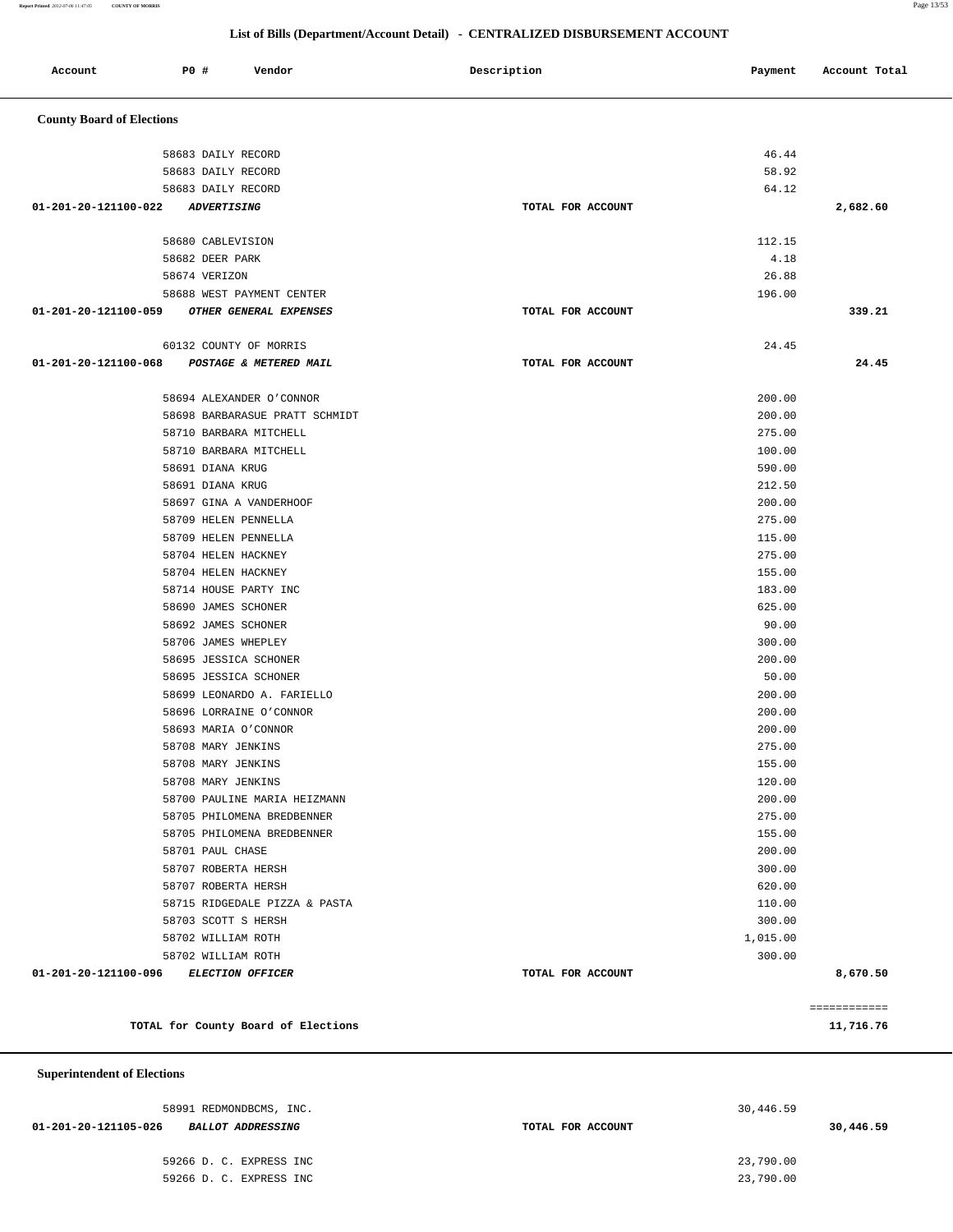## List of Bills (Department/Account Detail) - CENTRALIZED DISBURSEMENT ACCOUNT

| Account | PO # | Vendor | Description | Payment | Account Total |
|---|---|---|---|---|---|

### County Board of Elections

| Account | PO # | Vendor | Description | Payment | Account Total |
|---|---|---|---|---|---|
| | 58683 | DAILY RECORD | | 46.44 | |
| | 58683 | DAILY RECORD | | 58.92 | |
| | 58683 | DAILY RECORD | | 64.12 | |
| 01-201-20-121100-022 | | *ADVERTISING* | TOTAL FOR ACCOUNT | | 2,682.60 |
| | 58680 | CABLEVISION | | 112.15 | |
| | 58682 | DEER PARK | | 4.18 | |
| | 58674 | VERIZON | | 26.88 | |
| | 58688 | WEST PAYMENT CENTER | | 196.00 | |
| 01-201-20-121100-059 | | *OTHER GENERAL EXPENSES* | TOTAL FOR ACCOUNT | | 339.21 |
| | 60132 | COUNTY OF MORRIS | | 24.45 | |
| 01-201-20-121100-068 | | *POSTAGE & METERED MAIL* | TOTAL FOR ACCOUNT | | 24.45 |
| | 58694 | ALEXANDER O'CONNOR | | 200.00 | |
| | 58698 | BARBARASUE PRATT SCHMIDT | | 200.00 | |
| | 58710 | BARBARA MITCHELL | | 275.00 | |
| | 58710 | BARBARA MITCHELL | | 100.00 | |
| | 58691 | DIANA KRUG | | 590.00 | |
| | 58691 | DIANA KRUG | | 212.50 | |
| | 58697 | GINA A VANDERHOOF | | 200.00 | |
| | 58709 | HELEN PENNELLA | | 275.00 | |
| | 58709 | HELEN PENNELLA | | 115.00 | |
| | 58704 | HELEN HACKNEY | | 275.00 | |
| | 58704 | HELEN HACKNEY | | 155.00 | |
| | 58714 | HOUSE PARTY INC | | 183.00 | |
| | 58690 | JAMES SCHONER | | 625.00 | |
| | 58692 | JAMES SCHONER | | 90.00 | |
| | 58706 | JAMES WHEPLEY | | 300.00 | |
| | 58695 | JESSICA SCHONER | | 200.00 | |
| | 58695 | JESSICA SCHONER | | 50.00 | |
| | 58699 | LEONARDO A. FARIELLO | | 200.00 | |
| | 58696 | LORRAINE O'CONNOR | | 200.00 | |
| | 58693 | MARIA O'CONNOR | | 200.00 | |
| | 58708 | MARY JENKINS | | 275.00 | |
| | 58708 | MARY JENKINS | | 155.00 | |
| | 58708 | MARY JENKINS | | 120.00 | |
| | 58700 | PAULINE MARIA HEIZMANN | | 200.00 | |
| | 58705 | PHILOMENA BREDBENNER | | 275.00 | |
| | 58705 | PHILOMENA BREDBENNER | | 155.00 | |
| | 58701 | PAUL CHASE | | 200.00 | |
| | 58707 | ROBERTA HERSH | | 300.00 | |
| | 58707 | ROBERTA HERSH | | 620.00 | |
| | 58715 | RIDGEDALE PIZZA & PASTA | | 110.00 | |
| | 58703 | SCOTT S HERSH | | 300.00 | |
| | 58702 | WILLIAM ROTH | | 1,015.00 | |
| | 58702 | WILLIAM ROTH | | 300.00 | |
| 01-201-20-121100-096 | | *ELECTION OFFICER* | TOTAL FOR ACCOUNT | | 8,670.50 |

**TOTAL for County Board of Elections** 11,716.76

### Superintendent of Elections

| Account | PO # | Vendor | Description | Payment | Account Total |
|---|---|---|---|---|---|
| | 58991 | REDMONDBCMS, INC. | | 30,446.59 | |
| 01-201-20-121105-026 | | *BALLOT ADDRESSING* | TOTAL FOR ACCOUNT | | 30,446.59 |
| | 59266 | D. C. EXPRESS INC | | 23,790.00 | |
| | 59266 | D. C. EXPRESS INC | | 23,790.00 | |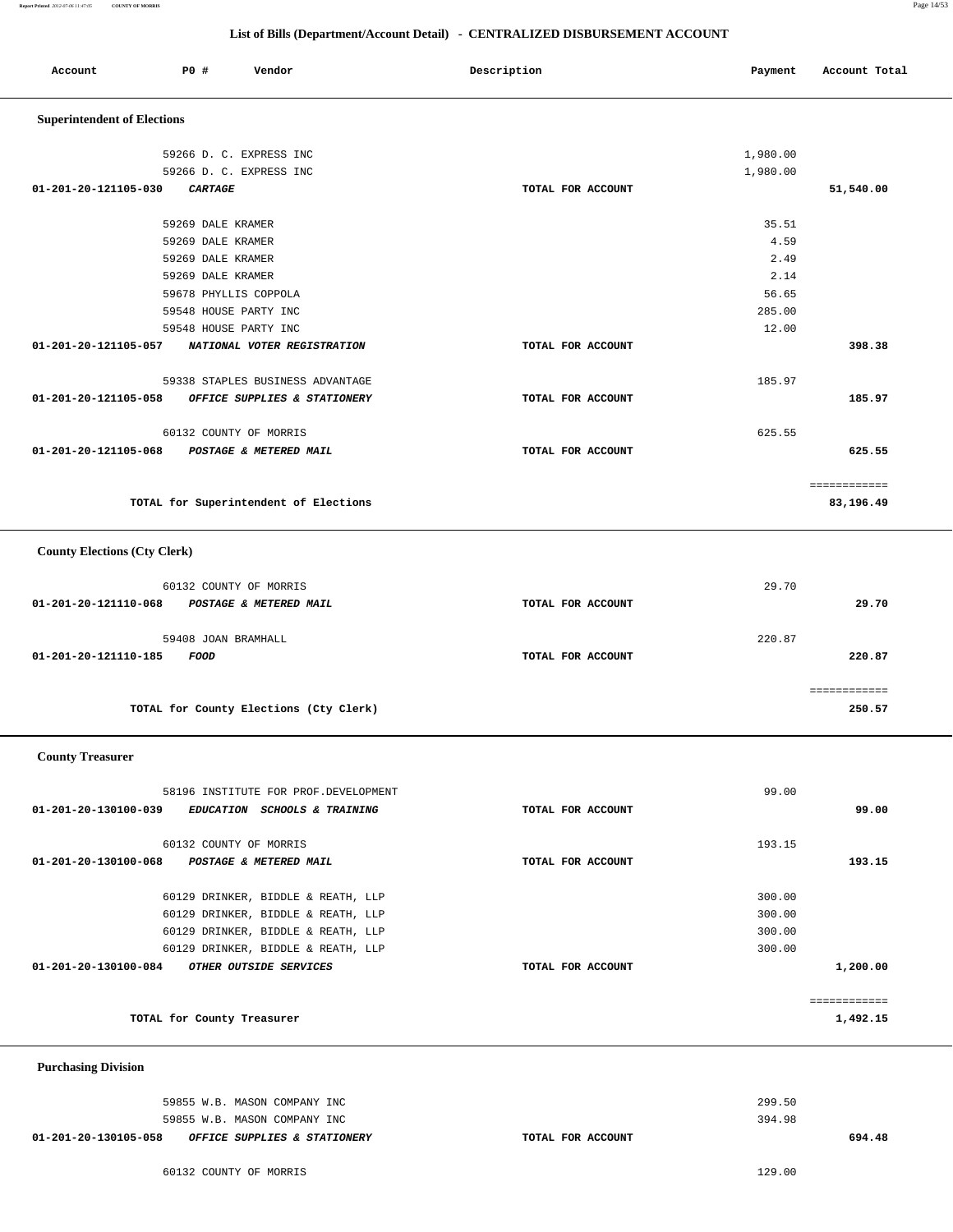## List of Bills (Department/Account Detail) - CENTRALIZED DISBURSEMENT ACCOUNT

| Account | PO # | Vendor | Description | Payment | Account Total |
|---|---|---|---|---|---|

### Superintendent of Elections

| Account | PO # | Vendor | Description | Payment | Account Total |
|---|---|---|---|---|---|
| | 59266 | D. C. EXPRESS INC | | 1,980.00 | |
| | 59266 | D. C. EXPRESS INC | | 1,980.00 | |
| 01-201-20-121105-030 | | *CARTAGE* | TOTAL FOR ACCOUNT | | 51,540.00 |
| | 59269 | DALE KRAMER | | 35.51 | |
| | 59269 | DALE KRAMER | | 4.59 | |
| | 59269 | DALE KRAMER | | 2.49 | |
| | 59269 | DALE KRAMER | | 2.14 | |
| | 59678 | PHYLLIS COPPOLA | | 56.65 | |
| | 59548 | HOUSE PARTY INC | | 285.00 | |
| | 59548 | HOUSE PARTY INC | | 12.00 | |
| 01-201-20-121105-057 | | *NATIONAL VOTER REGISTRATION* | TOTAL FOR ACCOUNT | | 398.38 |
| | 59338 | STAPLES BUSINESS ADVANTAGE | | 185.97 | |
| 01-201-20-121105-058 | | *OFFICE SUPPLIES & STATIONERY* | TOTAL FOR ACCOUNT | | 185.97 |
| | 60132 | COUNTY OF MORRIS | | 625.55 | |
| 01-201-20-121105-068 | | *POSTAGE & METERED MAIL* | TOTAL FOR ACCOUNT | | 625.55 |
| | | TOTAL for Superintendent of Elections | | | 83,196.49 |

### County Elections (Cty Clerk)

| Account | PO # | Vendor | Description | Payment | Account Total |
|---|---|---|---|---|---|
| | 60132 | COUNTY OF MORRIS | | 29.70 | |
| 01-201-20-121110-068 | | *POSTAGE & METERED MAIL* | TOTAL FOR ACCOUNT | | 29.70 |
| | 59408 | JOAN BRAMHALL | | 220.87 | |
| 01-201-20-121110-185 | | *FOOD* | TOTAL FOR ACCOUNT | | 220.87 |
| | | TOTAL for County Elections (Cty Clerk) | | | 250.57 |

### County Treasurer

| Account | PO # | Vendor | Description | Payment | Account Total |
|---|---|---|---|---|---|
| | 58196 | INSTITUTE FOR PROF.DEVELOPMENT | | 99.00 | |
| 01-201-20-130100-039 | | *EDUCATION SCHOOLS & TRAINING* | TOTAL FOR ACCOUNT | | 99.00 |
| | 60132 | COUNTY OF MORRIS | | 193.15 | |
| 01-201-20-130100-068 | | *POSTAGE & METERED MAIL* | TOTAL FOR ACCOUNT | | 193.15 |
| | 60129 | DRINKER, BIDDLE & REATH, LLP | | 300.00 | |
| | 60129 | DRINKER, BIDDLE & REATH, LLP | | 300.00 | |
| | 60129 | DRINKER, BIDDLE & REATH, LLP | | 300.00 | |
| | 60129 | DRINKER, BIDDLE & REATH, LLP | | 300.00 | |
| 01-201-20-130100-084 | | *OTHER OUTSIDE SERVICES* | TOTAL FOR ACCOUNT | | 1,200.00 |
| | | TOTAL for County Treasurer | | | 1,492.15 |

### Purchasing Division

| Account | PO # | Vendor | Description | Payment | Account Total |
|---|---|---|---|---|---|
| | 59855 | W.B. MASON COMPANY INC | | 299.50 | |
| | 59855 | W.B. MASON COMPANY INC | | 394.98 | |
| 01-201-20-130105-058 | | *OFFICE SUPPLIES & STATIONERY* | TOTAL FOR ACCOUNT | | 694.48 |
| | 60132 | COUNTY OF MORRIS | | 129.00 | |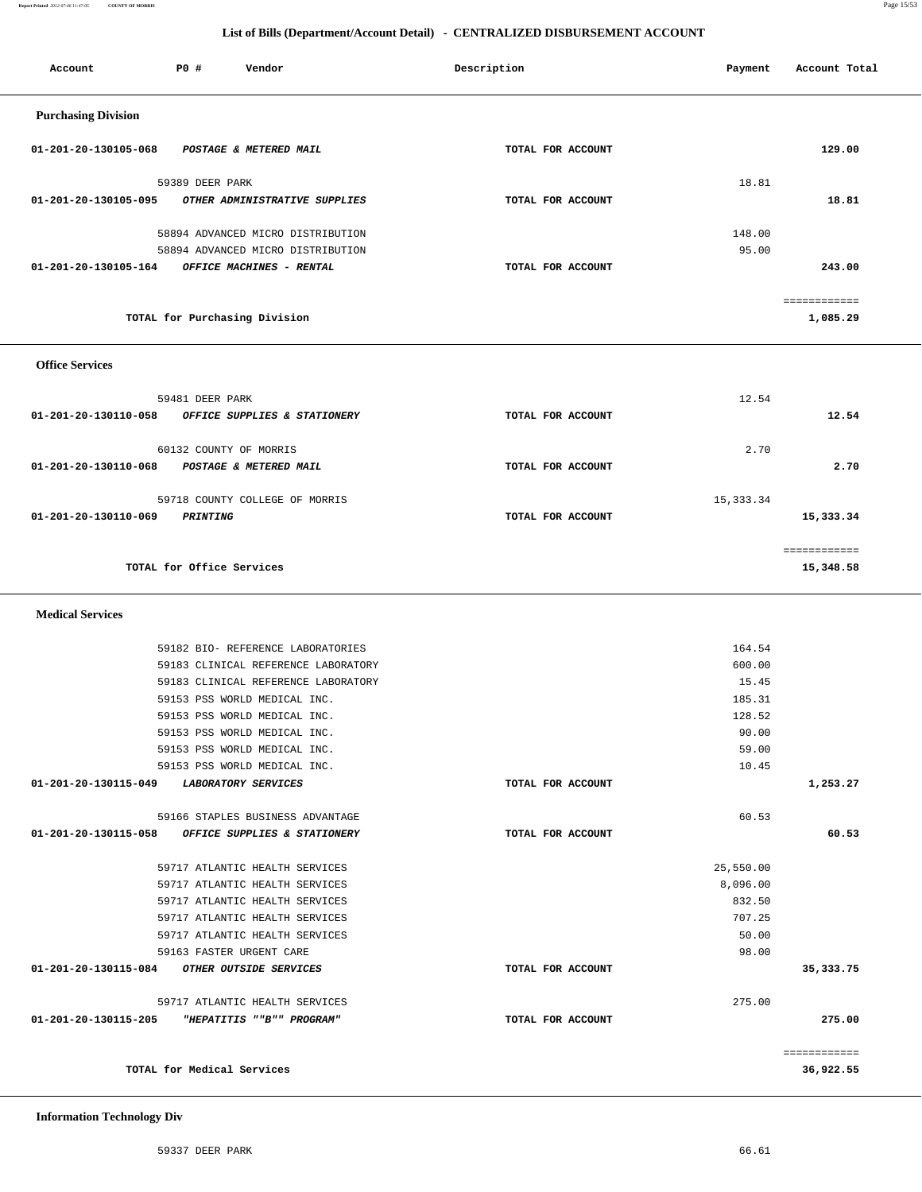## List of Bills (Department/Account Detail) - CENTRALIZED DISBURSEMENT ACCOUNT

| Account | PO # | Vendor | Description | Payment | Account Total |
|---|---|---|---|---|---|

### Purchasing Division

| Account | PO # | Vendor | Description | Payment | Account Total |
|---|---|---|---|---|---|
| 01-201-20-130105-068 | | *POSTAGE & METERED MAIL* | TOTAL FOR ACCOUNT | | 129.00 |
| | 59389 | DEER PARK | | 18.81 | |
| 01-201-20-130105-095 | | *OTHER ADMINISTRATIVE SUPPLIES* | TOTAL FOR ACCOUNT | | 18.81 |
| | 58894 | ADVANCED MICRO DISTRIBUTION | | 148.00 | |
| | 58894 | ADVANCED MICRO DISTRIBUTION | | 95.00 | |
| 01-201-20-130105-164 | | *OFFICE MACHINES - RENTAL* | TOTAL FOR ACCOUNT | | 243.00 |
| | | TOTAL for Purchasing Division | | | 1,085.29 |

### Office Services

| Account | PO # | Vendor | Description | Payment | Account Total |
|---|---|---|---|---|---|
| | 59481 | DEER PARK | | 12.54 | |
| 01-201-20-130110-058 | | *OFFICE SUPPLIES & STATIONERY* | TOTAL FOR ACCOUNT | | 12.54 |
| | 60132 | COUNTY OF MORRIS | | 2.70 | |
| 01-201-20-130110-068 | | *POSTAGE & METERED MAIL* | TOTAL FOR ACCOUNT | | 2.70 |
| | 59718 | COUNTY COLLEGE OF MORRIS | | 15,333.34 | |
| 01-201-20-130110-069 | | *PRINTING* | TOTAL FOR ACCOUNT | | 15,333.34 |
| | | TOTAL for Office Services | | | 15,348.58 |

### Medical Services

| Account | PO # | Vendor | Description | Payment | Account Total |
|---|---|---|---|---|---|
| | 59182 | BIO- REFERENCE LABORATORIES | | 164.54 | |
| | 59183 | CLINICAL REFERENCE LABORATORY | | 600.00 | |
| | 59183 | CLINICAL REFERENCE LABORATORY | | 15.45 | |
| | 59153 | PSS WORLD MEDICAL INC. | | 185.31 | |
| | 59153 | PSS WORLD MEDICAL INC. | | 128.52 | |
| | 59153 | PSS WORLD MEDICAL INC. | | 90.00 | |
| | 59153 | PSS WORLD MEDICAL INC. | | 59.00 | |
| | 59153 | PSS WORLD MEDICAL INC. | | 10.45 | |
| 01-201-20-130115-049 | | *LABORATORY SERVICES* | TOTAL FOR ACCOUNT | | 1,253.27 |
| | 59166 | STAPLES BUSINESS ADVANTAGE | | 60.53 | |
| 01-201-20-130115-058 | | *OFFICE SUPPLIES & STATIONERY* | TOTAL FOR ACCOUNT | | 60.53 |
| | 59717 | ATLANTIC HEALTH SERVICES | | 25,550.00 | |
| | 59717 | ATLANTIC HEALTH SERVICES | | 8,096.00 | |
| | 59717 | ATLANTIC HEALTH SERVICES | | 832.50 | |
| | 59717 | ATLANTIC HEALTH SERVICES | | 707.25 | |
| | 59717 | ATLANTIC HEALTH SERVICES | | 50.00 | |
| | 59163 | FASTER URGENT CARE | | 98.00 | |
| 01-201-20-130115-084 | | *OTHER OUTSIDE SERVICES* | TOTAL FOR ACCOUNT | | 35,333.75 |
| | 59717 | ATLANTIC HEALTH SERVICES | | 275.00 | |
| 01-201-20-130115-205 | | *"HEPATITIS ""B"" PROGRAM"* | TOTAL FOR ACCOUNT | | 275.00 |
| | | TOTAL for Medical Services | | | 36,922.55 |

### Information Technology Div

| Account | PO # | Vendor | Description | Payment | Account Total |
|---|---|---|---|---|---|
| | 59337 | DEER PARK | | 66.61 | |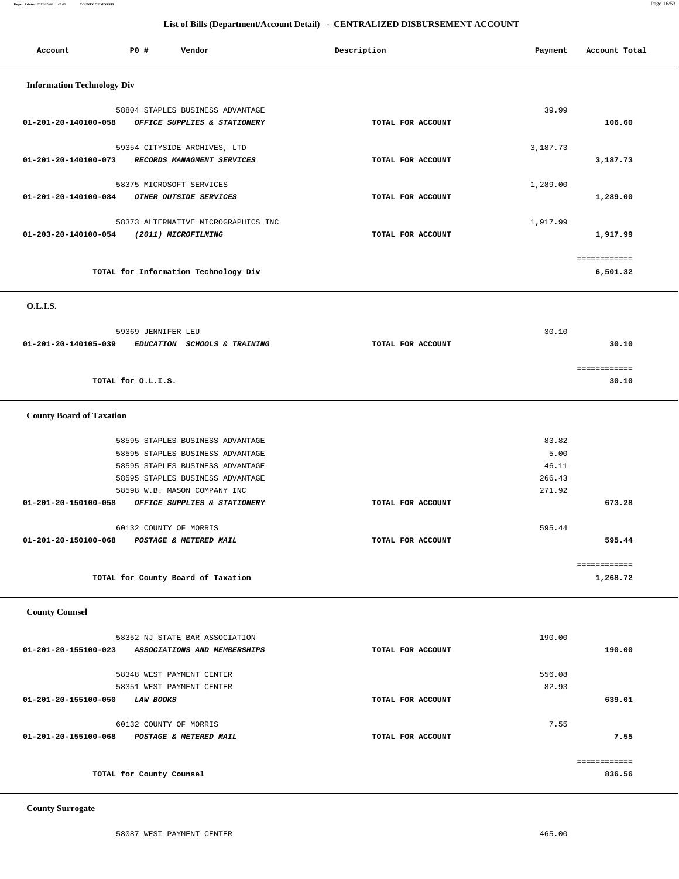## List of Bills (Department/Account Detail) - CENTRALIZED DISBURSEMENT ACCOUNT

| Account | PO # | Vendor | Description | Payment | Account Total |
|---|---|---|---|---|---|

### Information Technology Div

| Account | PO # | Vendor | Description | Payment | Account Total |
|---|---|---|---|---|---|
| | 58804 | STAPLES BUSINESS ADVANTAGE | | 39.99 | |
| 01-201-20-140100-058 | | *OFFICE SUPPLIES & STATIONERY* | TOTAL FOR ACCOUNT | | 106.60 |
| | 59354 | CITYSIDE ARCHIVES, LTD | | 3,187.73 | |
| 01-201-20-140100-073 | | *RECORDS MANAGMENT SERVICES* | TOTAL FOR ACCOUNT | | 3,187.73 |
| | 58375 | MICROSOFT SERVICES | | 1,289.00 | |
| 01-201-20-140100-084 | | *OTHER OUTSIDE SERVICES* | TOTAL FOR ACCOUNT | | 1,289.00 |
| | 58373 | ALTERNATIVE MICROGRAPHICS INC | | 1,917.99 | |
| 01-203-20-140100-054 | | *(2011) MICROFILMING* | TOTAL FOR ACCOUNT | | 1,917.99 |
| | | TOTAL for Information Technology Div | | | 6,501.32 |

### O.L.I.S.

| Account | PO # | Vendor | Description | Payment | Account Total |
|---|---|---|---|---|---|
| | 59369 | JENNIFER LEU | | 30.10 | |
| 01-201-20-140105-039 | | *EDUCATION SCHOOLS & TRAINING* | TOTAL FOR ACCOUNT | | 30.10 |
| | | TOTAL for O.L.I.S. | | | 30.10 |

### County Board of Taxation

| Account | PO # | Vendor | Description | Payment | Account Total |
|---|---|---|---|---|---|
| | 58595 | STAPLES BUSINESS ADVANTAGE | | 83.82 | |
| | 58595 | STAPLES BUSINESS ADVANTAGE | | 5.00 | |
| | 58595 | STAPLES BUSINESS ADVANTAGE | | 46.11 | |
| | 58595 | STAPLES BUSINESS ADVANTAGE | | 266.43 | |
| | 58598 | W.B. MASON COMPANY INC | | 271.92 | |
| 01-201-20-150100-058 | | *OFFICE SUPPLIES & STATIONERY* | TOTAL FOR ACCOUNT | | 673.28 |
| | 60132 | COUNTY OF MORRIS | | 595.44 | |
| 01-201-20-150100-068 | | *POSTAGE & METERED MAIL* | TOTAL FOR ACCOUNT | | 595.44 |
| | | TOTAL for County Board of Taxation | | | 1,268.72 |

### County Counsel

| Account | PO # | Vendor | Description | Payment | Account Total |
|---|---|---|---|---|---|
| | 58352 | NJ STATE BAR ASSOCIATION | | 190.00 | |
| 01-201-20-155100-023 | | *ASSOCIATIONS AND MEMBERSHIPS* | TOTAL FOR ACCOUNT | | 190.00 |
| | 58348 | WEST PAYMENT CENTER | | 556.08 | |
| | 58351 | WEST PAYMENT CENTER | | 82.93 | |
| 01-201-20-155100-050 | | *LAW BOOKS* | TOTAL FOR ACCOUNT | | 639.01 |
| | 60132 | COUNTY OF MORRIS | | 7.55 | |
| 01-201-20-155100-068 | | *POSTAGE & METERED MAIL* | TOTAL FOR ACCOUNT | | 7.55 |
| | | TOTAL for County Counsel | | | 836.56 |

### County Surrogate

| Account | PO # | Vendor | Description | Payment | Account Total |
|---|---|---|---|---|---|
| | 58087 | WEST PAYMENT CENTER | | 465.00 | |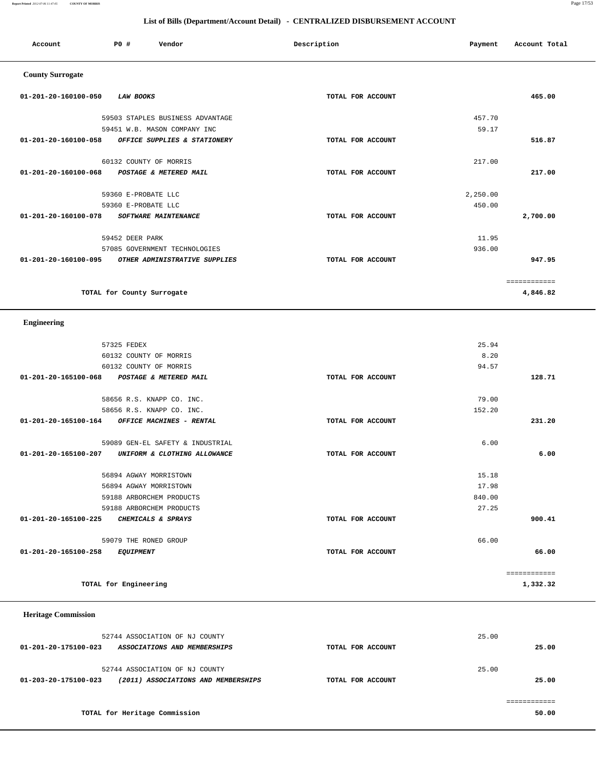## List of Bills (Department/Account Detail) - CENTRALIZED DISBURSEMENT ACCOUNT

| Account | PO # | Vendor | Description | Payment | Account Total |
|---|---|---|---|---|---|

### County Surrogate

| Account | PO # | Vendor | Description | Payment | Account Total |
|---|---|---|---|---|---|
| 01-201-20-160100-050 | | ***LAW BOOKS*** | TOTAL FOR ACCOUNT | | 465.00 |
| | 59503 | STAPLES BUSINESS ADVANTAGE | | 457.70 | |
| | 59451 | W.B. MASON COMPANY INC | | 59.17 | |
| 01-201-20-160100-058 | | ***OFFICE SUPPLIES & STATIONERY*** | TOTAL FOR ACCOUNT | | 516.87 |
| | 60132 | COUNTY OF MORRIS | | 217.00 | |
| 01-201-20-160100-068 | | ***POSTAGE & METERED MAIL*** | TOTAL FOR ACCOUNT | | 217.00 |
| | 59360 | E-PROBATE LLC | | 2,250.00 | |
| | 59360 | E-PROBATE LLC | | 450.00 | |
| 01-201-20-160100-078 | | ***SOFTWARE MAINTENANCE*** | TOTAL FOR ACCOUNT | | 2,700.00 |
| | 59452 | DEER PARK | | 11.95 | |
| | 57085 | GOVERNMENT TECHNOLOGIES | | 936.00 | |
| 01-201-20-160100-095 | | ***OTHER ADMINISTRATIVE SUPPLIES*** | TOTAL FOR ACCOUNT | | 947.95 |
| | | | | | ============ |
| | | **TOTAL for County Surrogate** | | | **4,846.82** |

### Engineering

| Account | PO # | Vendor | Description | Payment | Account Total |
|---|---|---|---|---|---|
| | 57325 | FEDEX | | 25.94 | |
| | 60132 | COUNTY OF MORRIS | | 8.20 | |
| | 60132 | COUNTY OF MORRIS | | 94.57 | |
| 01-201-20-165100-068 | | ***POSTAGE & METERED MAIL*** | TOTAL FOR ACCOUNT | | 128.71 |
| | 58656 | R.S. KNAPP CO. INC. | | 79.00 | |
| | 58656 | R.S. KNAPP CO. INC. | | 152.20 | |
| 01-201-20-165100-164 | | ***OFFICE MACHINES - RENTAL*** | TOTAL FOR ACCOUNT | | 231.20 |
| | 59089 | GEN-EL SAFETY & INDUSTRIAL | | 6.00 | |
| 01-201-20-165100-207 | | ***UNIFORM & CLOTHING ALLOWANCE*** | TOTAL FOR ACCOUNT | | 6.00 |
| | 56894 | AGWAY MORRISTOWN | | 15.18 | |
| | 56894 | AGWAY MORRISTOWN | | 17.98 | |
| | 59188 | ARBORCHEM PRODUCTS | | 840.00 | |
| | 59188 | ARBORCHEM PRODUCTS | | 27.25 | |
| 01-201-20-165100-225 | | ***CHEMICALS & SPRAYS*** | TOTAL FOR ACCOUNT | | 900.41 |
| | 59079 | THE RONED GROUP | | 66.00 | |
| 01-201-20-165100-258 | | ***EQUIPMENT*** | TOTAL FOR ACCOUNT | | 66.00 |
| | | | | | ============ |
| | | **TOTAL for Engineering** | | | **1,332.32** |

### Heritage Commission

| Account | PO # | Vendor | Description | Payment | Account Total |
|---|---|---|---|---|---|
| | 52744 | ASSOCIATION OF NJ COUNTY | | 25.00 | |
| 01-201-20-175100-023 | | ***ASSOCIATIONS AND MEMBERSHIPS*** | TOTAL FOR ACCOUNT | | 25.00 |
| | 52744 | ASSOCIATION OF NJ COUNTY | | 25.00 | |
| 01-203-20-175100-023 | | ***(2011) ASSOCIATIONS AND MEMBERSHIPS*** | TOTAL FOR ACCOUNT | | 25.00 |
| | | | | | ============ |
| | | **TOTAL for Heritage Commission** | | | **50.00** |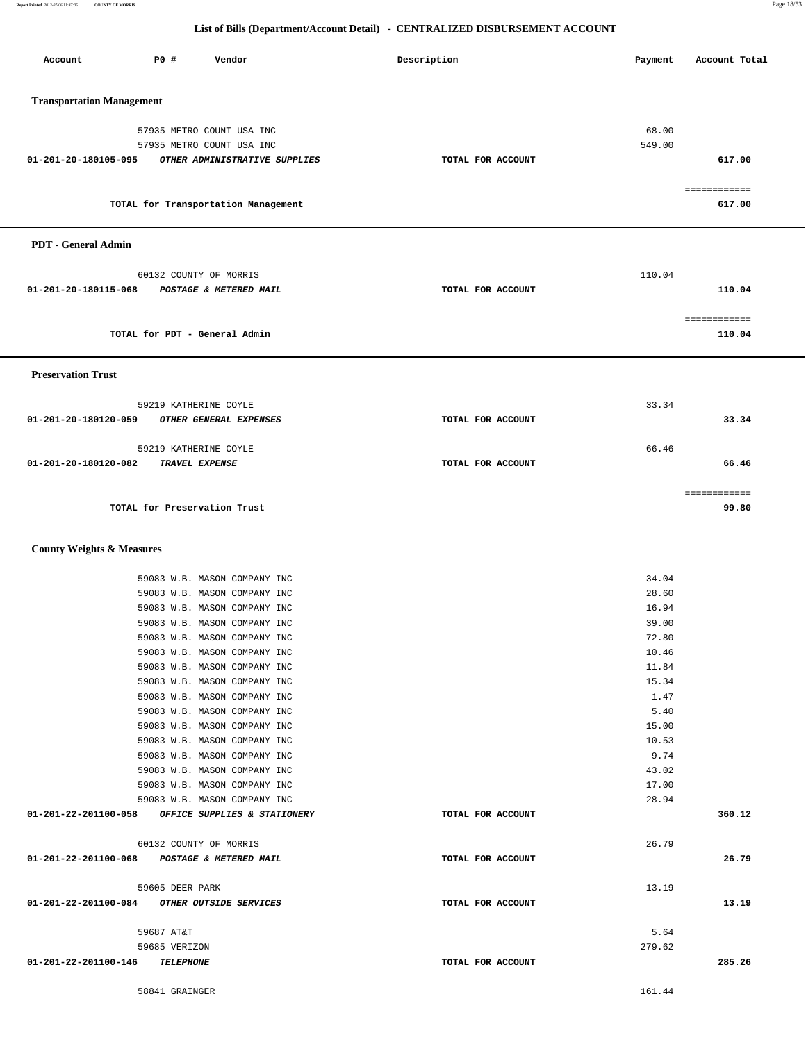## List of Bills (Department/Account Detail) - CENTRALIZED DISBURSEMENT ACCOUNT

| Account | PO # | Vendor | Description | Payment | Account Total |
|---|---|---|---|---|---|
| **Transportation Management** | | | | | |
| | 57935 | METRO COUNT USA INC | | 68.00 | |
| | 57935 | METRO COUNT USA INC | | 549.00 | |
| **01-201-20-180105-095** | | ***OTHER ADMINISTRATIVE SUPPLIES*** | **TOTAL FOR ACCOUNT** | | **617.00** |
| | | | | | ============ |
| | | **TOTAL for Transportation Management** | | | **617.00** |
| **PDT - General Admin** | | | | | |
| | 60132 | COUNTY OF MORRIS | | 110.04 | |
| **01-201-20-180115-068** | | ***POSTAGE & METERED MAIL*** | **TOTAL FOR ACCOUNT** | | **110.04** |
| | | | | | ============ |
| | | **TOTAL for PDT - General Admin** | | | **110.04** |
| **Preservation Trust** | | | | | |
| | 59219 | KATHERINE COYLE | | 33.34 | |
| **01-201-20-180120-059** | | ***OTHER GENERAL EXPENSES*** | **TOTAL FOR ACCOUNT** | | **33.34** |
| | 59219 | KATHERINE COYLE | | 66.46 | |
| **01-201-20-180120-082** | | ***TRAVEL EXPENSE*** | **TOTAL FOR ACCOUNT** | | **66.46** |
| | | | | | ============ |
| | | **TOTAL for Preservation Trust** | | | **99.80** |
| **County Weights & Measures** | | | | | |
| | 59083 | W.B. MASON COMPANY INC | | 34.04 | |
| | 59083 | W.B. MASON COMPANY INC | | 28.60 | |
| | 59083 | W.B. MASON COMPANY INC | | 16.94 | |
| | 59083 | W.B. MASON COMPANY INC | | 39.00 | |
| | 59083 | W.B. MASON COMPANY INC | | 72.80 | |
| | 59083 | W.B. MASON COMPANY INC | | 10.46 | |
| | 59083 | W.B. MASON COMPANY INC | | 11.84 | |
| | 59083 | W.B. MASON COMPANY INC | | 15.34 | |
| | 59083 | W.B. MASON COMPANY INC | | 1.47 | |
| | 59083 | W.B. MASON COMPANY INC | | 5.40 | |
| | 59083 | W.B. MASON COMPANY INC | | 15.00 | |
| | 59083 | W.B. MASON COMPANY INC | | 10.53 | |
| | 59083 | W.B. MASON COMPANY INC | | 9.74 | |
| | 59083 | W.B. MASON COMPANY INC | | 43.02 | |
| | 59083 | W.B. MASON COMPANY INC | | 17.00 | |
| | 59083 | W.B. MASON COMPANY INC | | 28.94 | |
| **01-201-22-201100-058** | | ***OFFICE SUPPLIES & STATIONERY*** | **TOTAL FOR ACCOUNT** | | **360.12** |
| | 60132 | COUNTY OF MORRIS | | 26.79 | |
| **01-201-22-201100-068** | | ***POSTAGE & METERED MAIL*** | **TOTAL FOR ACCOUNT** | | **26.79** |
| | 59605 | DEER PARK | | 13.19 | |
| **01-201-22-201100-084** | | ***OTHER OUTSIDE SERVICES*** | **TOTAL FOR ACCOUNT** | | **13.19** |
| | 59687 | AT&T | | 5.64 | |
| | 59685 | VERIZON | | 279.62 | |
| **01-201-22-201100-146** | | ***TELEPHONE*** | **TOTAL FOR ACCOUNT** | | **285.26** |
| | 58841 | GRAINGER | | 161.44 | |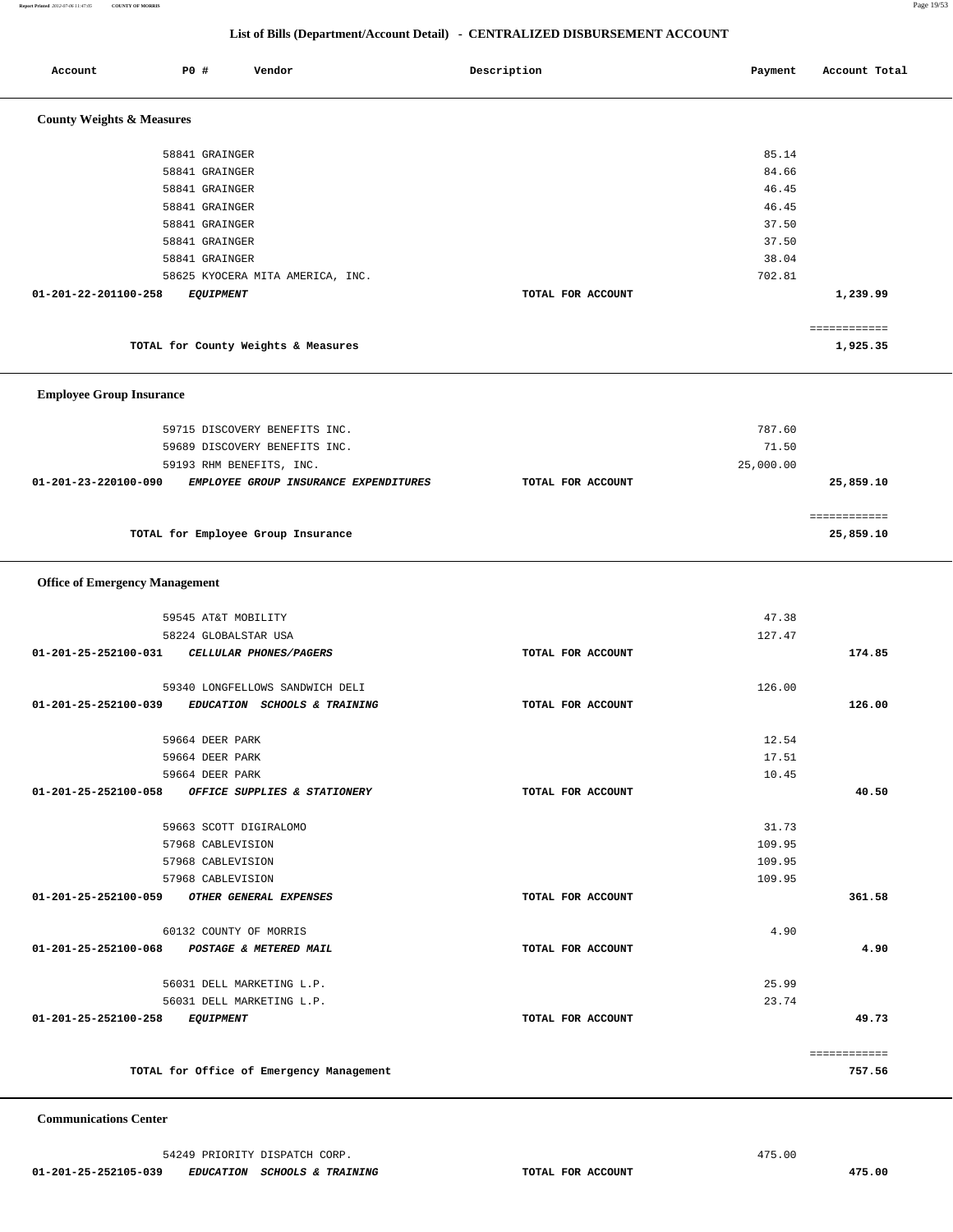## List of Bills (Department/Account Detail) - CENTRALIZED DISBURSEMENT ACCOUNT

| Account | PO # | Vendor | Description | Payment | Account Total |
|---|---|---|---|---|---|

### County Weights & Measures

| Account | PO # | Vendor | Description | Payment | Account Total |
|---|---|---|---|---|---|
| | 58841 | GRAINGER | | 85.14 | |
| | 58841 | GRAINGER | | 84.66 | |
| | 58841 | GRAINGER | | 46.45 | |
| | 58841 | GRAINGER | | 46.45 | |
| | 58841 | GRAINGER | | 37.50 | |
| | 58841 | GRAINGER | | 37.50 | |
| | 58841 | GRAINGER | | 38.04 | |
| | 58625 | KYOCERA MITA AMERICA, INC. | | 702.81 | |
| 01-201-22-201100-258 | | ***EQUIPMENT*** | TOTAL FOR ACCOUNT | | **1,239.99** |

**TOTAL for County Weights & Measures** ============ **1,925.35**

### Employee Group Insurance

| Account | PO # | Vendor | Description | Payment | Account Total |
|---|---|---|---|---|---|
| | 59715 | DISCOVERY BENEFITS INC. | | 787.60 | |
| | 59689 | DISCOVERY BENEFITS INC. | | 71.50 | |
| | 59193 | RHM BENEFITS, INC. | | 25,000.00 | |
| 01-201-23-220100-090 | | ***EMPLOYEE GROUP INSURANCE EXPENDITURES*** | TOTAL FOR ACCOUNT | | **25,859.10** |

**TOTAL for Employee Group Insurance** ============ **25,859.10**

### Office of Emergency Management

| Account | PO # | Vendor | Description | Payment | Account Total |
|---|---|---|---|---|---|
| | 59545 | AT&T MOBILITY | | 47.38 | |
| | 58224 | GLOBALSTAR USA | | 127.47 | |
| 01-201-25-252100-031 | | ***CELLULAR PHONES/PAGERS*** | TOTAL FOR ACCOUNT | | **174.85** |
| | 59340 | LONGFELLOWS SANDWICH DELI | | 126.00 | |
| 01-201-25-252100-039 | | ***EDUCATION SCHOOLS & TRAINING*** | TOTAL FOR ACCOUNT | | **126.00** |
| | 59664 | DEER PARK | | 12.54 | |
| | 59664 | DEER PARK | | 17.51 | |
| | 59664 | DEER PARK | | 10.45 | |
| 01-201-25-252100-058 | | ***OFFICE SUPPLIES & STATIONERY*** | TOTAL FOR ACCOUNT | | **40.50** |
| | 59663 | SCOTT DIGIRALOMO | | 31.73 | |
| | 57968 | CABLEVISION | | 109.95 | |
| | 57968 | CABLEVISION | | 109.95 | |
| | 57968 | CABLEVISION | | 109.95 | |
| 01-201-25-252100-059 | | ***OTHER GENERAL EXPENSES*** | TOTAL FOR ACCOUNT | | **361.58** |
| | 60132 | COUNTY OF MORRIS | | 4.90 | |
| 01-201-25-252100-068 | | ***POSTAGE & METERED MAIL*** | TOTAL FOR ACCOUNT | | **4.90** |
| | 56031 | DELL MARKETING L.P. | | 25.99 | |
| | 56031 | DELL MARKETING L.P. | | 23.74 | |
| 01-201-25-252100-258 | | ***EQUIPMENT*** | TOTAL FOR ACCOUNT | | **49.73** |

**TOTAL for Office of Emergency Management** ============ **757.56**

### Communications Center

| Account | PO # | Vendor | Description | Payment | Account Total |
|---|---|---|---|---|---|
| | 54249 | PRIORITY DISPATCH CORP. | | 475.00 | |
| 01-201-25-252105-039 | | ***EDUCATION SCHOOLS & TRAINING*** | TOTAL FOR ACCOUNT | | **475.00** |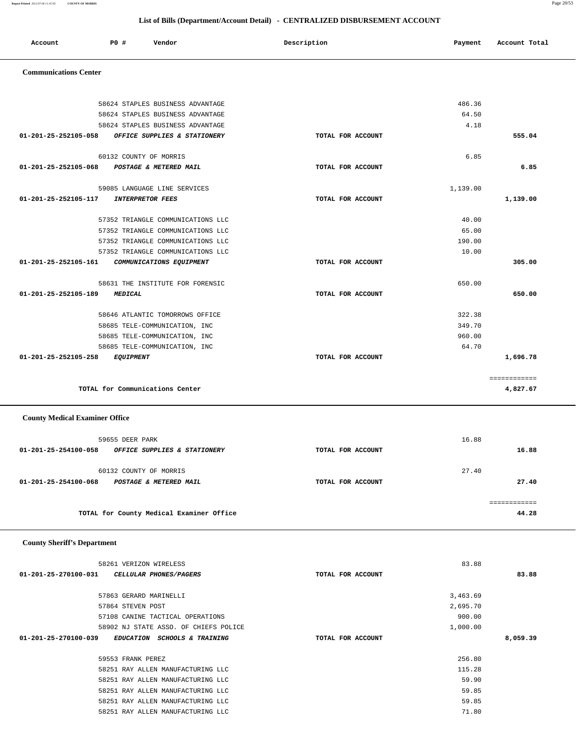## List of Bills (Department/Account Detail) - CENTRALIZED DISBURSEMENT ACCOUNT

| Account | PO # | Vendor | Description | Payment | Account Total |
|---|---|---|---|---|---|

### Communications Center

| Account | PO # | Vendor | Description | Payment | Account Total |
|---|---|---|---|---|---|
| | 58624 | STAPLES BUSINESS ADVANTAGE | | 486.36 | |
| | 58624 | STAPLES BUSINESS ADVANTAGE | | 64.50 | |
| | 58624 | STAPLES BUSINESS ADVANTAGE | | 4.18 | |
| 01-201-25-252105-058 | | *OFFICE SUPPLIES & STATIONERY* | TOTAL FOR ACCOUNT | | 555.04 |
| | 60132 | COUNTY OF MORRIS | | 6.85 | |
| 01-201-25-252105-068 | | *POSTAGE & METERED MAIL* | TOTAL FOR ACCOUNT | | 6.85 |
| | 59085 | LANGUAGE LINE SERVICES | | 1,139.00 | |
| 01-201-25-252105-117 | | *INTERPRETOR FEES* | TOTAL FOR ACCOUNT | | 1,139.00 |
| | 57352 | TRIANGLE COMMUNICATIONS LLC | | 40.00 | |
| | 57352 | TRIANGLE COMMUNICATIONS LLC | | 65.00 | |
| | 57352 | TRIANGLE COMMUNICATIONS LLC | | 190.00 | |
| | 57352 | TRIANGLE COMMUNICATIONS LLC | | 10.00 | |
| 01-201-25-252105-161 | | *COMMUNICATIONS EQUIPMENT* | TOTAL FOR ACCOUNT | | 305.00 |
| | 58631 | THE INSTITUTE FOR FORENSIC | | 650.00 | |
| 01-201-25-252105-189 | | *MEDICAL* | TOTAL FOR ACCOUNT | | 650.00 |
| | 58646 | ATLANTIC TOMORROWS OFFICE | | 322.38 | |
| | 58685 | TELE-COMMUNICATION, INC | | 349.70 | |
| | 58685 | TELE-COMMUNICATION, INC | | 960.00 | |
| | 58685 | TELE-COMMUNICATION, INC | | 64.70 | |
| 01-201-25-252105-258 | | *EQUIPMENT* | TOTAL FOR ACCOUNT | | 1,696.78 |
| | | TOTAL for Communications Center | | | 4,827.67 |

### County Medical Examiner Office

| Account | PO # | Vendor | Description | Payment | Account Total |
|---|---|---|---|---|---|
| | 59655 | DEER PARK | | 16.88 | |
| 01-201-25-254100-058 | | *OFFICE SUPPLIES & STATIONERY* | TOTAL FOR ACCOUNT | | 16.88 |
| | 60132 | COUNTY OF MORRIS | | 27.40 | |
| 01-201-25-254100-068 | | *POSTAGE & METERED MAIL* | TOTAL FOR ACCOUNT | | 27.40 |
| | | TOTAL for County Medical Examiner Office | | | 44.28 |

### County Sheriff's Department

| Account | PO # | Vendor | Description | Payment | Account Total |
|---|---|---|---|---|---|
| | 58261 | VERIZON WIRELESS | | 83.88 | |
| 01-201-25-270100-031 | | *CELLULAR PHONES/PAGERS* | TOTAL FOR ACCOUNT | | 83.88 |
| | 57863 | GERARD MARINELLI | | 3,463.69 | |
| | 57864 | STEVEN POST | | 2,695.70 | |
| | 57108 | CANINE TACTICAL OPERATIONS | | 900.00 | |
| | 58902 | NJ STATE ASSO. OF CHIEFS POLICE | | 1,000.00 | |
| 01-201-25-270100-039 | | *EDUCATION SCHOOLS & TRAINING* | TOTAL FOR ACCOUNT | | 8,059.39 |
| | 59553 | FRANK PEREZ | | 256.80 | |
| | 58251 | RAY ALLEN MANUFACTURING LLC | | 115.28 | |
| | 58251 | RAY ALLEN MANUFACTURING LLC | | 59.90 | |
| | 58251 | RAY ALLEN MANUFACTURING LLC | | 59.85 | |
| | 58251 | RAY ALLEN MANUFACTURING LLC | | 59.85 | |
| | 58251 | RAY ALLEN MANUFACTURING LLC | | 71.80 | |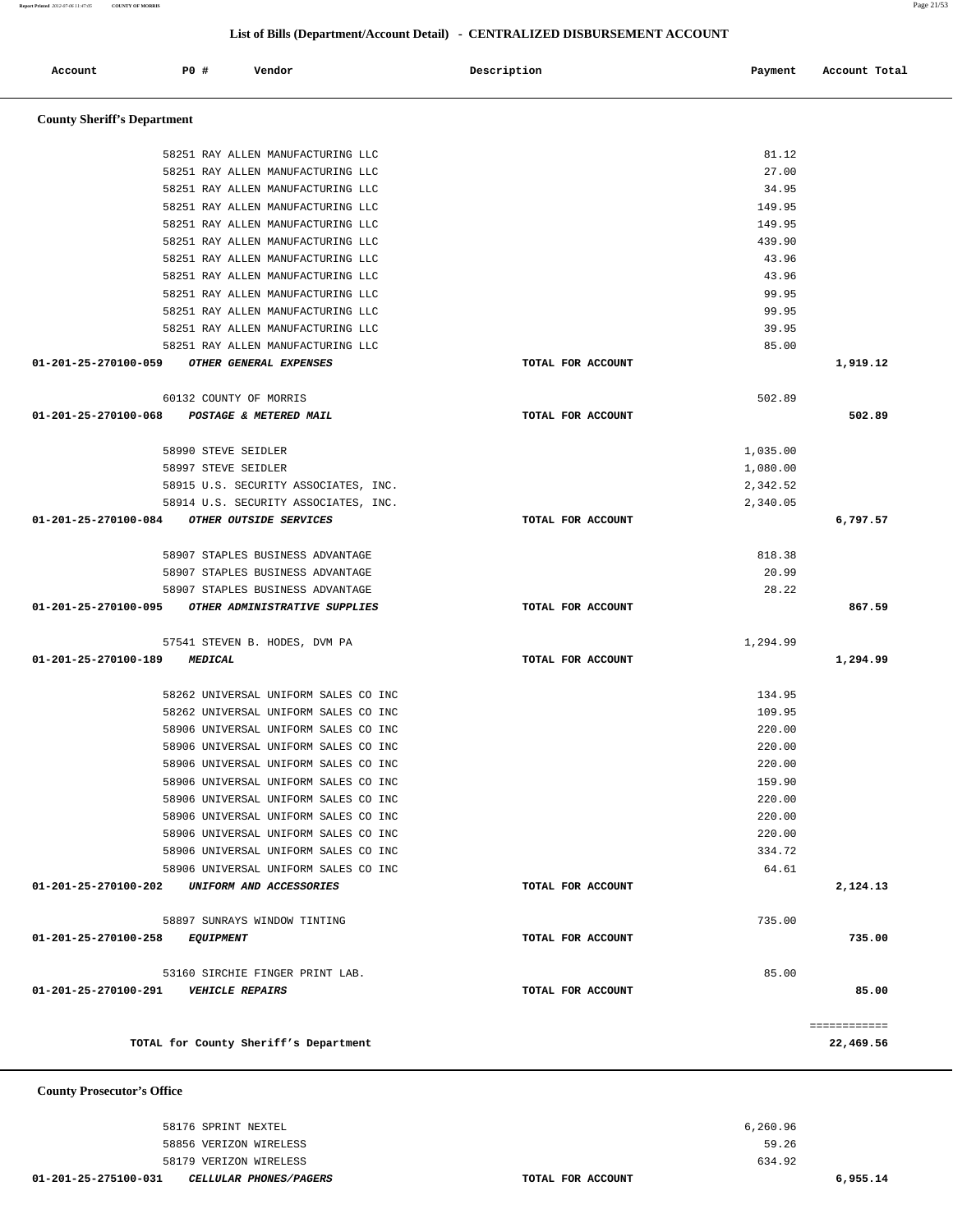## List of Bills (Department/Account Detail) - CENTRALIZED DISBURSEMENT ACCOUNT

| Account | PO # | Vendor | Description | Payment | Account Total |
|---|---|---|---|---|---|

### County Sheriff's Department

| Account | PO # | Vendor | Description | Payment | Account Total |
|---|---|---|---|---|---|
| | 58251 | RAY ALLEN MANUFACTURING LLC | | 81.12 | |
| | 58251 | RAY ALLEN MANUFACTURING LLC | | 27.00 | |
| | 58251 | RAY ALLEN MANUFACTURING LLC | | 34.95 | |
| | 58251 | RAY ALLEN MANUFACTURING LLC | | 149.95 | |
| | 58251 | RAY ALLEN MANUFACTURING LLC | | 149.95 | |
| | 58251 | RAY ALLEN MANUFACTURING LLC | | 439.90 | |
| | 58251 | RAY ALLEN MANUFACTURING LLC | | 43.96 | |
| | 58251 | RAY ALLEN MANUFACTURING LLC | | 43.96 | |
| | 58251 | RAY ALLEN MANUFACTURING LLC | | 99.95 | |
| | 58251 | RAY ALLEN MANUFACTURING LLC | | 99.95 | |
| | 58251 | RAY ALLEN MANUFACTURING LLC | | 39.95 | |
| | 58251 | RAY ALLEN MANUFACTURING LLC | | 85.00 | |
| 01-201-25-270100-059 | | *OTHER GENERAL EXPENSES* | TOTAL FOR ACCOUNT | | 1,919.12 |
| | 60132 | COUNTY OF MORRIS | | 502.89 | |
| 01-201-25-270100-068 | | *POSTAGE & METERED MAIL* | TOTAL FOR ACCOUNT | | 502.89 |
| | 58990 | STEVE SEIDLER | | 1,035.00 | |
| | 58997 | STEVE SEIDLER | | 1,080.00 | |
| | 58915 | U.S. SECURITY ASSOCIATES, INC. | | 2,342.52 | |
| | 58914 | U.S. SECURITY ASSOCIATES, INC. | | 2,340.05 | |
| 01-201-25-270100-084 | | *OTHER OUTSIDE SERVICES* | TOTAL FOR ACCOUNT | | 6,797.57 |
| | 58907 | STAPLES BUSINESS ADVANTAGE | | 818.38 | |
| | 58907 | STAPLES BUSINESS ADVANTAGE | | 20.99 | |
| | 58907 | STAPLES BUSINESS ADVANTAGE | | 28.22 | |
| 01-201-25-270100-095 | | *OTHER ADMINISTRATIVE SUPPLIES* | TOTAL FOR ACCOUNT | | 867.59 |
| | 57541 | STEVEN B. HODES, DVM PA | | 1,294.99 | |
| 01-201-25-270100-189 | | *MEDICAL* | TOTAL FOR ACCOUNT | | 1,294.99 |
| | 58262 | UNIVERSAL UNIFORM SALES CO INC | | 134.95 | |
| | 58262 | UNIVERSAL UNIFORM SALES CO INC | | 109.95 | |
| | 58906 | UNIVERSAL UNIFORM SALES CO INC | | 220.00 | |
| | 58906 | UNIVERSAL UNIFORM SALES CO INC | | 220.00 | |
| | 58906 | UNIVERSAL UNIFORM SALES CO INC | | 220.00 | |
| | 58906 | UNIVERSAL UNIFORM SALES CO INC | | 159.90 | |
| | 58906 | UNIVERSAL UNIFORM SALES CO INC | | 220.00 | |
| | 58906 | UNIVERSAL UNIFORM SALES CO INC | | 220.00 | |
| | 58906 | UNIVERSAL UNIFORM SALES CO INC | | 220.00 | |
| | 58906 | UNIVERSAL UNIFORM SALES CO INC | | 334.72 | |
| | 58906 | UNIVERSAL UNIFORM SALES CO INC | | 64.61 | |
| 01-201-25-270100-202 | | *UNIFORM AND ACCESSORIES* | TOTAL FOR ACCOUNT | | 2,124.13 |
| | 58897 | SUNRAYS WINDOW TINTING | | 735.00 | |
| 01-201-25-270100-258 | | *EQUIPMENT* | TOTAL FOR ACCOUNT | | 735.00 |
| | 53160 | SIRCHIE FINGER PRINT LAB. | | 85.00 | |
| 01-201-25-270100-291 | | *VEHICLE REPAIRS* | TOTAL FOR ACCOUNT | | 85.00 |
| | | | | | ============ |
| | | TOTAL for County Sheriff's Department | | | 22,469.56 |

### County Prosecutor's Office

| Account | PO # | Vendor | Description | Payment | Account Total |
|---|---|---|---|---|---|
| | 58176 | SPRINT NEXTEL | | 6,260.96 | |
| | 58856 | VERIZON WIRELESS | | 59.26 | |
| | 58179 | VERIZON WIRELESS | | 634.92 | |
| 01-201-25-275100-031 | | *CELLULAR PHONES/PAGERS* | TOTAL FOR ACCOUNT | | 6,955.14 |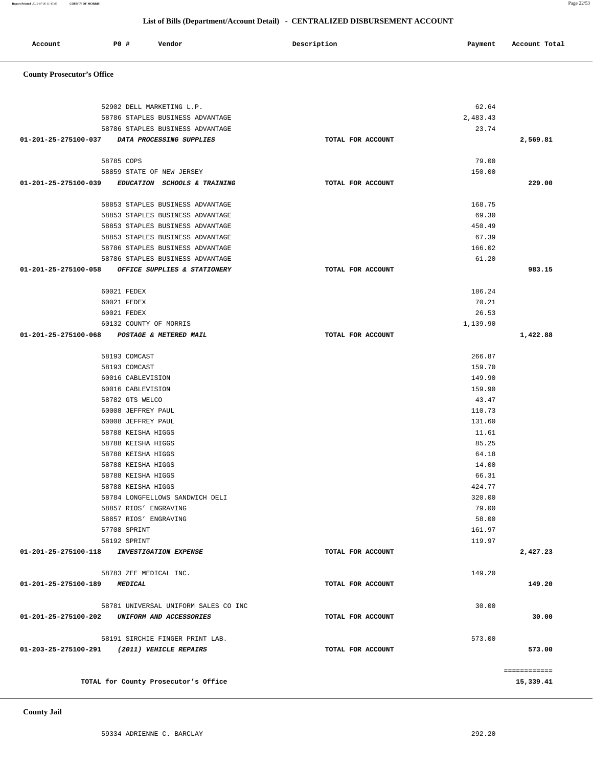## List of Bills (Department/Account Detail) - CENTRALIZED DISBURSEMENT ACCOUNT

| Account | PO # | Vendor | Description | Payment | Account Total |
|---|---|---|---|---|---|

### County Prosecutor's Office

| Account | PO # | Vendor | Description | Payment | Account Total |
|---|---|---|---|---|---|
| | 52902 | DELL MARKETING L.P. | | 62.64 | |
| | 58786 | STAPLES BUSINESS ADVANTAGE | | 2,483.43 | |
| | 58786 | STAPLES BUSINESS ADVANTAGE | | 23.74 | |
| 01-201-25-275100-037 | | *DATA PROCESSING SUPPLIES* | TOTAL FOR ACCOUNT | | 2,569.81 |
| | 58785 | COPS | | 79.00 | |
| | 58859 | STATE OF NEW JERSEY | | 150.00 | |
| 01-201-25-275100-039 | | *EDUCATION SCHOOLS & TRAINING* | TOTAL FOR ACCOUNT | | 229.00 |
| | 58853 | STAPLES BUSINESS ADVANTAGE | | 168.75 | |
| | 58853 | STAPLES BUSINESS ADVANTAGE | | 69.30 | |
| | 58853 | STAPLES BUSINESS ADVANTAGE | | 450.49 | |
| | 58853 | STAPLES BUSINESS ADVANTAGE | | 67.39 | |
| | 58786 | STAPLES BUSINESS ADVANTAGE | | 166.02 | |
| | 58786 | STAPLES BUSINESS ADVANTAGE | | 61.20 | |
| 01-201-25-275100-058 | | *OFFICE SUPPLIES & STATIONERY* | TOTAL FOR ACCOUNT | | 983.15 |
| | 60021 | FEDEX | | 186.24 | |
| | 60021 | FEDEX | | 70.21 | |
| | 60021 | FEDEX | | 26.53 | |
| | 60132 | COUNTY OF MORRIS | | 1,139.90 | |
| 01-201-25-275100-068 | | *POSTAGE & METERED MAIL* | TOTAL FOR ACCOUNT | | 1,422.88 |
| | 58193 | COMCAST | | 266.87 | |
| | 58193 | COMCAST | | 159.70 | |
| | 60016 | CABLEVISION | | 149.90 | |
| | 60016 | CABLEVISION | | 159.90 | |
| | 58782 | GTS WELCO | | 43.47 | |
| | 60008 | JEFFREY PAUL | | 110.73 | |
| | 60008 | JEFFREY PAUL | | 131.60 | |
| | 58788 | KEISHA HIGGS | | 11.61 | |
| | 58788 | KEISHA HIGGS | | 85.25 | |
| | 58788 | KEISHA HIGGS | | 64.18 | |
| | 58788 | KEISHA HIGGS | | 14.00 | |
| | 58788 | KEISHA HIGGS | | 66.31 | |
| | 58788 | KEISHA HIGGS | | 424.77 | |
| | 58784 | LONGFELLOWS SANDWICH DELI | | 320.00 | |
| | 58857 | RIOS' ENGRAVING | | 79.00 | |
| | 58857 | RIOS' ENGRAVING | | 58.00 | |
| | 57708 | SPRINT | | 161.97 | |
| | 58192 | SPRINT | | 119.97 | |
| 01-201-25-275100-118 | | *INVESTIGATION EXPENSE* | TOTAL FOR ACCOUNT | | 2,427.23 |
| | 58783 | ZEE MEDICAL INC. | | 149.20 | |
| 01-201-25-275100-189 | | *MEDICAL* | TOTAL FOR ACCOUNT | | 149.20 |
| | 58781 | UNIVERSAL UNIFORM SALES CO INC | | 30.00 | |
| 01-201-25-275100-202 | | *UNIFORM AND ACCESSORIES* | TOTAL FOR ACCOUNT | | 30.00 |
| | 58191 | SIRCHIE FINGER PRINT LAB. | | 573.00 | |
| 01-203-25-275100-291 | | *(2011) VEHICLE REPAIRS* | TOTAL FOR ACCOUNT | | 573.00 |
| | | | | | ============ |
| | | TOTAL for County Prosecutor's Office | | | 15,339.41 |

### County Jail

| Account | PO # | Vendor | Description | Payment | Account Total |
|---|---|---|---|---|---|
| | 59334 | ADRIENNE C. BARCLAY | | 292.20 | |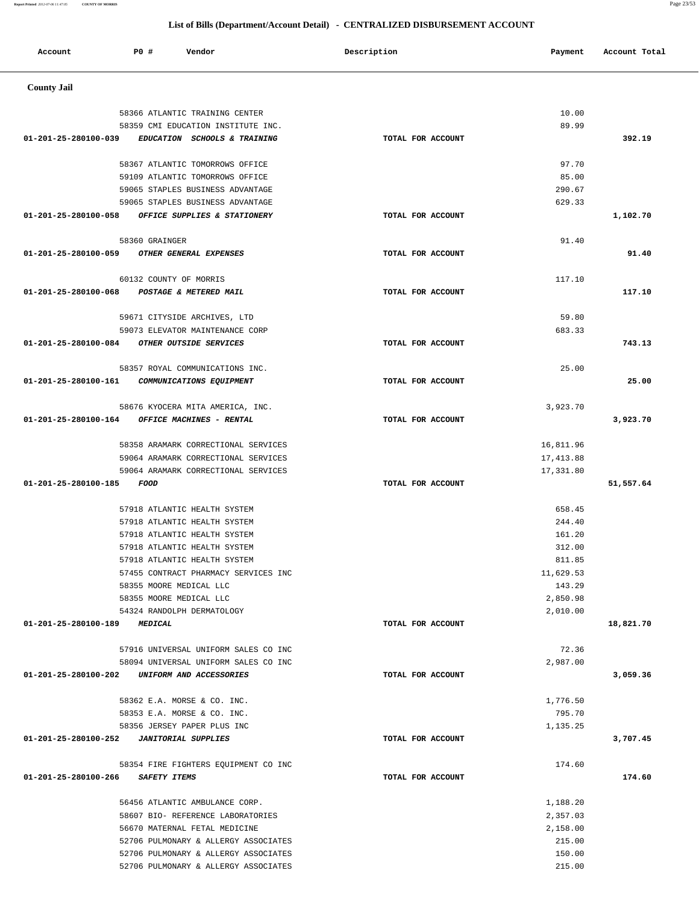## List of Bills (Department/Account Detail) - CENTRALIZED DISBURSEMENT ACCOUNT

| Account | PO # | Vendor | Description | Payment | Account Total |
|---|---|---|---|---|---|
| **County Jail** | | | | | |
| | 58366 | ATLANTIC TRAINING CENTER | | 10.00 | |
| | 58359 | CMI EDUCATION INSTITUTE INC. | | 89.99 | |
| 01-201-25-280100-039 | | *EDUCATION SCHOOLS & TRAINING* | TOTAL FOR ACCOUNT | | 392.19 |
| | 58367 | ATLANTIC TOMORROWS OFFICE | | 97.70 | |
| | 59109 | ATLANTIC TOMORROWS OFFICE | | 85.00 | |
| | 59065 | STAPLES BUSINESS ADVANTAGE | | 290.67 | |
| | 59065 | STAPLES BUSINESS ADVANTAGE | | 629.33 | |
| 01-201-25-280100-058 | | *OFFICE SUPPLIES & STATIONERY* | TOTAL FOR ACCOUNT | | 1,102.70 |
| | 58360 | GRAINGER | | 91.40 | |
| 01-201-25-280100-059 | | *OTHER GENERAL EXPENSES* | TOTAL FOR ACCOUNT | | 91.40 |
| | 60132 | COUNTY OF MORRIS | | 117.10 | |
| 01-201-25-280100-068 | | *POSTAGE & METERED MAIL* | TOTAL FOR ACCOUNT | | 117.10 |
| | 59671 | CITYSIDE ARCHIVES, LTD | | 59.80 | |
| | 59073 | ELEVATOR MAINTENANCE CORP | | 683.33 | |
| 01-201-25-280100-084 | | *OTHER OUTSIDE SERVICES* | TOTAL FOR ACCOUNT | | 743.13 |
| | 58357 | ROYAL COMMUNICATIONS INC. | | 25.00 | |
| 01-201-25-280100-161 | | *COMMUNICATIONS EQUIPMENT* | TOTAL FOR ACCOUNT | | 25.00 |
| | 58676 | KYOCERA MITA AMERICA, INC. | | 3,923.70 | |
| 01-201-25-280100-164 | | *OFFICE MACHINES - RENTAL* | TOTAL FOR ACCOUNT | | 3,923.70 |
| | 58358 | ARAMARK CORRECTIONAL SERVICES | | 16,811.96 | |
| | 59064 | ARAMARK CORRECTIONAL SERVICES | | 17,413.88 | |
| | 59064 | ARAMARK CORRECTIONAL SERVICES | | 17,331.80 | |
| 01-201-25-280100-185 | | *FOOD* | TOTAL FOR ACCOUNT | | 51,557.64 |
| | 57918 | ATLANTIC HEALTH SYSTEM | | 658.45 | |
| | 57918 | ATLANTIC HEALTH SYSTEM | | 244.40 | |
| | 57918 | ATLANTIC HEALTH SYSTEM | | 161.20 | |
| | 57918 | ATLANTIC HEALTH SYSTEM | | 312.00 | |
| | 57918 | ATLANTIC HEALTH SYSTEM | | 811.85 | |
| | 57455 | CONTRACT PHARMACY SERVICES INC | | 11,629.53 | |
| | 58355 | MOORE MEDICAL LLC | | 143.29 | |
| | 58355 | MOORE MEDICAL LLC | | 2,850.98 | |
| | 54324 | RANDOLPH DERMATOLOGY | | 2,010.00 | |
| 01-201-25-280100-189 | | *MEDICAL* | TOTAL FOR ACCOUNT | | 18,821.70 |
| | 57916 | UNIVERSAL UNIFORM SALES CO INC | | 72.36 | |
| | 58094 | UNIVERSAL UNIFORM SALES CO INC | | 2,987.00 | |
| 01-201-25-280100-202 | | *UNIFORM AND ACCESSORIES* | TOTAL FOR ACCOUNT | | 3,059.36 |
| | 58362 | E.A. MORSE & CO. INC. | | 1,776.50 | |
| | 58353 | E.A. MORSE & CO. INC. | | 795.70 | |
| | 58356 | JERSEY PAPER PLUS INC | | 1,135.25 | |
| 01-201-25-280100-252 | | *JANITORIAL SUPPLIES* | TOTAL FOR ACCOUNT | | 3,707.45 |
| | 58354 | FIRE FIGHTERS EQUIPMENT CO INC | | 174.60 | |
| 01-201-25-280100-266 | | *SAFETY ITEMS* | TOTAL FOR ACCOUNT | | 174.60 |
| | 56456 | ATLANTIC AMBULANCE CORP. | | 1,188.20 | |
| | 58607 | BIO- REFERENCE LABORATORIES | | 2,357.03 | |
| | 56670 | MATERNAL FETAL MEDICINE | | 2,158.00 | |
| | 52706 | PULMONARY & ALLERGY ASSOCIATES | | 215.00 | |
| | 52706 | PULMONARY & ALLERGY ASSOCIATES | | 150.00 | |
| | 52706 | PULMONARY & ALLERGY ASSOCIATES | | 215.00 | |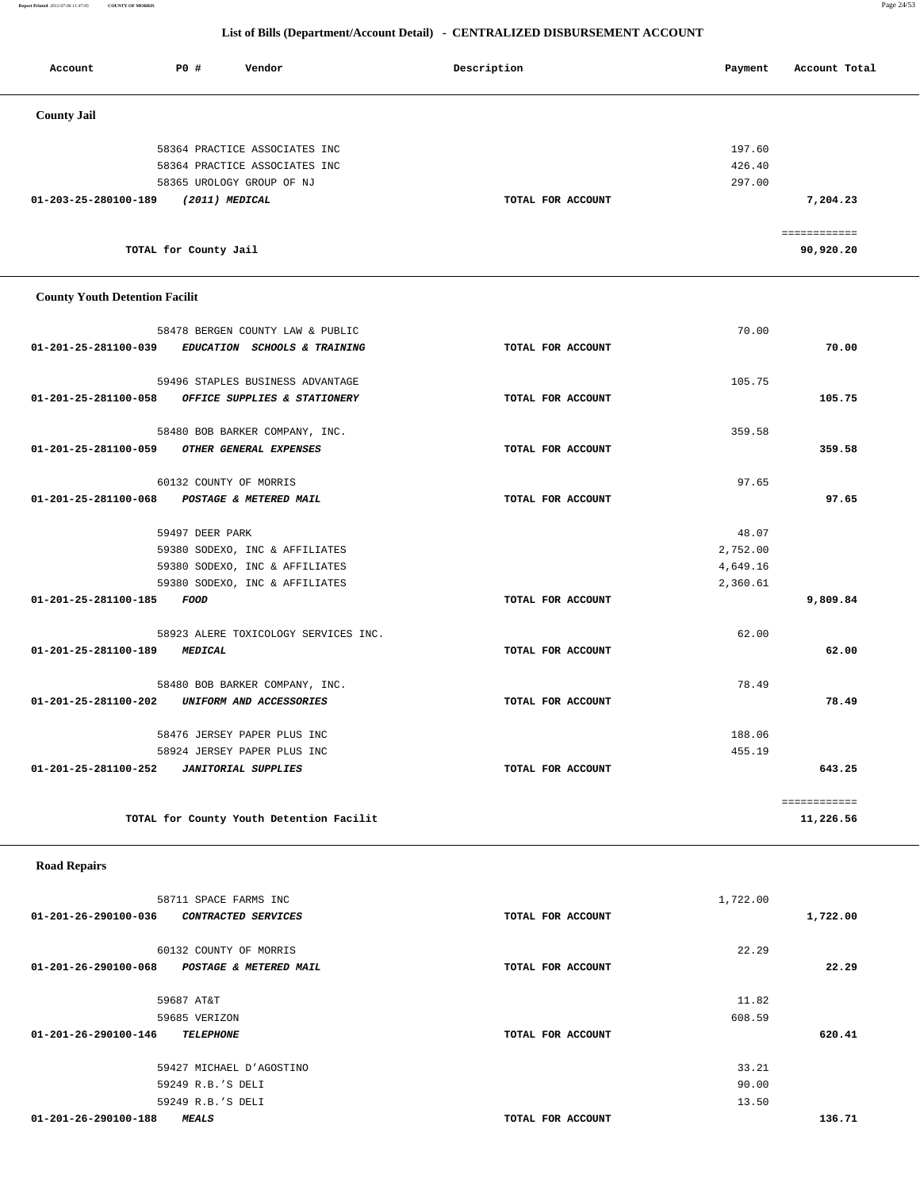## List of Bills (Department/Account Detail) - CENTRALIZED DISBURSEMENT ACCOUNT

| Account | PO # | Vendor | Description | Payment | Account Total |
|---|---|---|---|---|---|
| **County Jail** | | | | | |
| | 58364 | PRACTICE ASSOCIATES INC | | 197.60 | |
| | 58364 | PRACTICE ASSOCIATES INC | | 426.40 | |
| | 58365 | UROLOGY GROUP OF NJ | | 297.00 | |
| **01-203-25-280100-189** | | ***(2011) MEDICAL*** | TOTAL FOR ACCOUNT | | **7,204.23** |
| | | | | | ============ |
| | | TOTAL for County Jail | | | **90,920.20** |
| **County Youth Detention Facilit** | | | | | |
| | 58478 | BERGEN COUNTY LAW & PUBLIC | | 70.00 | |
| **01-201-25-281100-039** | | ***EDUCATION SCHOOLS & TRAINING*** | TOTAL FOR ACCOUNT | | **70.00** |
| | 59496 | STAPLES BUSINESS ADVANTAGE | | 105.75 | |
| **01-201-25-281100-058** | | ***OFFICE SUPPLIES & STATIONERY*** | TOTAL FOR ACCOUNT | | **105.75** |
| | 58480 | BOB BARKER COMPANY, INC. | | 359.58 | |
| **01-201-25-281100-059** | | ***OTHER GENERAL EXPENSES*** | TOTAL FOR ACCOUNT | | **359.58** |
| | 60132 | COUNTY OF MORRIS | | 97.65 | |
| **01-201-25-281100-068** | | ***POSTAGE & METERED MAIL*** | TOTAL FOR ACCOUNT | | **97.65** |
| | 59497 | DEER PARK | | 48.07 | |
| | 59380 | SODEXO, INC & AFFILIATES | | 2,752.00 | |
| | 59380 | SODEXO, INC & AFFILIATES | | 4,649.16 | |
| | 59380 | SODEXO, INC & AFFILIATES | | 2,360.61 | |
| **01-201-25-281100-185** | | ***FOOD*** | TOTAL FOR ACCOUNT | | **9,809.84** |
| | 58923 | ALERE TOXICOLOGY SERVICES INC. | | 62.00 | |
| **01-201-25-281100-189** | | ***MEDICAL*** | TOTAL FOR ACCOUNT | | **62.00** |
| | 58480 | BOB BARKER COMPANY, INC. | | 78.49 | |
| **01-201-25-281100-202** | | ***UNIFORM AND ACCESSORIES*** | TOTAL FOR ACCOUNT | | **78.49** |
| | 58476 | JERSEY PAPER PLUS INC | | 188.06 | |
| | 58924 | JERSEY PAPER PLUS INC | | 455.19 | |
| **01-201-25-281100-252** | | ***JANITORIAL SUPPLIES*** | TOTAL FOR ACCOUNT | | **643.25** |
| | | | | | ============ |
| | | TOTAL for County Youth Detention Facilit | | | **11,226.56** |
| **Road Repairs** | | | | | |
| | 58711 | SPACE FARMS INC | | 1,722.00 | |
| **01-201-26-290100-036** | | ***CONTRACTED SERVICES*** | TOTAL FOR ACCOUNT | | **1,722.00** |
| | 60132 | COUNTY OF MORRIS | | 22.29 | |
| **01-201-26-290100-068** | | ***POSTAGE & METERED MAIL*** | TOTAL FOR ACCOUNT | | **22.29** |
| | 59687 | AT&T | | 11.82 | |
| | 59685 | VERIZON | | 608.59 | |
| **01-201-26-290100-146** | | ***TELEPHONE*** | TOTAL FOR ACCOUNT | | **620.41** |
| | 59427 | MICHAEL D'AGOSTINO | | 33.21 | |
| | 59249 | R.B.'S DELI | | 90.00 | |
| | 59249 | R.B.'S DELI | | 13.50 | |
| **01-201-26-290100-188** | | ***MEALS*** | TOTAL FOR ACCOUNT | | **136.71** |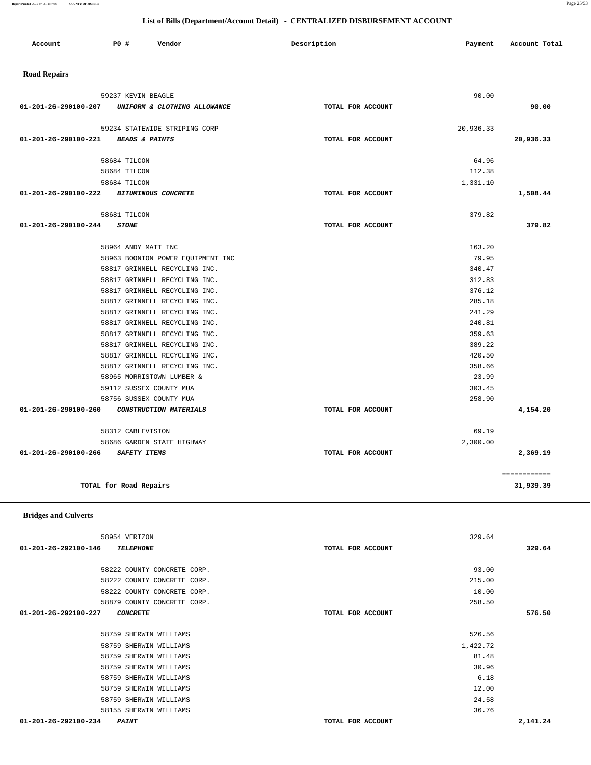## List of Bills (Department/Account Detail) - CENTRALIZED DISBURSEMENT ACCOUNT

| Account | PO # | Vendor | Description | Payment | Account Total |
|---|---|---|---|---|---|

### Road Repairs

| Account | PO # | Vendor | Description | Payment | Account Total |
|---|---|---|---|---|---|
| | 59237 | KEVIN BEAGLE | | 90.00 | |
| 01-201-26-290100-207 | | *UNIFORM & CLOTHING ALLOWANCE* | TOTAL FOR ACCOUNT | | 90.00 |
| | 59234 | STATEWIDE STRIPING CORP | | 20,936.33 | |
| 01-201-26-290100-221 | | *BEADS & PAINTS* | TOTAL FOR ACCOUNT | | 20,936.33 |
| | 58684 | TILCON | | 64.96 | |
| | 58684 | TILCON | | 112.38 | |
| | 58684 | TILCON | | 1,331.10 | |
| 01-201-26-290100-222 | | *BITUMINOUS CONCRETE* | TOTAL FOR ACCOUNT | | 1,508.44 |
| | 58681 | TILCON | | 379.82 | |
| 01-201-26-290100-244 | | *STONE* | TOTAL FOR ACCOUNT | | 379.82 |
| | 58964 | ANDY MATT INC | | 163.20 | |
| | 58963 | BOONTON POWER EQUIPMENT INC | | 79.95 | |
| | 58817 | GRINNELL RECYCLING INC. | | 340.47 | |
| | 58817 | GRINNELL RECYCLING INC. | | 312.83 | |
| | 58817 | GRINNELL RECYCLING INC. | | 376.12 | |
| | 58817 | GRINNELL RECYCLING INC. | | 285.18 | |
| | 58817 | GRINNELL RECYCLING INC. | | 241.29 | |
| | 58817 | GRINNELL RECYCLING INC. | | 240.81 | |
| | 58817 | GRINNELL RECYCLING INC. | | 359.63 | |
| | 58817 | GRINNELL RECYCLING INC. | | 389.22 | |
| | 58817 | GRINNELL RECYCLING INC. | | 420.50 | |
| | 58817 | GRINNELL RECYCLING INC. | | 358.66 | |
| | 58965 | MORRISTOWN LUMBER & | | 23.99 | |
| | 59112 | SUSSEX COUNTY MUA | | 303.45 | |
| | 58756 | SUSSEX COUNTY MUA | | 258.90 | |
| 01-201-26-290100-260 | | *CONSTRUCTION MATERIALS* | TOTAL FOR ACCOUNT | | 4,154.20 |
| | 58312 | CABLEVISION | | 69.19 | |
| | 58686 | GARDEN STATE HIGHWAY | | 2,300.00 | |
| 01-201-26-290100-266 | | *SAFETY ITEMS* | TOTAL FOR ACCOUNT | | 2,369.19 |
| | | TOTAL for Road Repairs | | | 31,939.39 |

### Bridges and Culverts

| Account | PO # | Vendor | Description | Payment | Account Total |
|---|---|---|---|---|---|
| | 58954 | VERIZON | | 329.64 | |
| 01-201-26-292100-146 | | *TELEPHONE* | TOTAL FOR ACCOUNT | | 329.64 |
| | 58222 | COUNTY CONCRETE CORP. | | 93.00 | |
| | 58222 | COUNTY CONCRETE CORP. | | 215.00 | |
| | 58222 | COUNTY CONCRETE CORP. | | 10.00 | |
| | 58879 | COUNTY CONCRETE CORP. | | 258.50 | |
| 01-201-26-292100-227 | | *CONCRETE* | TOTAL FOR ACCOUNT | | 576.50 |
| | 58759 | SHERWIN WILLIAMS | | 526.56 | |
| | 58759 | SHERWIN WILLIAMS | | 1,422.72 | |
| | 58759 | SHERWIN WILLIAMS | | 81.48 | |
| | 58759 | SHERWIN WILLIAMS | | 30.96 | |
| | 58759 | SHERWIN WILLIAMS | | 6.18 | |
| | 58759 | SHERWIN WILLIAMS | | 12.00 | |
| | 58759 | SHERWIN WILLIAMS | | 24.58 | |
| | 58155 | SHERWIN WILLIAMS | | 36.76 | |
| 01-201-26-292100-234 | | *PAINT* | TOTAL FOR ACCOUNT | | 2,141.24 |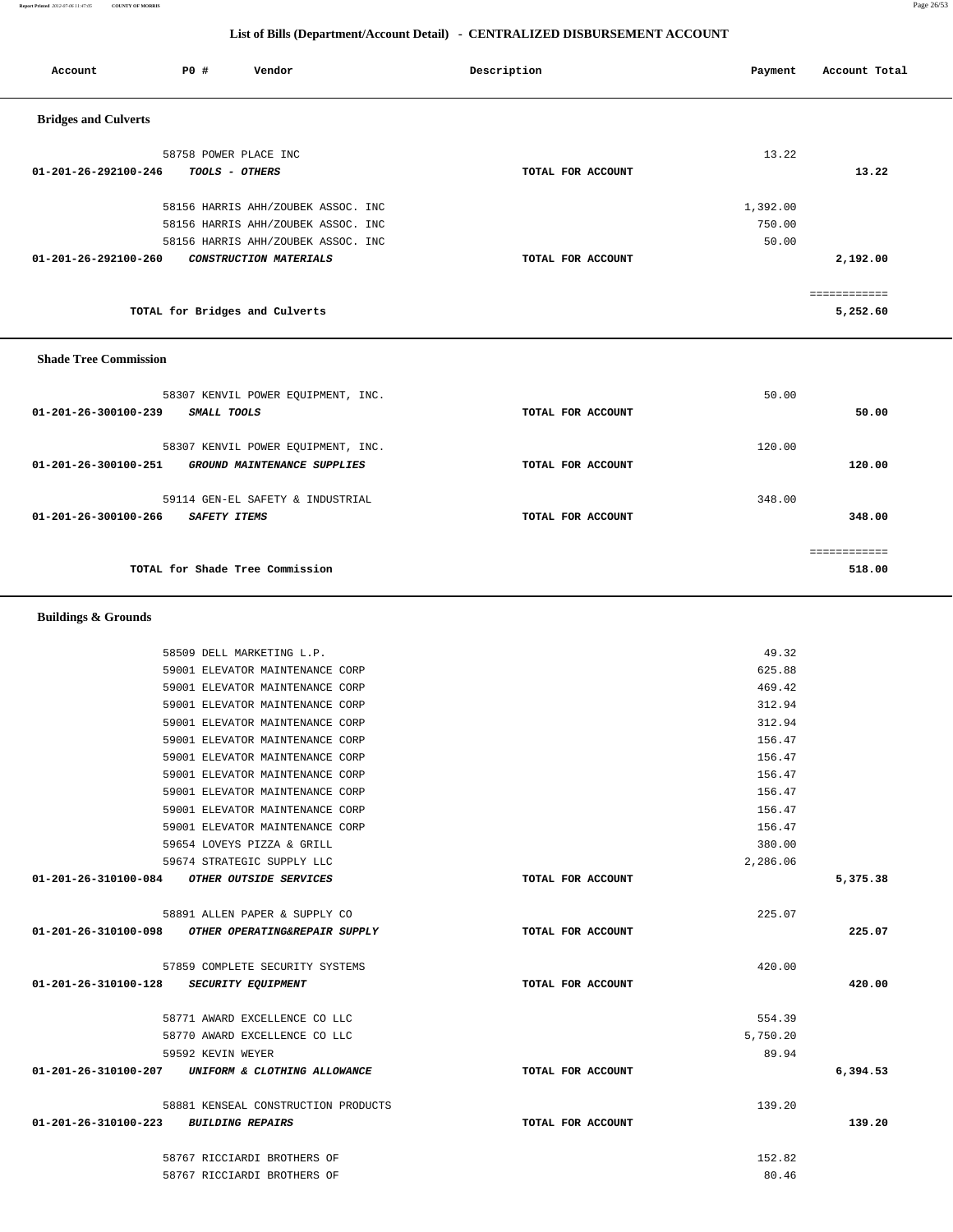## List of Bills (Department/Account Detail) - CENTRALIZED DISBURSEMENT ACCOUNT

| Account | PO # | Vendor | Description | Payment | Account Total |
|---|---|---|---|---|---|

### Bridges and Culverts

| Account | PO # | Vendor | Description | Payment | Account Total |
|---|---|---|---|---|---|
| | 58758 | POWER PLACE INC | | 13.22 | |
| 01-201-26-292100-246 | | *TOOLS - OTHERS* | TOTAL FOR ACCOUNT | | 13.22 |
| | 58156 | HARRIS AHH/ZOUBEK ASSOC. INC | | 1,392.00 | |
| | 58156 | HARRIS AHH/ZOUBEK ASSOC. INC | | 750.00 | |
| | 58156 | HARRIS AHH/ZOUBEK ASSOC. INC | | 50.00 | |
| 01-201-26-292100-260 | | *CONSTRUCTION MATERIALS* | TOTAL FOR ACCOUNT | | 2,192.00 |
| | | TOTAL for Bridges and Culverts | | | 5,252.60 |

### Shade Tree Commission

| Account | PO # | Vendor | Description | Payment | Account Total |
|---|---|---|---|---|---|
| | 58307 | KENVIL POWER EQUIPMENT, INC. | | 50.00 | |
| 01-201-26-300100-239 | | *SMALL TOOLS* | TOTAL FOR ACCOUNT | | 50.00 |
| | 58307 | KENVIL POWER EQUIPMENT, INC. | | 120.00 | |
| 01-201-26-300100-251 | | *GROUND MAINTENANCE SUPPLIES* | TOTAL FOR ACCOUNT | | 120.00 |
| | 59114 | GEN-EL SAFETY & INDUSTRIAL | | 348.00 | |
| 01-201-26-300100-266 | | *SAFETY ITEMS* | TOTAL FOR ACCOUNT | | 348.00 |
| | | TOTAL for Shade Tree Commission | | | 518.00 |

### Buildings & Grounds

| Account | PO # | Vendor | Description | Payment | Account Total |
|---|---|---|---|---|---|
| | 58509 | DELL MARKETING L.P. | | 49.32 | |
| | 59001 | ELEVATOR MAINTENANCE CORP | | 625.88 | |
| | 59001 | ELEVATOR MAINTENANCE CORP | | 469.42 | |
| | 59001 | ELEVATOR MAINTENANCE CORP | | 312.94 | |
| | 59001 | ELEVATOR MAINTENANCE CORP | | 312.94 | |
| | 59001 | ELEVATOR MAINTENANCE CORP | | 156.47 | |
| | 59001 | ELEVATOR MAINTENANCE CORP | | 156.47 | |
| | 59001 | ELEVATOR MAINTENANCE CORP | | 156.47 | |
| | 59001 | ELEVATOR MAINTENANCE CORP | | 156.47 | |
| | 59001 | ELEVATOR MAINTENANCE CORP | | 156.47 | |
| | 59001 | ELEVATOR MAINTENANCE CORP | | 156.47 | |
| | 59654 | LOVEYS PIZZA & GRILL | | 380.00 | |
| | 59674 | STRATEGIC SUPPLY LLC | | 2,286.06 | |
| 01-201-26-310100-084 | | *OTHER OUTSIDE SERVICES* | TOTAL FOR ACCOUNT | | 5,375.38 |
| | 58891 | ALLEN PAPER & SUPPLY CO | | 225.07 | |
| 01-201-26-310100-098 | | *OTHER OPERATING&REPAIR SUPPLY* | TOTAL FOR ACCOUNT | | 225.07 |
| | 57859 | COMPLETE SECURITY SYSTEMS | | 420.00 | |
| 01-201-26-310100-128 | | *SECURITY EQUIPMENT* | TOTAL FOR ACCOUNT | | 420.00 |
| | 58771 | AWARD EXCELLENCE CO LLC | | 554.39 | |
| | 58770 | AWARD EXCELLENCE CO LLC | | 5,750.20 | |
| | 59592 | KEVIN WEYER | | 89.94 | |
| 01-201-26-310100-207 | | *UNIFORM & CLOTHING ALLOWANCE* | TOTAL FOR ACCOUNT | | 6,394.53 |
| | 58881 | KENSEAL CONSTRUCTION PRODUCTS | | 139.20 | |
| 01-201-26-310100-223 | | *BUILDING REPAIRS* | TOTAL FOR ACCOUNT | | 139.20 |
| | 58767 | RICCIARDI BROTHERS OF | | 152.82 | |
| | 58767 | RICCIARDI BROTHERS OF | | 80.46 | |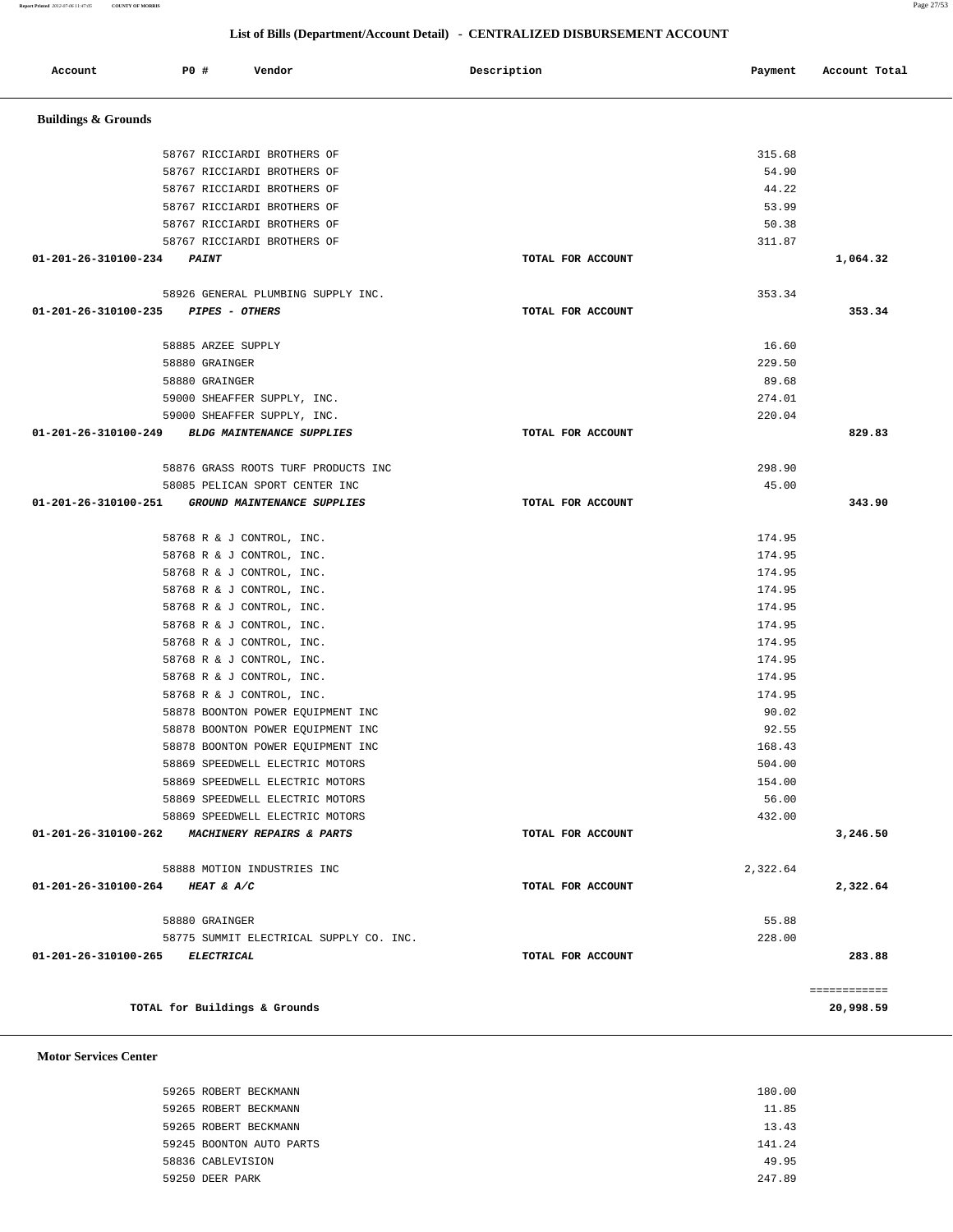## List of Bills (Department/Account Detail) - CENTRALIZED DISBURSEMENT ACCOUNT

| Account | PO # | Vendor | Description | Payment | Account Total |
|---|---|---|---|---|---|

### Buildings & Grounds

| Account | PO # | Vendor | Description | Payment | Account Total |
|---|---|---|---|---|---|
| | 58767 | RICCIARDI BROTHERS OF | | 315.68 | |
| | 58767 | RICCIARDI BROTHERS OF | | 54.90 | |
| | 58767 | RICCIARDI BROTHERS OF | | 44.22 | |
| | 58767 | RICCIARDI BROTHERS OF | | 53.99 | |
| | 58767 | RICCIARDI BROTHERS OF | | 50.38 | |
| | 58767 | RICCIARDI BROTHERS OF | | 311.87 | |
| 01-201-26-310100-234 | | *PAINT* | TOTAL FOR ACCOUNT | | 1,064.32 |
| | 58926 | GENERAL PLUMBING SUPPLY INC. | | 353.34 | |
| 01-201-26-310100-235 | | *PIPES - OTHERS* | TOTAL FOR ACCOUNT | | 353.34 |
| | 58885 | ARZEE SUPPLY | | 16.60 | |
| | 58880 | GRAINGER | | 229.50 | |
| | 58880 | GRAINGER | | 89.68 | |
| | 59000 | SHEAFFER SUPPLY, INC. | | 274.01 | |
| | 59000 | SHEAFFER SUPPLY, INC. | | 220.04 | |
| 01-201-26-310100-249 | | *BLDG MAINTENANCE SUPPLIES* | TOTAL FOR ACCOUNT | | 829.83 |
| | 58876 | GRASS ROOTS TURF PRODUCTS INC | | 298.90 | |
| | 58085 | PELICAN SPORT CENTER INC | | 45.00 | |
| 01-201-26-310100-251 | | *GROUND MAINTENANCE SUPPLIES* | TOTAL FOR ACCOUNT | | 343.90 |
| | 58768 | R & J CONTROL, INC. | | 174.95 | |
| | 58768 | R & J CONTROL, INC. | | 174.95 | |
| | 58768 | R & J CONTROL, INC. | | 174.95 | |
| | 58768 | R & J CONTROL, INC. | | 174.95 | |
| | 58768 | R & J CONTROL, INC. | | 174.95 | |
| | 58768 | R & J CONTROL, INC. | | 174.95 | |
| | 58768 | R & J CONTROL, INC. | | 174.95 | |
| | 58768 | R & J CONTROL, INC. | | 174.95 | |
| | 58768 | R & J CONTROL, INC. | | 174.95 | |
| | 58768 | R & J CONTROL, INC. | | 174.95 | |
| | 58878 | BOONTON POWER EQUIPMENT INC | | 90.02 | |
| | 58878 | BOONTON POWER EQUIPMENT INC | | 92.55 | |
| | 58878 | BOONTON POWER EQUIPMENT INC | | 168.43 | |
| | 58869 | SPEEDWELL ELECTRIC MOTORS | | 504.00 | |
| | 58869 | SPEEDWELL ELECTRIC MOTORS | | 154.00 | |
| | 58869 | SPEEDWELL ELECTRIC MOTORS | | 56.00 | |
| | 58869 | SPEEDWELL ELECTRIC MOTORS | | 432.00 | |
| 01-201-26-310100-262 | | *MACHINERY REPAIRS & PARTS* | TOTAL FOR ACCOUNT | | 3,246.50 |
| | 58888 | MOTION INDUSTRIES INC | | 2,322.64 | |
| 01-201-26-310100-264 | | *HEAT & A/C* | TOTAL FOR ACCOUNT | | 2,322.64 |
| | 58880 | GRAINGER | | 55.88 | |
| | 58775 | SUMMIT ELECTRICAL SUPPLY CO. INC. | | 228.00 | |
| 01-201-26-310100-265 | | *ELECTRICAL* | TOTAL FOR ACCOUNT | | 283.88 |
| | | TOTAL for Buildings & Grounds | | | 20,998.59 |

### Motor Services Center

| Account | PO # | Vendor | Description | Payment | Account Total |
|---|---|---|---|---|---|
| | 59265 | ROBERT BECKMANN | | 180.00 | |
| | 59265 | ROBERT BECKMANN | | 11.85 | |
| | 59265 | ROBERT BECKMANN | | 13.43 | |
| | 59245 | BOONTON AUTO PARTS | | 141.24 | |
| | 58836 | CABLEVISION | | 49.95 | |
| | 59250 | DEER PARK | | 247.89 | |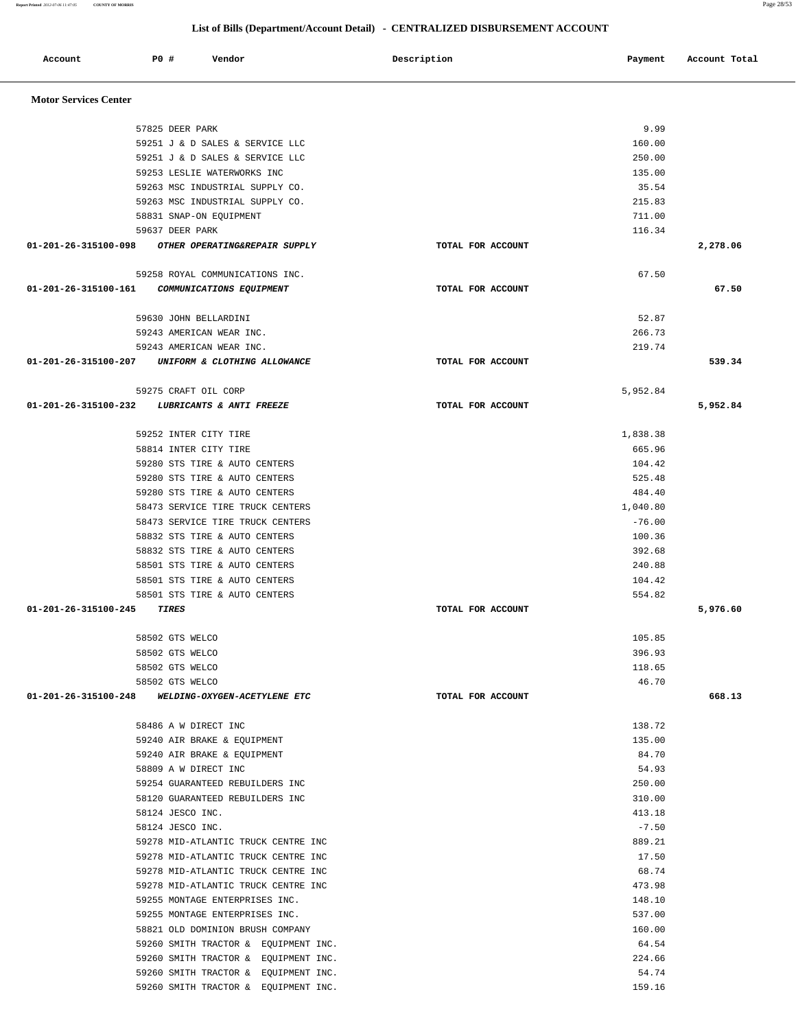# List of Bills (Department/Account Detail) - CENTRALIZED DISBURSEMENT ACCOUNT

| Account | PO # | Vendor | Description | Payment | Account Total |
|---|---|---|---|---|---|
| **Motor Services Center** | | | | | |
| | 57825 | DEER PARK | | 9.99 | |
| | 59251 | J & D SALES & SERVICE LLC | | 160.00 | |
| | 59251 | J & D SALES & SERVICE LLC | | 250.00 | |
| | 59253 | LESLIE WATERWORKS INC | | 135.00 | |
| | 59263 | MSC INDUSTRIAL SUPPLY CO. | | 35.54 | |
| | 59263 | MSC INDUSTRIAL SUPPLY CO. | | 215.83 | |
| | 58831 | SNAP-ON EQUIPMENT | | 711.00 | |
| | 59637 | DEER PARK | | 116.34 | |
| **01-201-26-315100-098** | | ***OTHER OPERATING&REPAIR SUPPLY*** | **TOTAL FOR ACCOUNT** | | **2,278.06** |
| | 59258 | ROYAL COMMUNICATIONS INC. | | 67.50 | |
| **01-201-26-315100-161** | | ***COMMUNICATIONS EQUIPMENT*** | **TOTAL FOR ACCOUNT** | | **67.50** |
| | 59630 | JOHN BELLARDINI | | 52.87 | |
| | 59243 | AMERICAN WEAR INC. | | 266.73 | |
| | 59243 | AMERICAN WEAR INC. | | 219.74 | |
| **01-201-26-315100-207** | | ***UNIFORM & CLOTHING ALLOWANCE*** | **TOTAL FOR ACCOUNT** | | **539.34** |
| | 59275 | CRAFT OIL CORP | | 5,952.84 | |
| **01-201-26-315100-232** | | ***LUBRICANTS & ANTI FREEZE*** | **TOTAL FOR ACCOUNT** | | **5,952.84** |
| | 59252 | INTER CITY TIRE | | 1,838.38 | |
| | 58814 | INTER CITY TIRE | | 665.96 | |
| | 59280 | STS TIRE & AUTO CENTERS | | 104.42 | |
| | 59280 | STS TIRE & AUTO CENTERS | | 525.48 | |
| | 59280 | STS TIRE & AUTO CENTERS | | 484.40 | |
| | 58473 | SERVICE TIRE TRUCK CENTERS | | 1,040.80 | |
| | 58473 | SERVICE TIRE TRUCK CENTERS | | -76.00 | |
| | 58832 | STS TIRE & AUTO CENTERS | | 100.36 | |
| | 58832 | STS TIRE & AUTO CENTERS | | 392.68 | |
| | 58501 | STS TIRE & AUTO CENTERS | | 240.88 | |
| | 58501 | STS TIRE & AUTO CENTERS | | 104.42 | |
| | 58501 | STS TIRE & AUTO CENTERS | | 554.82 | |
| **01-201-26-315100-245** | | ***TIRES*** | **TOTAL FOR ACCOUNT** | | **5,976.60** |
| | 58502 | GTS WELCO | | 105.85 | |
| | 58502 | GTS WELCO | | 396.93 | |
| | 58502 | GTS WELCO | | 118.65 | |
| | 58502 | GTS WELCO | | 46.70 | |
| **01-201-26-315100-248** | | ***WELDING-OXYGEN-ACETYLENE ETC*** | **TOTAL FOR ACCOUNT** | | **668.13** |
| | 58486 | A W DIRECT INC | | 138.72 | |
| | 59240 | AIR BRAKE & EQUIPMENT | | 135.00 | |
| | 59240 | AIR BRAKE & EQUIPMENT | | 84.70 | |
| | 58809 | A W DIRECT INC | | 54.93 | |
| | 59254 | GUARANTEED REBUILDERS INC | | 250.00 | |
| | 58120 | GUARANTEED REBUILDERS INC | | 310.00 | |
| | 58124 | JESCO INC. | | 413.18 | |
| | 58124 | JESCO INC. | | -7.50 | |
| | 59278 | MID-ATLANTIC TRUCK CENTRE INC | | 889.21 | |
| | 59278 | MID-ATLANTIC TRUCK CENTRE INC | | 17.50 | |
| | 59278 | MID-ATLANTIC TRUCK CENTRE INC | | 68.74 | |
| | 59278 | MID-ATLANTIC TRUCK CENTRE INC | | 473.98 | |
| | 59255 | MONTAGE ENTERPRISES INC. | | 148.10 | |
| | 59255 | MONTAGE ENTERPRISES INC. | | 537.00 | |
| | 58821 | OLD DOMINION BRUSH COMPANY | | 160.00 | |
| | 59260 | SMITH TRACTOR & EQUIPMENT INC. | | 64.54 | |
| | 59260 | SMITH TRACTOR & EQUIPMENT INC. | | 224.66 | |
| | 59260 | SMITH TRACTOR & EQUIPMENT INC. | | 54.74 | |
| | 59260 | SMITH TRACTOR & EQUIPMENT INC. | | 159.16 | |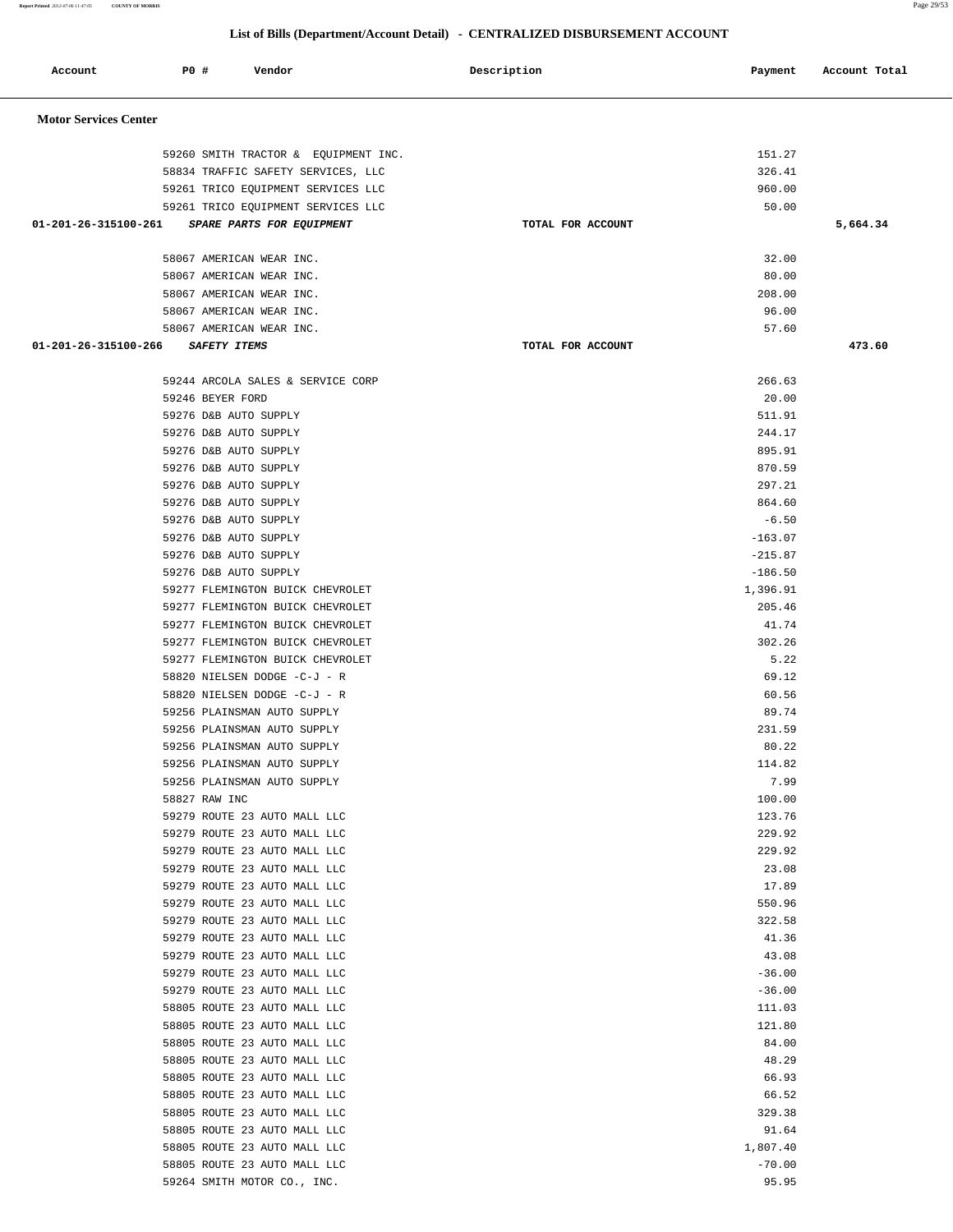## List of Bills (Department/Account Detail) - CENTRALIZED DISBURSEMENT ACCOUNT

| Account | PO # | Vendor | Description | Payment | Account Total |
|---|---|---|---|---|---|
| **Motor Services Center** | | | | | |
| | 59260 | SMITH TRACTOR & EQUIPMENT INC. | | 151.27 | |
| | 58834 | TRAFFIC SAFETY SERVICES, LLC | | 326.41 | |
| | 59261 | TRICO EQUIPMENT SERVICES LLC | | 960.00 | |
| | 59261 | TRICO EQUIPMENT SERVICES LLC | | 50.00 | |
| **01-201-26-315100-261** | | *SPARE PARTS FOR EQUIPMENT* | TOTAL FOR ACCOUNT | | **5,664.34** |
| | 58067 | AMERICAN WEAR INC. | | 32.00 | |
| | 58067 | AMERICAN WEAR INC. | | 80.00 | |
| | 58067 | AMERICAN WEAR INC. | | 208.00 | |
| | 58067 | AMERICAN WEAR INC. | | 96.00 | |
| | 58067 | AMERICAN WEAR INC. | | 57.60 | |
| **01-201-26-315100-266** | | *SAFETY ITEMS* | TOTAL FOR ACCOUNT | | **473.60** |
| | 59244 | ARCOLA SALES & SERVICE CORP | | 266.63 | |
| | 59246 | BEYER FORD | | 20.00 | |
| | 59276 | D&B AUTO SUPPLY | | 511.91 | |
| | 59276 | D&B AUTO SUPPLY | | 244.17 | |
| | 59276 | D&B AUTO SUPPLY | | 895.91 | |
| | 59276 | D&B AUTO SUPPLY | | 870.59 | |
| | 59276 | D&B AUTO SUPPLY | | 297.21 | |
| | 59276 | D&B AUTO SUPPLY | | 864.60 | |
| | 59276 | D&B AUTO SUPPLY | | -6.50 | |
| | 59276 | D&B AUTO SUPPLY | | -163.07 | |
| | 59276 | D&B AUTO SUPPLY | | -215.87 | |
| | 59276 | D&B AUTO SUPPLY | | -186.50 | |
| | 59277 | FLEMINGTON BUICK CHEVROLET | | 1,396.91 | |
| | 59277 | FLEMINGTON BUICK CHEVROLET | | 205.46 | |
| | 59277 | FLEMINGTON BUICK CHEVROLET | | 41.74 | |
| | 59277 | FLEMINGTON BUICK CHEVROLET | | 302.26 | |
| | 59277 | FLEMINGTON BUICK CHEVROLET | | 5.22 | |
| | 58820 | NIELSEN DODGE -C-J - R | | 69.12 | |
| | 58820 | NIELSEN DODGE -C-J - R | | 60.56 | |
| | 59256 | PLAINSMAN AUTO SUPPLY | | 89.74 | |
| | 59256 | PLAINSMAN AUTO SUPPLY | | 231.59 | |
| | 59256 | PLAINSMAN AUTO SUPPLY | | 80.22 | |
| | 59256 | PLAINSMAN AUTO SUPPLY | | 114.82 | |
| | 59256 | PLAINSMAN AUTO SUPPLY | | 7.99 | |
| | 58827 | RAW INC | | 100.00 | |
| | 59279 | ROUTE 23 AUTO MALL LLC | | 123.76 | |
| | 59279 | ROUTE 23 AUTO MALL LLC | | 229.92 | |
| | 59279 | ROUTE 23 AUTO MALL LLC | | 229.92 | |
| | 59279 | ROUTE 23 AUTO MALL LLC | | 23.08 | |
| | 59279 | ROUTE 23 AUTO MALL LLC | | 17.89 | |
| | 59279 | ROUTE 23 AUTO MALL LLC | | 550.96 | |
| | 59279 | ROUTE 23 AUTO MALL LLC | | 322.58 | |
| | 59279 | ROUTE 23 AUTO MALL LLC | | 41.36 | |
| | 59279 | ROUTE 23 AUTO MALL LLC | | 43.08 | |
| | 59279 | ROUTE 23 AUTO MALL LLC | | -36.00 | |
| | 59279 | ROUTE 23 AUTO MALL LLC | | -36.00 | |
| | 58805 | ROUTE 23 AUTO MALL LLC | | 111.03 | |
| | 58805 | ROUTE 23 AUTO MALL LLC | | 121.80 | |
| | 58805 | ROUTE 23 AUTO MALL LLC | | 84.00 | |
| | 58805 | ROUTE 23 AUTO MALL LLC | | 48.29 | |
| | 58805 | ROUTE 23 AUTO MALL LLC | | 66.93 | |
| | 58805 | ROUTE 23 AUTO MALL LLC | | 66.52 | |
| | 58805 | ROUTE 23 AUTO MALL LLC | | 329.38 | |
| | 58805 | ROUTE 23 AUTO MALL LLC | | 91.64 | |
| | 58805 | ROUTE 23 AUTO MALL LLC | | 1,807.40 | |
| | 58805 | ROUTE 23 AUTO MALL LLC | | -70.00 | |
| | 59264 | SMITH MOTOR CO., INC. | | 95.95 | |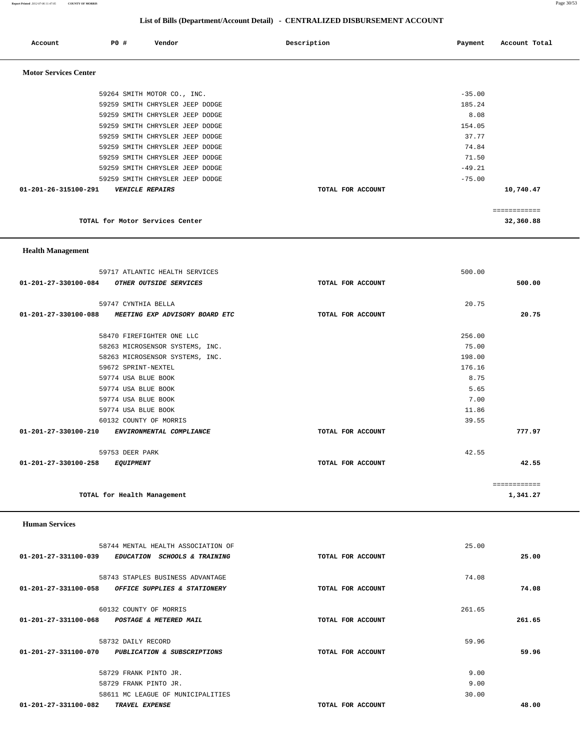## List of Bills (Department/Account Detail) - CENTRALIZED DISBURSEMENT ACCOUNT

| Account | PO # | Vendor | Description | Payment | Account Total |
|---|---|---|---|---|---|

### Motor Services Center

| Account | PO # | Vendor | Description | Payment | Account Total |
|---|---|---|---|---|---|
| | 59264 | SMITH MOTOR CO., INC. | | -35.00 | |
| | 59259 | SMITH CHRYSLER JEEP DODGE | | 185.24 | |
| | 59259 | SMITH CHRYSLER JEEP DODGE | | 8.08 | |
| | 59259 | SMITH CHRYSLER JEEP DODGE | | 154.05 | |
| | 59259 | SMITH CHRYSLER JEEP DODGE | | 37.77 | |
| | 59259 | SMITH CHRYSLER JEEP DODGE | | 74.84 | |
| | 59259 | SMITH CHRYSLER JEEP DODGE | | 71.50 | |
| | 59259 | SMITH CHRYSLER JEEP DODGE | | -49.21 | |
| | 59259 | SMITH CHRYSLER JEEP DODGE | | -75.00 | |
| 01-201-26-315100-291 | | *VEHICLE REPAIRS* | TOTAL FOR ACCOUNT | | 10,740.47 |
| | | TOTAL for Motor Services Center | | | 32,360.88 |

### Health Management

| Account | PO # | Vendor | Description | Payment | Account Total |
|---|---|---|---|---|---|
| | 59717 | ATLANTIC HEALTH SERVICES | | 500.00 | |
| 01-201-27-330100-084 | | *OTHER OUTSIDE SERVICES* | TOTAL FOR ACCOUNT | | 500.00 |
| | 59747 | CYNTHIA BELLA | | 20.75 | |
| 01-201-27-330100-088 | | *MEETING EXP ADVISORY BOARD ETC* | TOTAL FOR ACCOUNT | | 20.75 |
| | 58470 | FIREFIGHTER ONE LLC | | 256.00 | |
| | 58263 | MICROSENSOR SYSTEMS, INC. | | 75.00 | |
| | 58263 | MICROSENSOR SYSTEMS, INC. | | 198.00 | |
| | 59672 | SPRINT-NEXTEL | | 176.16 | |
| | 59774 | USA BLUE BOOK | | 8.75 | |
| | 59774 | USA BLUE BOOK | | 5.65 | |
| | 59774 | USA BLUE BOOK | | 7.00 | |
| | 59774 | USA BLUE BOOK | | 11.86 | |
| | 60132 | COUNTY OF MORRIS | | 39.55 | |
| 01-201-27-330100-210 | | *ENVIRONMENTAL COMPLIANCE* | TOTAL FOR ACCOUNT | | 777.97 |
| | 59753 | DEER PARK | | 42.55 | |
| 01-201-27-330100-258 | | *EQUIPMENT* | TOTAL FOR ACCOUNT | | 42.55 |
| | | TOTAL for Health Management | | | 1,341.27 |

### Human Services

| Account | PO # | Vendor | Description | Payment | Account Total |
|---|---|---|---|---|---|
| | 58744 | MENTAL HEALTH ASSOCIATION OF | | 25.00 | |
| 01-201-27-331100-039 | | *EDUCATION SCHOOLS & TRAINING* | TOTAL FOR ACCOUNT | | 25.00 |
| | 58743 | STAPLES BUSINESS ADVANTAGE | | 74.08 | |
| 01-201-27-331100-058 | | *OFFICE SUPPLIES & STATIONERY* | TOTAL FOR ACCOUNT | | 74.08 |
| | 60132 | COUNTY OF MORRIS | | 261.65 | |
| 01-201-27-331100-068 | | *POSTAGE & METERED MAIL* | TOTAL FOR ACCOUNT | | 261.65 |
| | 58732 | DAILY RECORD | | 59.96 | |
| 01-201-27-331100-070 | | *PUBLICATION & SUBSCRIPTIONS* | TOTAL FOR ACCOUNT | | 59.96 |
| | 58729 | FRANK PINTO JR. | | 9.00 | |
| | 58729 | FRANK PINTO JR. | | 9.00 | |
| | 58611 | MC LEAGUE OF MUNICIPALITIES | | 30.00 | |
| 01-201-27-331100-082 | | *TRAVEL EXPENSE* | TOTAL FOR ACCOUNT | | 48.00 |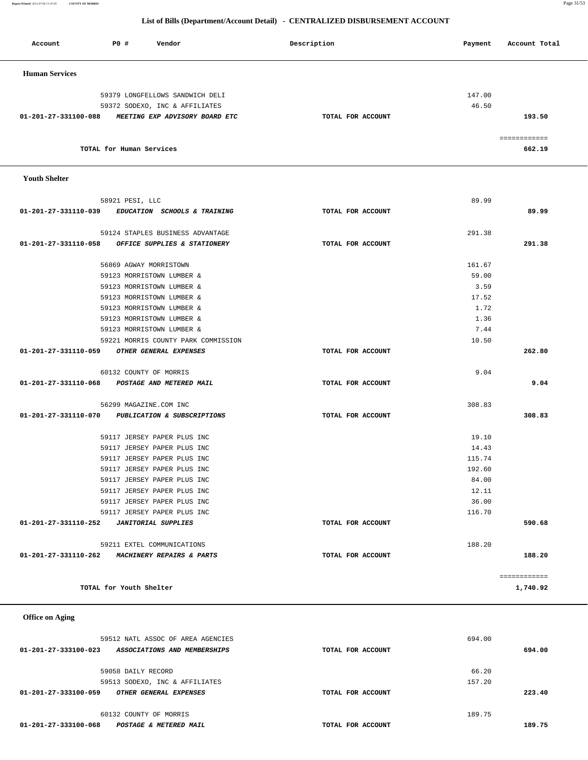## List of Bills (Department/Account Detail) - CENTRALIZED DISBURSEMENT ACCOUNT

| Account | PO # | Vendor | Description | Payment | Account Total |
|---|---|---|---|---|---|
| **Human Services** | | | | | |
| | 59379 | LONGFELLOWS SANDWICH DELI | | 147.00 | |
| | 59372 | SODEXO, INC & AFFILIATES | | 46.50 | |
| **01-201-27-331100-088** | | ***MEETING EXP ADVISORY BOARD ETC*** | **TOTAL FOR ACCOUNT** | | **193.50** |
| | | | | | ============ |
| | | **TOTAL for Human Services** | | | **662.19** |
| **Youth Shelter** | | | | | |
| | 58921 | PESI, LLC | | 89.99 | |
| **01-201-27-331110-039** | | ***EDUCATION SCHOOLS & TRAINING*** | **TOTAL FOR ACCOUNT** | | **89.99** |
| | 59124 | STAPLES BUSINESS ADVANTAGE | | 291.38 | |
| **01-201-27-331110-058** | | ***OFFICE SUPPLIES & STATIONERY*** | **TOTAL FOR ACCOUNT** | | **291.38** |
| | 56869 | AGWAY MORRISTOWN | | 161.67 | |
| | 59123 | MORRISTOWN LUMBER & | | 59.00 | |
| | 59123 | MORRISTOWN LUMBER & | | 3.59 | |
| | 59123 | MORRISTOWN LUMBER & | | 17.52 | |
| | 59123 | MORRISTOWN LUMBER & | | 1.72 | |
| | 59123 | MORRISTOWN LUMBER & | | 1.36 | |
| | 59123 | MORRISTOWN LUMBER & | | 7.44 | |
| | 59221 | MORRIS COUNTY PARK COMMISSION | | 10.50 | |
| **01-201-27-331110-059** | | ***OTHER GENERAL EXPENSES*** | **TOTAL FOR ACCOUNT** | | **262.80** |
| | 60132 | COUNTY OF MORRIS | | 9.04 | |
| **01-201-27-331110-068** | | ***POSTAGE AND METERED MAIL*** | **TOTAL FOR ACCOUNT** | | **9.04** |
| | 56299 | MAGAZINE.COM INC | | 308.83 | |
| **01-201-27-331110-070** | | ***PUBLICATION & SUBSCRIPTIONS*** | **TOTAL FOR ACCOUNT** | | **308.83** |
| | 59117 | JERSEY PAPER PLUS INC | | 19.10 | |
| | 59117 | JERSEY PAPER PLUS INC | | 14.43 | |
| | 59117 | JERSEY PAPER PLUS INC | | 115.74 | |
| | 59117 | JERSEY PAPER PLUS INC | | 192.60 | |
| | 59117 | JERSEY PAPER PLUS INC | | 84.00 | |
| | 59117 | JERSEY PAPER PLUS INC | | 12.11 | |
| | 59117 | JERSEY PAPER PLUS INC | | 36.00 | |
| | 59117 | JERSEY PAPER PLUS INC | | 116.70 | |
| **01-201-27-331110-252** | | ***JANITORIAL SUPPLIES*** | **TOTAL FOR ACCOUNT** | | **590.68** |
| | 59211 | EXTEL COMMUNICATIONS | | 188.20 | |
| **01-201-27-331110-262** | | ***MACHINERY REPAIRS & PARTS*** | **TOTAL FOR ACCOUNT** | | **188.20** |
| | | | | | ============ |
| | | **TOTAL for Youth Shelter** | | | **1,740.92** |
| **Office on Aging** | | | | | |
| | 59512 | NATL ASSOC OF AREA AGENCIES | | 694.00 | |
| **01-201-27-333100-023** | | ***ASSOCIATIONS AND MEMBERSHIPS*** | **TOTAL FOR ACCOUNT** | | **694.00** |
| | 59058 | DAILY RECORD | | 66.20 | |
| | 59513 | SODEXO, INC & AFFILIATES | | 157.20 | |
| **01-201-27-333100-059** | | ***OTHER GENERAL EXPENSES*** | **TOTAL FOR ACCOUNT** | | **223.40** |
| | 60132 | COUNTY OF MORRIS | | 189.75 | |
| **01-201-27-333100-068** | | ***POSTAGE & METERED MAIL*** | **TOTAL FOR ACCOUNT** | | **189.75** |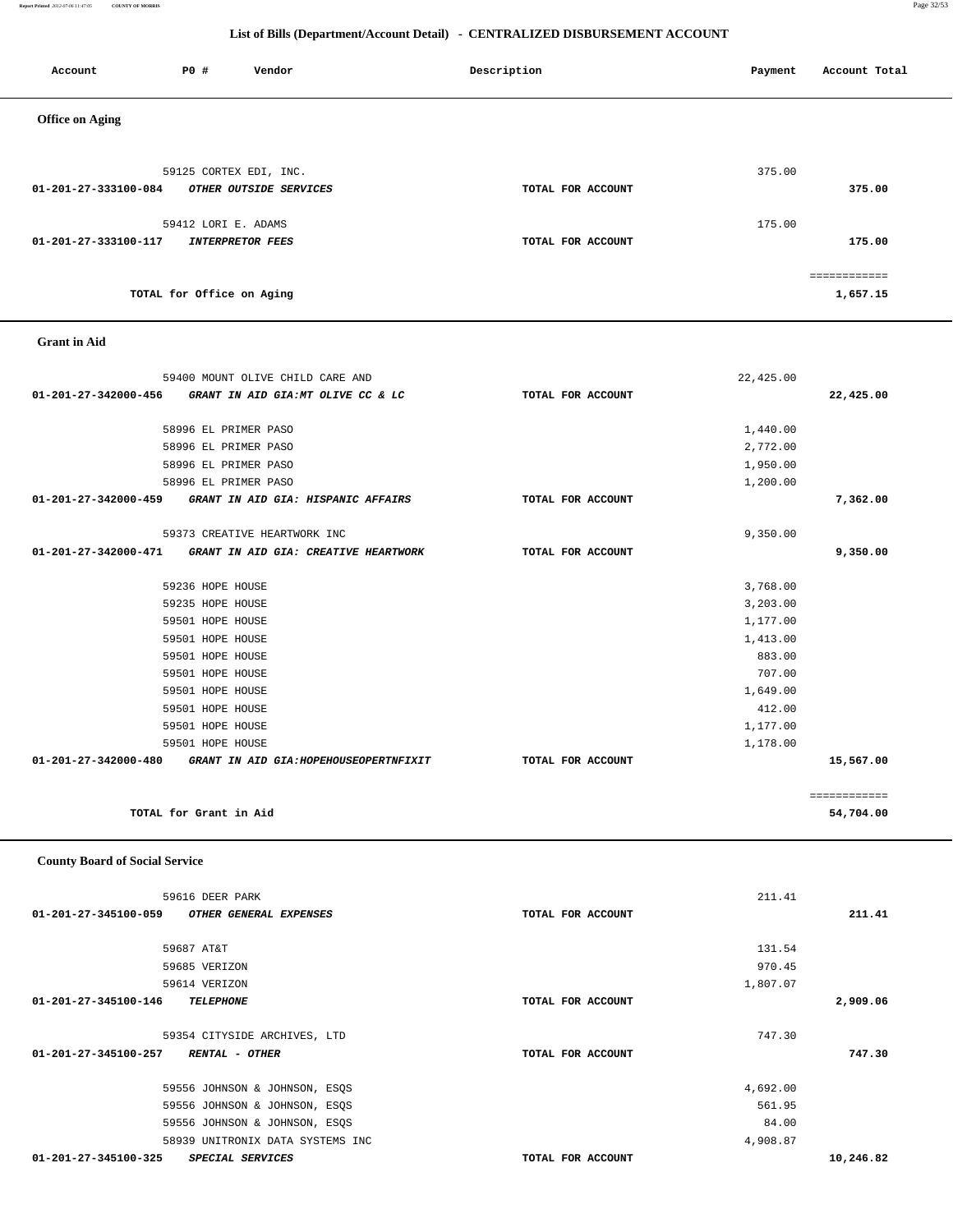## List of Bills (Department/Account Detail) - CENTRALIZED DISBURSEMENT ACCOUNT

| Account | PO # | Vendor | Description | Payment | Account Total |
|---|---|---|---|---|---|

### Office on Aging

| Account | PO # | Vendor | Description | Payment | Account Total |
|---|---|---|---|---|---|
| | 59125 | CORTEX EDI, INC. | | 375.00 | |
| 01-201-27-333100-084 | | *OTHER OUTSIDE SERVICES* | TOTAL FOR ACCOUNT | | 375.00 |
| | 59412 | LORI E. ADAMS | | 175.00 | |
| 01-201-27-333100-117 | | *INTERPRETOR FEES* | TOTAL FOR ACCOUNT | | 175.00 |
| | | | | | ============ |
| | | TOTAL for Office on Aging | | | 1,657.15 |

### Grant in Aid

| Account | PO # | Vendor | Description | Payment | Account Total |
|---|---|---|---|---|---|
| | 59400 | MOUNT OLIVE CHILD CARE AND | | 22,425.00 | |
| 01-201-27-342000-456 | | *GRANT IN AID GIA:MT OLIVE CC & LC* | TOTAL FOR ACCOUNT | | 22,425.00 |
| | 58996 | EL PRIMER PASO | | 1,440.00 | |
| | 58996 | EL PRIMER PASO | | 2,772.00 | |
| | 58996 | EL PRIMER PASO | | 1,950.00 | |
| | 58996 | EL PRIMER PASO | | 1,200.00 | |
| 01-201-27-342000-459 | | *GRANT IN AID GIA: HISPANIC AFFAIRS* | TOTAL FOR ACCOUNT | | 7,362.00 |
| | 59373 | CREATIVE HEARTWORK INC | | 9,350.00 | |
| 01-201-27-342000-471 | | *GRANT IN AID GIA: CREATIVE HEARTWORK* | TOTAL FOR ACCOUNT | | 9,350.00 |
| | 59236 | HOPE HOUSE | | 3,768.00 | |
| | 59235 | HOPE HOUSE | | 3,203.00 | |
| | 59501 | HOPE HOUSE | | 1,177.00 | |
| | 59501 | HOPE HOUSE | | 1,413.00 | |
| | 59501 | HOPE HOUSE | | 883.00 | |
| | 59501 | HOPE HOUSE | | 707.00 | |
| | 59501 | HOPE HOUSE | | 1,649.00 | |
| | 59501 | HOPE HOUSE | | 412.00 | |
| | 59501 | HOPE HOUSE | | 1,177.00 | |
| | 59501 | HOPE HOUSE | | 1,178.00 | |
| 01-201-27-342000-480 | | *GRANT IN AID GIA:HOPEHOUSEOPERTNFIXIT* | TOTAL FOR ACCOUNT | | 15,567.00 |
| | | | | | ============ |
| | | TOTAL for Grant in Aid | | | 54,704.00 |

### County Board of Social Service

| Account | PO # | Vendor | Description | Payment | Account Total |
|---|---|---|---|---|---|
| | 59616 | DEER PARK | | 211.41 | |
| 01-201-27-345100-059 | | *OTHER GENERAL EXPENSES* | TOTAL FOR ACCOUNT | | 211.41 |
| | 59687 | AT&T | | 131.54 | |
| | 59685 | VERIZON | | 970.45 | |
| | 59614 | VERIZON | | 1,807.07 | |
| 01-201-27-345100-146 | | *TELEPHONE* | TOTAL FOR ACCOUNT | | 2,909.06 |
| | 59354 | CITYSIDE ARCHIVES, LTD | | 747.30 | |
| 01-201-27-345100-257 | | *RENTAL - OTHER* | TOTAL FOR ACCOUNT | | 747.30 |
| | 59556 | JOHNSON & JOHNSON, ESQS | | 4,692.00 | |
| | 59556 | JOHNSON & JOHNSON, ESQS | | 561.95 | |
| | 59556 | JOHNSON & JOHNSON, ESQS | | 84.00 | |
| | 58939 | UNITRONIX DATA SYSTEMS INC | | 4,908.87 | |
| 01-201-27-345100-325 | | *SPECIAL SERVICES* | TOTAL FOR ACCOUNT | | 10,246.82 |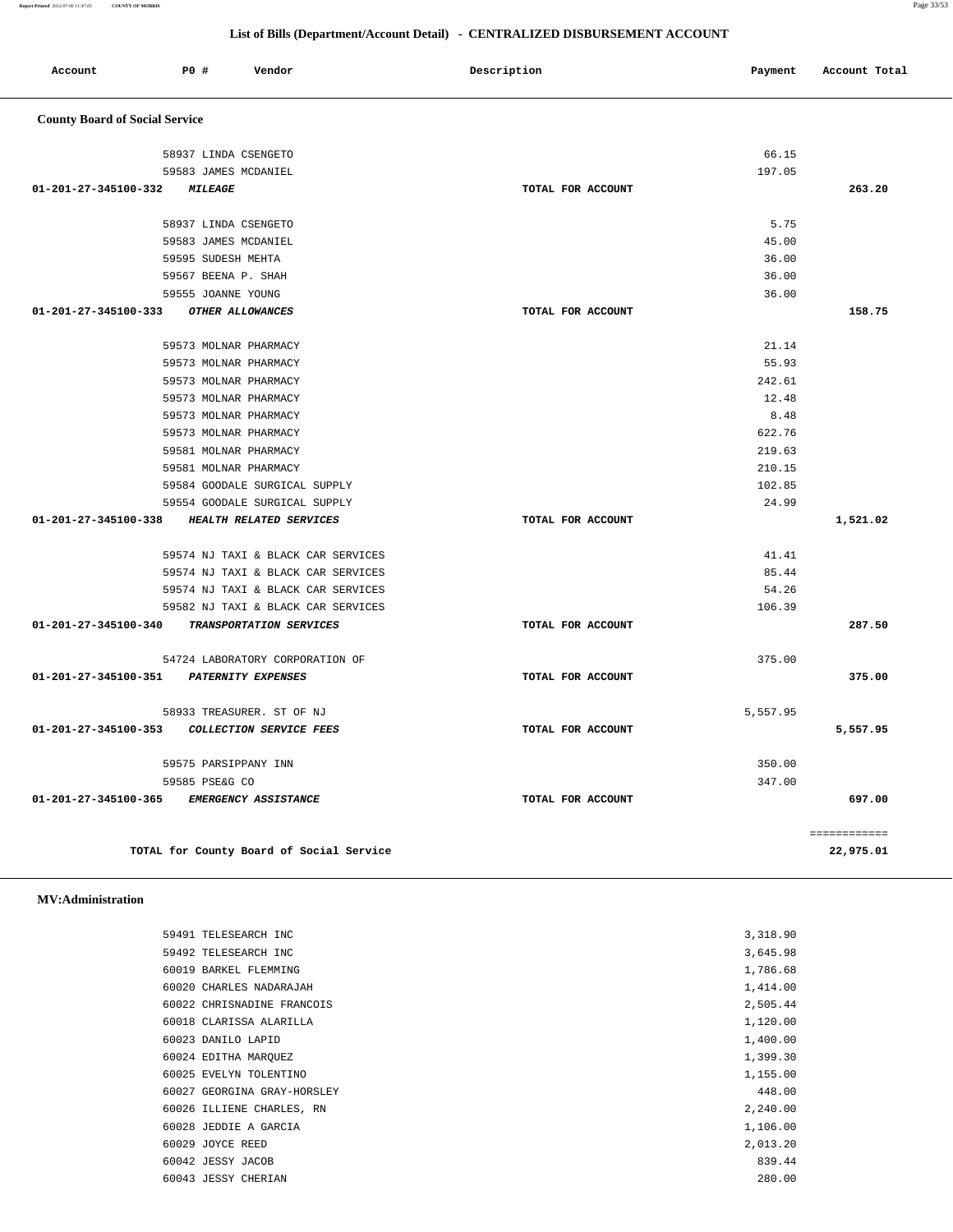## List of Bills (Department/Account Detail) - CENTRALIZED DISBURSEMENT ACCOUNT

| Account | PO # | Vendor | Description | Payment | Account Total |
|---|---|---|---|---|---|
| **County Board of Social Service** | | | | | |
| | 58937 | LINDA CSENGETO | | 66.15 | |
| | 59583 | JAMES MCDANIEL | | 197.05 | |
| 01-201-27-345100-332 | | *MILEAGE* | TOTAL FOR ACCOUNT | | 263.20 |
| | 58937 | LINDA CSENGETO | | 5.75 | |
| | 59583 | JAMES MCDANIEL | | 45.00 | |
| | 59595 | SUDESH MEHTA | | 36.00 | |
| | 59567 | BEENA P. SHAH | | 36.00 | |
| | 59555 | JOANNE YOUNG | | 36.00 | |
| 01-201-27-345100-333 | | *OTHER ALLOWANCES* | TOTAL FOR ACCOUNT | | 158.75 |
| | 59573 | MOLNAR PHARMACY | | 21.14 | |
| | 59573 | MOLNAR PHARMACY | | 55.93 | |
| | 59573 | MOLNAR PHARMACY | | 242.61 | |
| | 59573 | MOLNAR PHARMACY | | 12.48 | |
| | 59573 | MOLNAR PHARMACY | | 8.48 | |
| | 59573 | MOLNAR PHARMACY | | 622.76 | |
| | 59581 | MOLNAR PHARMACY | | 219.63 | |
| | 59581 | MOLNAR PHARMACY | | 210.15 | |
| | 59584 | GOODALE SURGICAL SUPPLY | | 102.85 | |
| | 59554 | GOODALE SURGICAL SUPPLY | | 24.99 | |
| 01-201-27-345100-338 | | *HEALTH RELATED SERVICES* | TOTAL FOR ACCOUNT | | 1,521.02 |
| | 59574 | NJ TAXI & BLACK CAR SERVICES | | 41.41 | |
| | 59574 | NJ TAXI & BLACK CAR SERVICES | | 85.44 | |
| | 59574 | NJ TAXI & BLACK CAR SERVICES | | 54.26 | |
| | 59582 | NJ TAXI & BLACK CAR SERVICES | | 106.39 | |
| 01-201-27-345100-340 | | *TRANSPORTATION SERVICES* | TOTAL FOR ACCOUNT | | 287.50 |
| | 54724 | LABORATORY CORPORATION OF | | 375.00 | |
| 01-201-27-345100-351 | | *PATERNITY EXPENSES* | TOTAL FOR ACCOUNT | | 375.00 |
| | 58933 | TREASURER. ST OF NJ | | 5,557.95 | |
| 01-201-27-345100-353 | | *COLLECTION SERVICE FEES* | TOTAL FOR ACCOUNT | | 5,557.95 |
| | 59575 | PARSIPPANY INN | | 350.00 | |
| | 59585 | PSE&G CO | | 347.00 | |
| 01-201-27-345100-365 | | *EMERGENCY ASSISTANCE* | TOTAL FOR ACCOUNT | | 697.00 |
| | | | | | ============ |
| | | TOTAL for County Board of Social Service | | | 22,975.01 |

**MV:Administration**

| Account | PO # | Vendor | Description | Payment | Account Total |
|---|---|---|---|---|---|
| | 59491 | TELESEARCH INC | | 3,318.90 | |
| | 59492 | TELESEARCH INC | | 3,645.98 | |
| | 60019 | BARKEL FLEMMING | | 1,786.68 | |
| | 60020 | CHARLES NADARAJAH | | 1,414.00 | |
| | 60022 | CHRISNADINE FRANCOIS | | 2,505.44 | |
| | 60018 | CLARISSA ALARILLA | | 1,120.00 | |
| | 60023 | DANILO LAPID | | 1,400.00 | |
| | 60024 | EDITHA MARQUEZ | | 1,399.30 | |
| | 60025 | EVELYN TOLENTINO | | 1,155.00 | |
| | 60027 | GEORGINA GRAY-HORSLEY | | 448.00 | |
| | 60026 | ILLIENE CHARLES, RN | | 2,240.00 | |
| | 60028 | JEDDIE A GARCIA | | 1,106.00 | |
| | 60029 | JOYCE REED | | 2,013.20 | |
| | 60042 | JESSY JACOB | | 839.44 | |
| | 60043 | JESSY CHERIAN | | 280.00 | |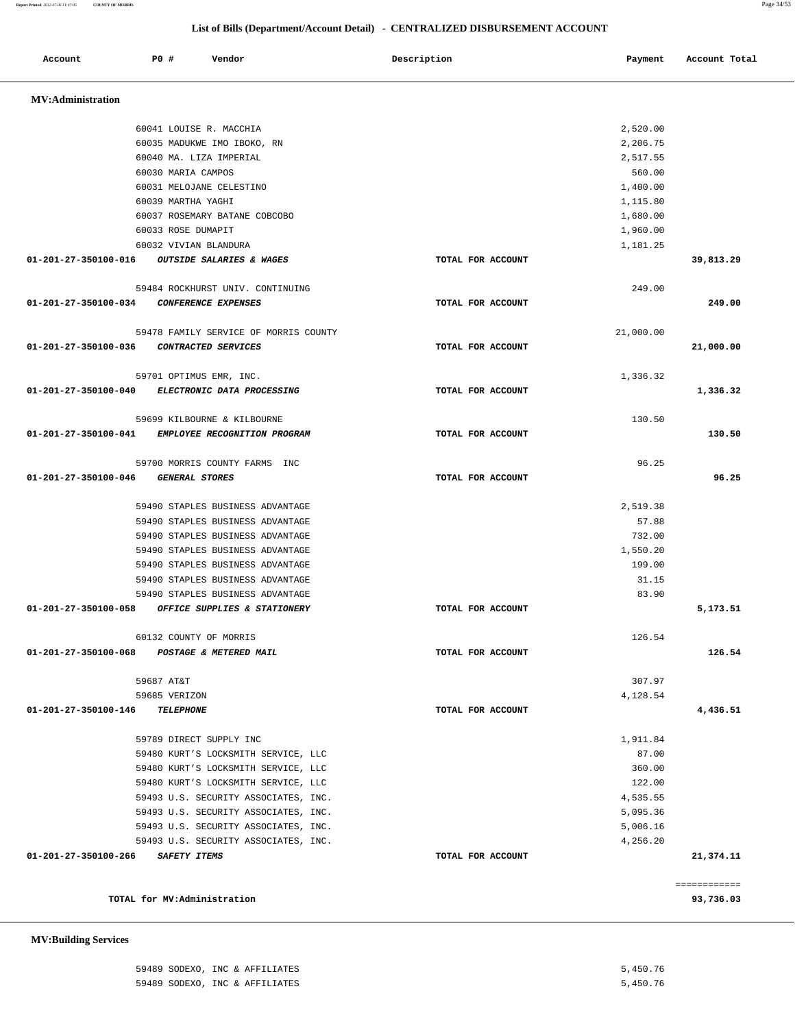## List of Bills (Department/Account Detail) - CENTRALIZED DISBURSEMENT ACCOUNT

| Account | PO # | Vendor | Description | Payment | Account Total |
|---|---|---|---|---|---|

### MV:Administration

| Account | PO # | Vendor | Description | Payment | Account Total |
|---|---|---|---|---|---|
| | 60041 | LOUISE R. MACCHIA | | 2,520.00 | |
| | 60035 | MADUKWE IMO IBOKO, RN | | 2,206.75 | |
| | 60040 | MA. LIZA IMPERIAL | | 2,517.55 | |
| | 60030 | MARIA CAMPOS | | 560.00 | |
| | 60031 | MELOJANE CELESTINO | | 1,400.00 | |
| | 60039 | MARTHA YAGHI | | 1,115.80 | |
| | 60037 | ROSEMARY BATANE COBCOBO | | 1,680.00 | |
| | 60033 | ROSE DUMAPIT | | 1,960.00 | |
| | 60032 | VIVIAN BLANDURA | | 1,181.25 | |
| **01-201-27-350100-016** | | ***OUTSIDE SALARIES & WAGES*** | **TOTAL FOR ACCOUNT** | | **39,813.29** |
| | 59484 | ROCKHURST UNIV. CONTINUING | | 249.00 | |
| **01-201-27-350100-034** | | ***CONFERENCE EXPENSES*** | **TOTAL FOR ACCOUNT** | | **249.00** |
| | 59478 | FAMILY SERVICE OF MORRIS COUNTY | | 21,000.00 | |
| **01-201-27-350100-036** | | ***CONTRACTED SERVICES*** | **TOTAL FOR ACCOUNT** | | **21,000.00** |
| | 59701 | OPTIMUS EMR, INC. | | 1,336.32 | |
| **01-201-27-350100-040** | | ***ELECTRONIC DATA PROCESSING*** | **TOTAL FOR ACCOUNT** | | **1,336.32** |
| | 59699 | KILBOURNE & KILBOURNE | | 130.50 | |
| **01-201-27-350100-041** | | ***EMPLOYEE RECOGNITION PROGRAM*** | **TOTAL FOR ACCOUNT** | | **130.50** |
| | 59700 | MORRIS COUNTY FARMS INC | | 96.25 | |
| **01-201-27-350100-046** | | ***GENERAL STORES*** | **TOTAL FOR ACCOUNT** | | **96.25** |
| | 59490 | STAPLES BUSINESS ADVANTAGE | | 2,519.38 | |
| | 59490 | STAPLES BUSINESS ADVANTAGE | | 57.88 | |
| | 59490 | STAPLES BUSINESS ADVANTAGE | | 732.00 | |
| | 59490 | STAPLES BUSINESS ADVANTAGE | | 1,550.20 | |
| | 59490 | STAPLES BUSINESS ADVANTAGE | | 199.00 | |
| | 59490 | STAPLES BUSINESS ADVANTAGE | | 31.15 | |
| | 59490 | STAPLES BUSINESS ADVANTAGE | | 83.90 | |
| **01-201-27-350100-058** | | ***OFFICE SUPPLIES & STATIONERY*** | **TOTAL FOR ACCOUNT** | | **5,173.51** |
| | 60132 | COUNTY OF MORRIS | | 126.54 | |
| **01-201-27-350100-068** | | ***POSTAGE & METERED MAIL*** | **TOTAL FOR ACCOUNT** | | **126.54** |
| | 59687 | AT&T | | 307.97 | |
| | 59685 | VERIZON | | 4,128.54 | |
| **01-201-27-350100-146** | | ***TELEPHONE*** | **TOTAL FOR ACCOUNT** | | **4,436.51** |
| | 59789 | DIRECT SUPPLY INC | | 1,911.84 | |
| | 59480 | KURT'S LOCKSMITH SERVICE, LLC | | 87.00 | |
| | 59480 | KURT'S LOCKSMITH SERVICE, LLC | | 360.00 | |
| | 59480 | KURT'S LOCKSMITH SERVICE, LLC | | 122.00 | |
| | 59493 | U.S. SECURITY ASSOCIATES, INC. | | 4,535.55 | |
| | 59493 | U.S. SECURITY ASSOCIATES, INC. | | 5,095.36 | |
| | 59493 | U.S. SECURITY ASSOCIATES, INC. | | 5,006.16 | |
| | 59493 | U.S. SECURITY ASSOCIATES, INC. | | 4,256.20 | |
| **01-201-27-350100-266** | | ***SAFETY ITEMS*** | **TOTAL FOR ACCOUNT** | | **21,374.11** |
| | | | | | ============ |
| | | **TOTAL for MV:Administration** | | | **93,736.03** |

### MV:Building Services

| Account | PO # | Vendor | Description | Payment | Account Total |
|---|---|---|---|---|---|
| | 59489 | SODEXO, INC & AFFILIATES | | 5,450.76 | |
| | 59489 | SODEXO, INC & AFFILIATES | | 5,450.76 | |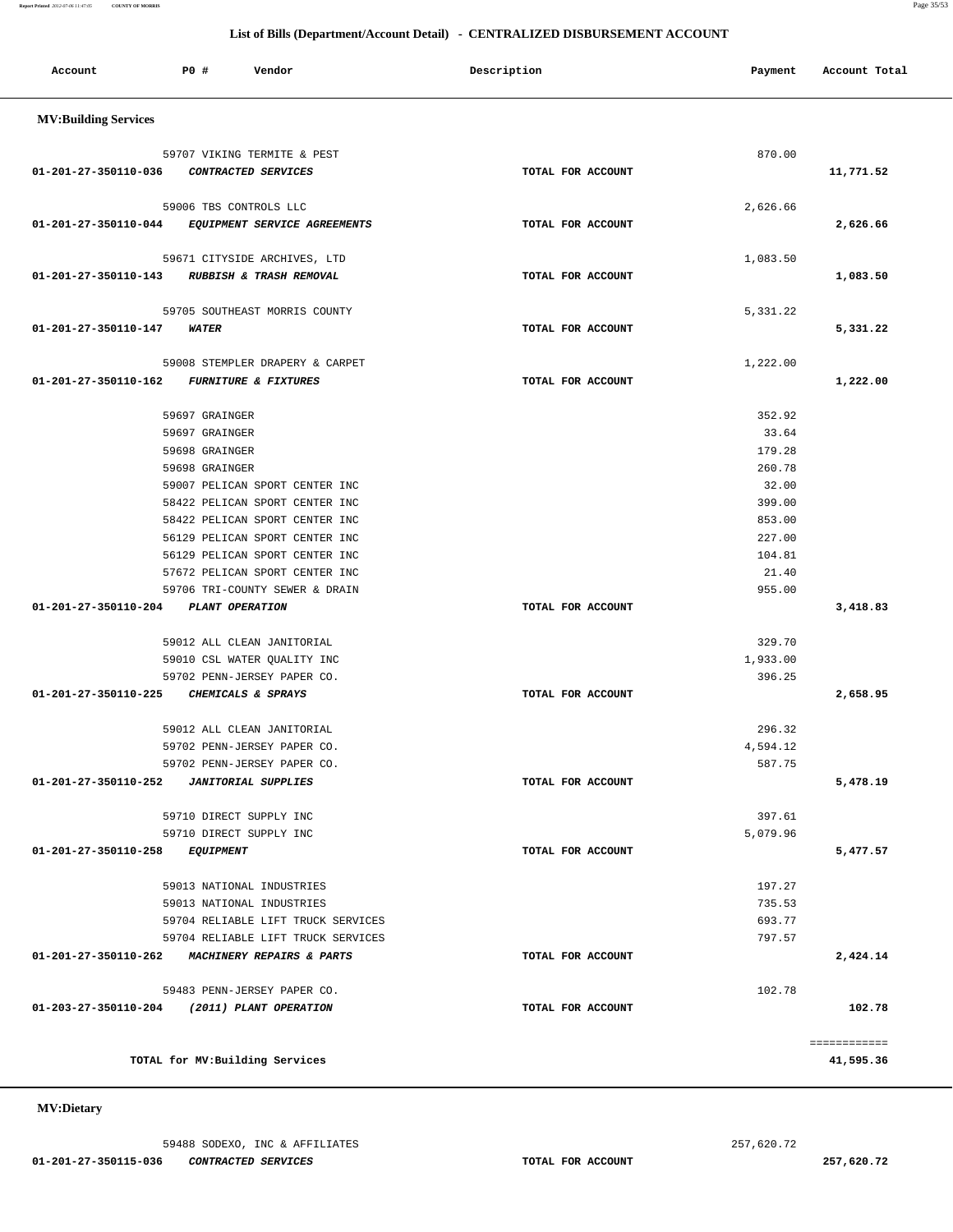## List of Bills (Department/Account Detail) - CENTRALIZED DISBURSEMENT ACCOUNT

| Account | PO # | Vendor | Description | Payment | Account Total |
|---|---|---|---|---|---|

### MV:Building Services

| Account | PO # | Vendor | Description | Payment | Account Total |
|---|---|---|---|---|---|
| | 59707 | VIKING TERMITE & PEST | | 870.00 | |
| 01-201-27-350110-036 | | *CONTRACTED SERVICES* | TOTAL FOR ACCOUNT | | 11,771.52 |
| | 59006 | TBS CONTROLS LLC | | 2,626.66 | |
| 01-201-27-350110-044 | | *EQUIPMENT SERVICE AGREEMENTS* | TOTAL FOR ACCOUNT | | 2,626.66 |
| | 59671 | CITYSIDE ARCHIVES, LTD | | 1,083.50 | |
| 01-201-27-350110-143 | | *RUBBISH & TRASH REMOVAL* | TOTAL FOR ACCOUNT | | 1,083.50 |
| | 59705 | SOUTHEAST MORRIS COUNTY | | 5,331.22 | |
| 01-201-27-350110-147 | | *WATER* | TOTAL FOR ACCOUNT | | 5,331.22 |
| | 59008 | STEMPLER DRAPERY & CARPET | | 1,222.00 | |
| 01-201-27-350110-162 | | *FURNITURE & FIXTURES* | TOTAL FOR ACCOUNT | | 1,222.00 |
| | 59697 | GRAINGER | | 352.92 | |
| | 59697 | GRAINGER | | 33.64 | |
| | 59698 | GRAINGER | | 179.28 | |
| | 59698 | GRAINGER | | 260.78 | |
| | 59007 | PELICAN SPORT CENTER INC | | 32.00 | |
| | 58422 | PELICAN SPORT CENTER INC | | 399.00 | |
| | 58422 | PELICAN SPORT CENTER INC | | 853.00 | |
| | 56129 | PELICAN SPORT CENTER INC | | 227.00 | |
| | 56129 | PELICAN SPORT CENTER INC | | 104.81 | |
| | 57672 | PELICAN SPORT CENTER INC | | 21.40 | |
| | 59706 | TRI-COUNTY SEWER & DRAIN | | 955.00 | |
| 01-201-27-350110-204 | | *PLANT OPERATION* | TOTAL FOR ACCOUNT | | 3,418.83 |
| | 59012 | ALL CLEAN JANITORIAL | | 329.70 | |
| | 59010 | CSL WATER QUALITY INC | | 1,933.00 | |
| | 59702 | PENN-JERSEY PAPER CO. | | 396.25 | |
| 01-201-27-350110-225 | | *CHEMICALS & SPRAYS* | TOTAL FOR ACCOUNT | | 2,658.95 |
| | 59012 | ALL CLEAN JANITORIAL | | 296.32 | |
| | 59702 | PENN-JERSEY PAPER CO. | | 4,594.12 | |
| | 59702 | PENN-JERSEY PAPER CO. | | 587.75 | |
| 01-201-27-350110-252 | | *JANITORIAL SUPPLIES* | TOTAL FOR ACCOUNT | | 5,478.19 |
| | 59710 | DIRECT SUPPLY INC | | 397.61 | |
| | 59710 | DIRECT SUPPLY INC | | 5,079.96 | |
| 01-201-27-350110-258 | | *EQUIPMENT* | TOTAL FOR ACCOUNT | | 5,477.57 |
| | 59013 | NATIONAL INDUSTRIES | | 197.27 | |
| | 59013 | NATIONAL INDUSTRIES | | 735.53 | |
| | 59704 | RELIABLE LIFT TRUCK SERVICES | | 693.77 | |
| | 59704 | RELIABLE LIFT TRUCK SERVICES | | 797.57 | |
| 01-201-27-350110-262 | | *MACHINERY REPAIRS & PARTS* | TOTAL FOR ACCOUNT | | 2,424.14 |
| | 59483 | PENN-JERSEY PAPER CO. | | 102.78 | |
| 01-203-27-350110-204 | | *(2011) PLANT OPERATION* | TOTAL FOR ACCOUNT | | 102.78 |

============

**TOTAL for MV:Building Services** 41,595.36

### MV:Dietary

| Account | PO # | Vendor | Description | Payment | Account Total |
|---|---|---|---|---|---|
| | 59488 | SODEXO, INC & AFFILIATES | | 257,620.72 | |
| 01-201-27-350115-036 | | *CONTRACTED SERVICES* | TOTAL FOR ACCOUNT | | 257,620.72 |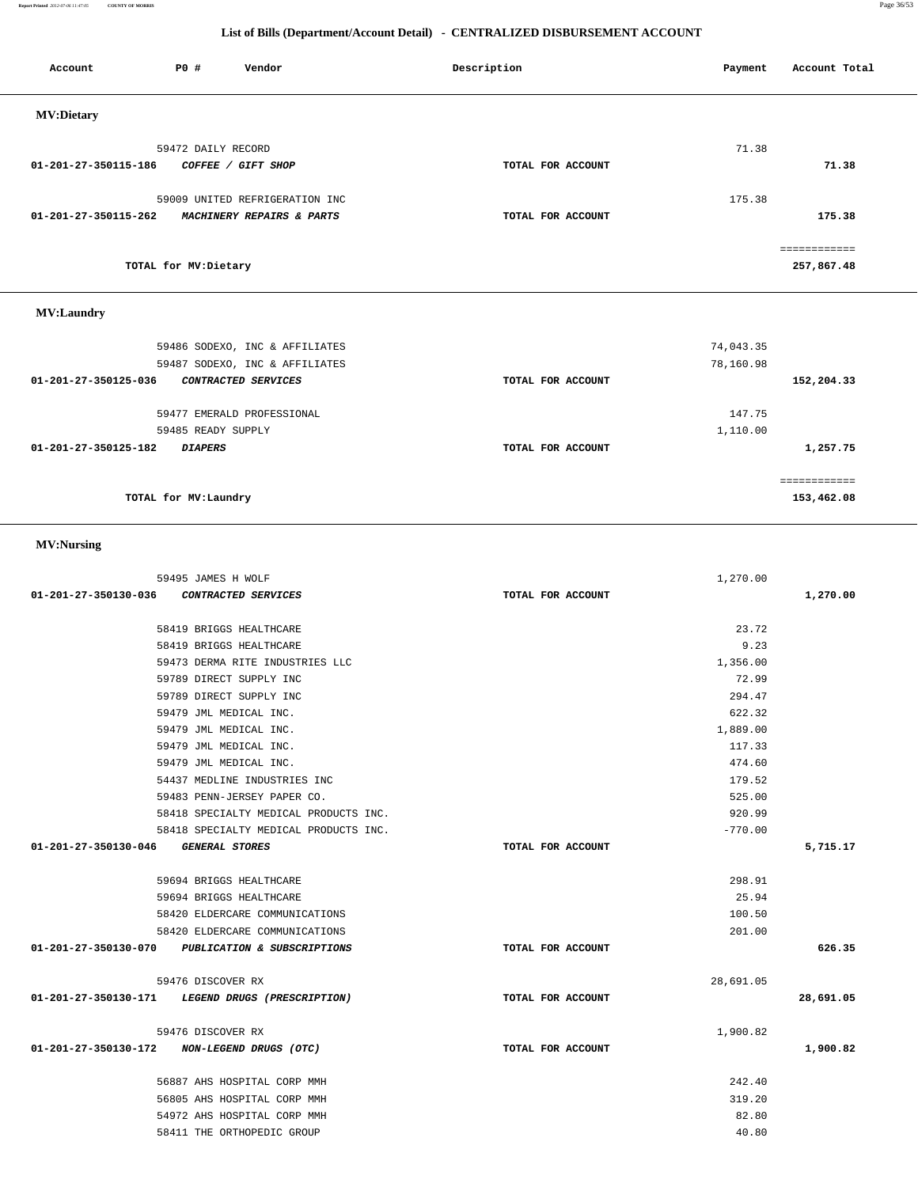## List of Bills (Department/Account Detail) - CENTRALIZED DISBURSEMENT ACCOUNT

| Account | PO # | Vendor | Description | Payment | Account Total |
|---|---|---|---|---|---|
| **MV:Dietary** | | | | | |
| | 59472 | DAILY RECORD | | 71.38 | |
| 01-201-27-350115-186 | | *COFFEE / GIFT SHOP* | TOTAL FOR ACCOUNT | | 71.38 |
| | 59009 | UNITED REFRIGERATION INC | | 175.38 | |
| 01-201-27-350115-262 | | *MACHINERY REPAIRS & PARTS* | TOTAL FOR ACCOUNT | | 175.38 |
| | | | | | ============ |
| | | TOTAL for MV:Dietary | | | 257,867.48 |
| **MV:Laundry** | | | | | |
| | 59486 | SODEXO, INC & AFFILIATES | | 74,043.35 | |
| | 59487 | SODEXO, INC & AFFILIATES | | 78,160.98 | |
| 01-201-27-350125-036 | | *CONTRACTED SERVICES* | TOTAL FOR ACCOUNT | | 152,204.33 |
| | 59477 | EMERALD PROFESSIONAL | | 147.75 | |
| | 59485 | READY SUPPLY | | 1,110.00 | |
| 01-201-27-350125-182 | | *DIAPERS* | TOTAL FOR ACCOUNT | | 1,257.75 |
| | | | | | ============ |
| | | TOTAL for MV:Laundry | | | 153,462.08 |
| **MV:Nursing** | | | | | |
| | 59495 | JAMES H WOLF | | 1,270.00 | |
| 01-201-27-350130-036 | | *CONTRACTED SERVICES* | TOTAL FOR ACCOUNT | | 1,270.00 |
| | 58419 | BRIGGS HEALTHCARE | | 23.72 | |
| | 58419 | BRIGGS HEALTHCARE | | 9.23 | |
| | 59473 | DERMA RITE INDUSTRIES LLC | | 1,356.00 | |
| | 59789 | DIRECT SUPPLY INC | | 72.99 | |
| | 59789 | DIRECT SUPPLY INC | | 294.47 | |
| | 59479 | JML MEDICAL INC. | | 622.32 | |
| | 59479 | JML MEDICAL INC. | | 1,889.00 | |
| | 59479 | JML MEDICAL INC. | | 117.33 | |
| | 59479 | JML MEDICAL INC. | | 474.60 | |
| | 54437 | MEDLINE INDUSTRIES INC | | 179.52 | |
| | 59483 | PENN-JERSEY PAPER CO. | | 525.00 | |
| | 58418 | SPECIALTY MEDICAL PRODUCTS INC. | | 920.99 | |
| | 58418 | SPECIALTY MEDICAL PRODUCTS INC. | | -770.00 | |
| 01-201-27-350130-046 | | *GENERAL STORES* | TOTAL FOR ACCOUNT | | 5,715.17 |
| | 59694 | BRIGGS HEALTHCARE | | 298.91 | |
| | 59694 | BRIGGS HEALTHCARE | | 25.94 | |
| | 58420 | ELDERCARE COMMUNICATIONS | | 100.50 | |
| | 58420 | ELDERCARE COMMUNICATIONS | | 201.00 | |
| 01-201-27-350130-070 | | *PUBLICATION & SUBSCRIPTIONS* | TOTAL FOR ACCOUNT | | 626.35 |
| | 59476 | DISCOVER RX | | 28,691.05 | |
| 01-201-27-350130-171 | | *LEGEND DRUGS (PRESCRIPTION)* | TOTAL FOR ACCOUNT | | 28,691.05 |
| | 59476 | DISCOVER RX | | 1,900.82 | |
| 01-201-27-350130-172 | | *NON-LEGEND DRUGS (OTC)* | TOTAL FOR ACCOUNT | | 1,900.82 |
| | 56887 | AHS HOSPITAL CORP MMH | | 242.40 | |
| | 56805 | AHS HOSPITAL CORP MMH | | 319.20 | |
| | 54972 | AHS HOSPITAL CORP MMH | | 82.80 | |
| | 58411 | THE ORTHOPEDIC GROUP | | 40.80 | |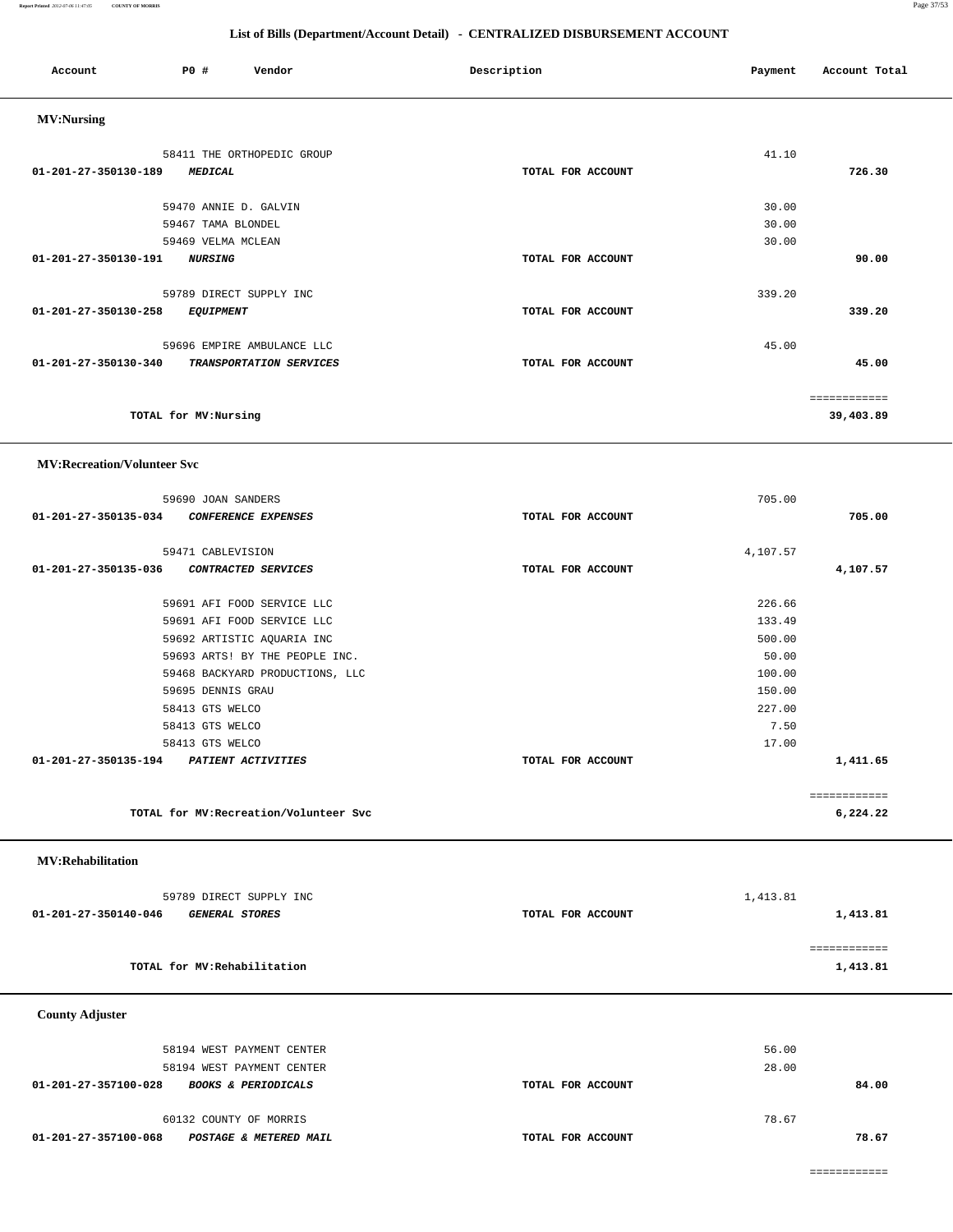## List of Bills (Department/Account Detail) - CENTRALIZED DISBURSEMENT ACCOUNT

| Account | PO # | Vendor | Description | Payment | Account Total |
|---|---|---|---|---|---|

### MV:Nursing

| Account | PO # | Vendor | Description | Payment | Account Total |
|---|---|---|---|---|---|
| | 58411 | THE ORTHOPEDIC GROUP | | 41.10 | |
| 01-201-27-350130-189 | | *MEDICAL* | TOTAL FOR ACCOUNT | | 726.30 |
| | 59470 | ANNIE D. GALVIN | | 30.00 | |
| | 59467 | TAMA BLONDEL | | 30.00 | |
| | 59469 | VELMA MCLEAN | | 30.00 | |
| 01-201-27-350130-191 | | *NURSING* | TOTAL FOR ACCOUNT | | 90.00 |
| | 59789 | DIRECT SUPPLY INC | | 339.20 | |
| 01-201-27-350130-258 | | *EQUIPMENT* | TOTAL FOR ACCOUNT | | 339.20 |
| | 59696 | EMPIRE AMBULANCE LLC | | 45.00 | |
| 01-201-27-350130-340 | | *TRANSPORTATION SERVICES* | TOTAL FOR ACCOUNT | | 45.00 |
| | | TOTAL for MV:Nursing | | | 39,403.89 |

### MV:Recreation/Volunteer Svc

| Account | PO # | Vendor | Description | Payment | Account Total |
|---|---|---|---|---|---|
| | 59690 | JOAN SANDERS | | 705.00 | |
| 01-201-27-350135-034 | | *CONFERENCE EXPENSES* | TOTAL FOR ACCOUNT | | 705.00 |
| | 59471 | CABLEVISION | | 4,107.57 | |
| 01-201-27-350135-036 | | *CONTRACTED SERVICES* | TOTAL FOR ACCOUNT | | 4,107.57 |
| | 59691 | AFI FOOD SERVICE LLC | | 226.66 | |
| | 59691 | AFI FOOD SERVICE LLC | | 133.49 | |
| | 59692 | ARTISTIC AQUARIA INC | | 500.00 | |
| | 59693 | ARTS! BY THE PEOPLE INC. | | 50.00 | |
| | 59468 | BACKYARD PRODUCTIONS, LLC | | 100.00 | |
| | 59695 | DENNIS GRAU | | 150.00 | |
| | 58413 | GTS WELCO | | 227.00 | |
| | 58413 | GTS WELCO | | 7.50 | |
| | 58413 | GTS WELCO | | 17.00 | |
| 01-201-27-350135-194 | | *PATIENT ACTIVITIES* | TOTAL FOR ACCOUNT | | 1,411.65 |
| | | TOTAL for MV:Recreation/Volunteer Svc | | | 6,224.22 |

### MV:Rehabilitation

| Account | PO # | Vendor | Description | Payment | Account Total |
|---|---|---|---|---|---|
| | 59789 | DIRECT SUPPLY INC | | 1,413.81 | |
| 01-201-27-350140-046 | | *GENERAL STORES* | TOTAL FOR ACCOUNT | | 1,413.81 |
| | | TOTAL for MV:Rehabilitation | | | 1,413.81 |

### County Adjuster

| Account | PO # | Vendor | Description | Payment | Account Total |
|---|---|---|---|---|---|
| | 58194 | WEST PAYMENT CENTER | | 56.00 | |
| | 58194 | WEST PAYMENT CENTER | | 28.00 | |
| 01-201-27-357100-028 | | *BOOKS & PERIODICALS* | TOTAL FOR ACCOUNT | | 84.00 |
| | 60132 | COUNTY OF MORRIS | | 78.67 | |
| 01-201-27-357100-068 | | *POSTAGE & METERED MAIL* | TOTAL FOR ACCOUNT | | 78.67 |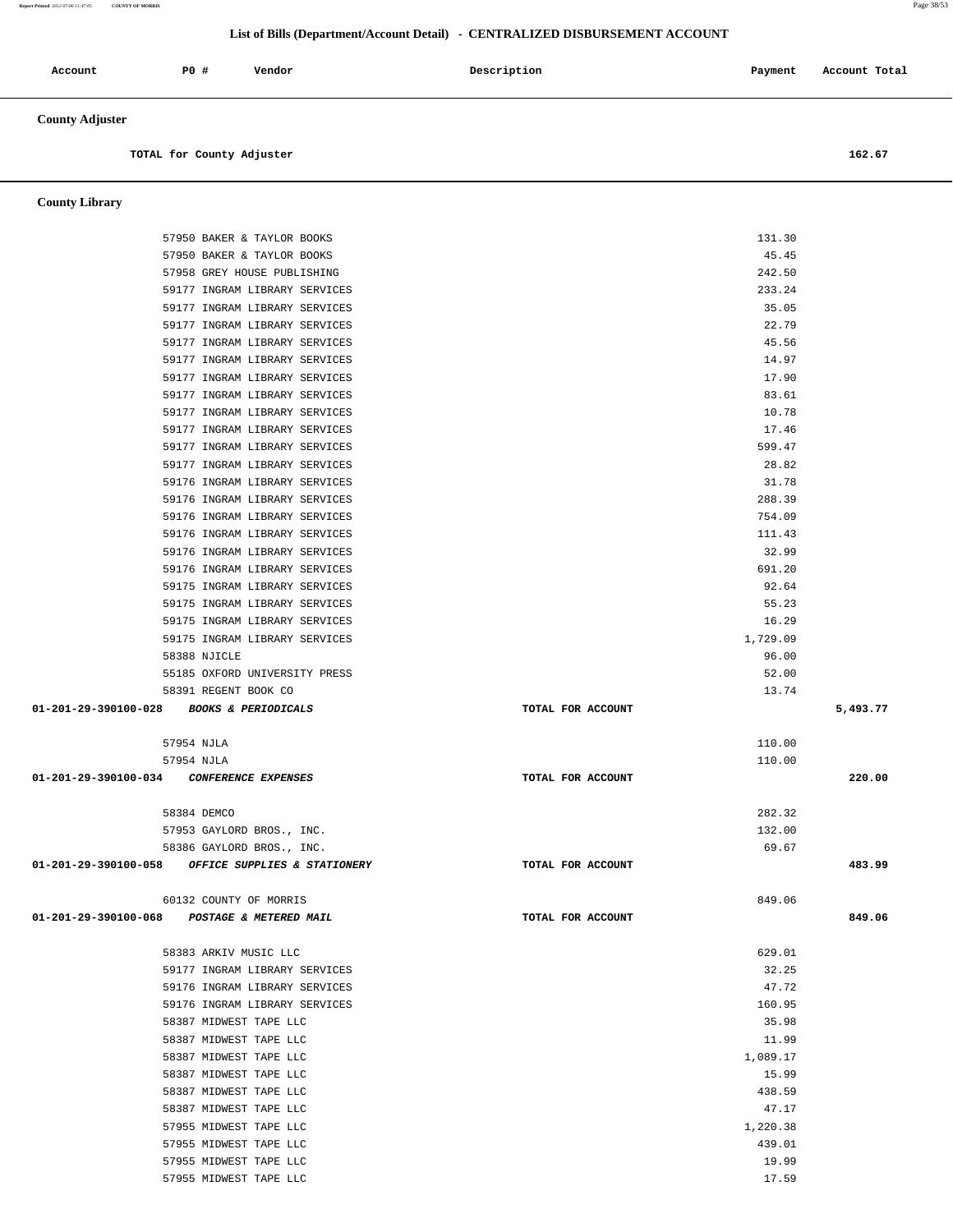## List of Bills (Department/Account Detail) - CENTRALIZED DISBURSEMENT ACCOUNT

| Account | PO # | Vendor | Description | Payment | Account Total |
|---|---|---|---|---|---|

### County Adjuster

| | | | | | |
|---|---|---|---|---|---|
| TOTAL for County Adjuster | | | | | 162.67 |

### County Library

| Account | PO # | Vendor | Description | Payment | Account Total |
|---|---|---|---|---|---|
| | 57950 | BAKER & TAYLOR BOOKS | | 131.30 | |
| | 57950 | BAKER & TAYLOR BOOKS | | 45.45 | |
| | 57958 | GREY HOUSE PUBLISHING | | 242.50 | |
| | 59177 | INGRAM LIBRARY SERVICES | | 233.24 | |
| | 59177 | INGRAM LIBRARY SERVICES | | 35.05 | |
| | 59177 | INGRAM LIBRARY SERVICES | | 22.79 | |
| | 59177 | INGRAM LIBRARY SERVICES | | 45.56 | |
| | 59177 | INGRAM LIBRARY SERVICES | | 14.97 | |
| | 59177 | INGRAM LIBRARY SERVICES | | 17.90 | |
| | 59177 | INGRAM LIBRARY SERVICES | | 83.61 | |
| | 59177 | INGRAM LIBRARY SERVICES | | 10.78 | |
| | 59177 | INGRAM LIBRARY SERVICES | | 17.46 | |
| | 59177 | INGRAM LIBRARY SERVICES | | 599.47 | |
| | 59177 | INGRAM LIBRARY SERVICES | | 28.82 | |
| | 59176 | INGRAM LIBRARY SERVICES | | 31.78 | |
| | 59176 | INGRAM LIBRARY SERVICES | | 288.39 | |
| | 59176 | INGRAM LIBRARY SERVICES | | 754.09 | |
| | 59176 | INGRAM LIBRARY SERVICES | | 111.43 | |
| | 59176 | INGRAM LIBRARY SERVICES | | 32.99 | |
| | 59176 | INGRAM LIBRARY SERVICES | | 691.20 | |
| | 59175 | INGRAM LIBRARY SERVICES | | 92.64 | |
| | 59175 | INGRAM LIBRARY SERVICES | | 55.23 | |
| | 59175 | INGRAM LIBRARY SERVICES | | 16.29 | |
| | 59175 | INGRAM LIBRARY SERVICES | | 1,729.09 | |
| | 58388 | NJICLE | | 96.00 | |
| | 55185 | OXFORD UNIVERSITY PRESS | | 52.00 | |
| | 58391 | REGENT BOOK CO | | 13.74 | |
| 01-201-29-390100-028 | | *BOOKS & PERIODICALS* | TOTAL FOR ACCOUNT | | 5,493.77 |
| | 57954 | NJLA | | 110.00 | |
| | 57954 | NJLA | | 110.00 | |
| 01-201-29-390100-034 | | *CONFERENCE EXPENSES* | TOTAL FOR ACCOUNT | | 220.00 |
| | 58384 | DEMCO | | 282.32 | |
| | 57953 | GAYLORD BROS., INC. | | 132.00 | |
| | 58386 | GAYLORD BROS., INC. | | 69.67 | |
| 01-201-29-390100-058 | | *OFFICE SUPPLIES & STATIONERY* | TOTAL FOR ACCOUNT | | 483.99 |
| | 60132 | COUNTY OF MORRIS | | 849.06 | |
| 01-201-29-390100-068 | | *POSTAGE & METERED MAIL* | TOTAL FOR ACCOUNT | | 849.06 |
| | 58383 | ARKIV MUSIC LLC | | 629.01 | |
| | 59177 | INGRAM LIBRARY SERVICES | | 32.25 | |
| | 59176 | INGRAM LIBRARY SERVICES | | 47.72 | |
| | 59176 | INGRAM LIBRARY SERVICES | | 160.95 | |
| | 58387 | MIDWEST TAPE LLC | | 35.98 | |
| | 58387 | MIDWEST TAPE LLC | | 11.99 | |
| | 58387 | MIDWEST TAPE LLC | | 1,089.17 | |
| | 58387 | MIDWEST TAPE LLC | | 15.99 | |
| | 58387 | MIDWEST TAPE LLC | | 438.59 | |
| | 58387 | MIDWEST TAPE LLC | | 47.17 | |
| | 57955 | MIDWEST TAPE LLC | | 1,220.38 | |
| | 57955 | MIDWEST TAPE LLC | | 439.01 | |
| | 57955 | MIDWEST TAPE LLC | | 19.99 | |
| | 57955 | MIDWEST TAPE LLC | | 17.59 | |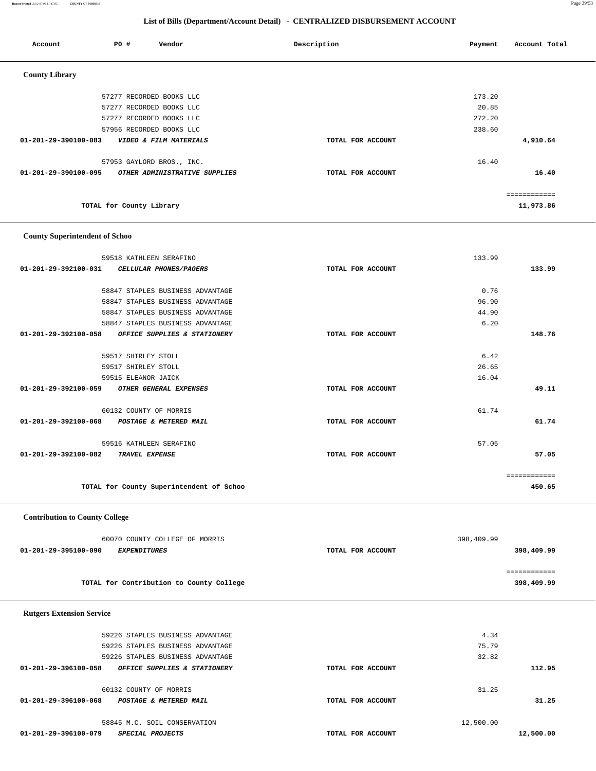## List of Bills (Department/Account Detail) - CENTRALIZED DISBURSEMENT ACCOUNT

| Account | PO # | Vendor | Description | Payment | Account Total |
|---|---|---|---|---|---|

### County Library

| Account | PO # | Vendor | Description | Payment | Account Total |
|---|---|---|---|---|---|
| | 57277 | RECORDED BOOKS LLC | | 173.20 | |
| | 57277 | RECORDED BOOKS LLC | | 20.85 | |
| | 57277 | RECORDED BOOKS LLC | | 272.20 | |
| | 57956 | RECORDED BOOKS LLC | | 238.60 | |
| 01-201-29-390100-083 | | *VIDEO & FILM MATERIALS* | TOTAL FOR ACCOUNT | | 4,910.64 |
| | 57953 | GAYLORD BROS., INC. | | 16.40 | |
| 01-201-29-390100-095 | | *OTHER ADMINISTRATIVE SUPPLIES* | TOTAL FOR ACCOUNT | | 16.40 |
| | | TOTAL for County Library | | | 11,973.86 |

### County Superintendent of Schoo

| Account | PO # | Vendor | Description | Payment | Account Total |
|---|---|---|---|---|---|
| | 59518 | KATHLEEN SERAFINO | | 133.99 | |
| 01-201-29-392100-031 | | *CELLULAR PHONES/PAGERS* | TOTAL FOR ACCOUNT | | 133.99 |
| | 58847 | STAPLES BUSINESS ADVANTAGE | | 0.76 | |
| | 58847 | STAPLES BUSINESS ADVANTAGE | | 96.90 | |
| | 58847 | STAPLES BUSINESS ADVANTAGE | | 44.90 | |
| | 58847 | STAPLES BUSINESS ADVANTAGE | | 6.20 | |
| 01-201-29-392100-058 | | *OFFICE SUPPLIES & STATIONERY* | TOTAL FOR ACCOUNT | | 148.76 |
| | 59517 | SHIRLEY STOLL | | 6.42 | |
| | 59517 | SHIRLEY STOLL | | 26.65 | |
| | 59515 | ELEANOR JAICK | | 16.04 | |
| 01-201-29-392100-059 | | *OTHER GENERAL EXPENSES* | TOTAL FOR ACCOUNT | | 49.11 |
| | 60132 | COUNTY OF MORRIS | | 61.74 | |
| 01-201-29-392100-068 | | *POSTAGE & METERED MAIL* | TOTAL FOR ACCOUNT | | 61.74 |
| | 59516 | KATHLEEN SERAFINO | | 57.05 | |
| 01-201-29-392100-082 | | *TRAVEL EXPENSE* | TOTAL FOR ACCOUNT | | 57.05 |
| | | TOTAL for County Superintendent of Schoo | | | 450.65 |

### Contribution to County College

| Account | PO # | Vendor | Description | Payment | Account Total |
|---|---|---|---|---|---|
| | 60070 | COUNTY COLLEGE OF MORRIS | | 398,409.99 | |
| 01-201-29-395100-090 | | *EXPENDITURES* | TOTAL FOR ACCOUNT | | 398,409.99 |
| | | TOTAL for Contribution to County College | | | 398,409.99 |

### Rutgers Extension Service

| Account | PO # | Vendor | Description | Payment | Account Total |
|---|---|---|---|---|---|
| | 59226 | STAPLES BUSINESS ADVANTAGE | | 4.34 | |
| | 59226 | STAPLES BUSINESS ADVANTAGE | | 75.79 | |
| | 59226 | STAPLES BUSINESS ADVANTAGE | | 32.82 | |
| 01-201-29-396100-058 | | *OFFICE SUPPLIES & STATIONERY* | TOTAL FOR ACCOUNT | | 112.95 |
| | 60132 | COUNTY OF MORRIS | | 31.25 | |
| 01-201-29-396100-068 | | *POSTAGE & METERED MAIL* | TOTAL FOR ACCOUNT | | 31.25 |
| | 58845 | M.C. SOIL CONSERVATION | | 12,500.00 | |
| 01-201-29-396100-079 | | *SPECIAL PROJECTS* | TOTAL FOR ACCOUNT | | 12,500.00 |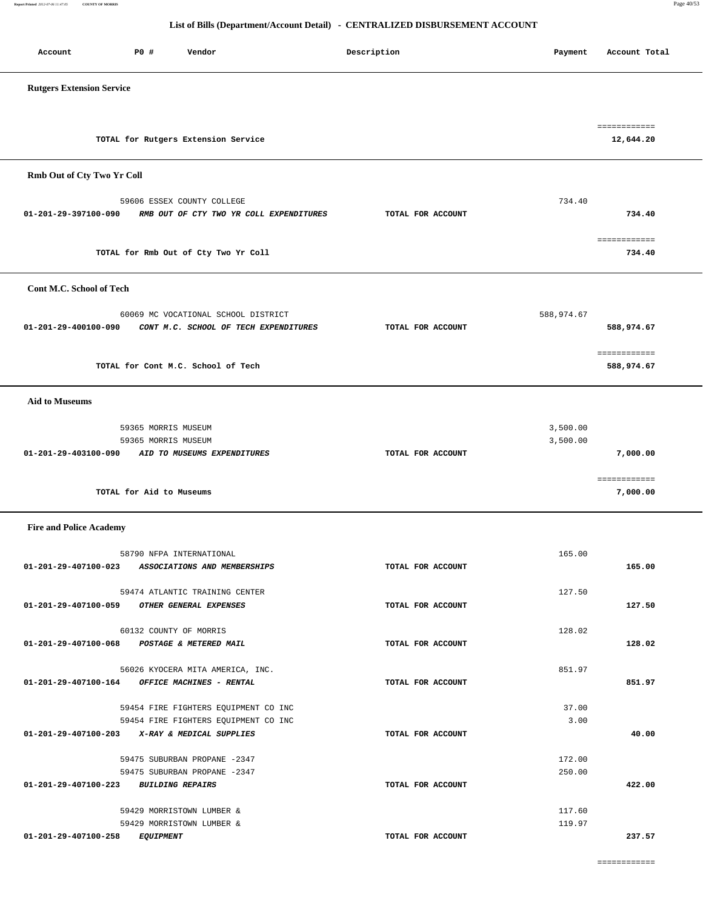## List of Bills (Department/Account Detail) - CENTRALIZED DISBURSEMENT ACCOUNT

| Account | PO # | Vendor | Description | Payment | Account Total |
|---|---|---|---|---|---|

**Rutgers Extension Service**

| | | | | | |
|---|---|---|---|---|---|
| | | TOTAL for Rutgers Extension Service | | | ============ 12,644.20 |

**Rmb Out of Cty Two Yr Coll**

| | | | | | |
|---|---|---|---|---|---|
| | 59606 | ESSEX COUNTY COLLEGE | | 734.40 | |
| 01-201-29-397100-090 | | *RMB OUT OF CTY TWO YR COLL EXPENDITURES* | TOTAL FOR ACCOUNT | | 734.40 |
| | | TOTAL for Rmb Out of Cty Two Yr Coll | | | ============ 734.40 |

**Cont M.C. School of Tech**

| | | | | | |
|---|---|---|---|---|---|
| | 60069 | MC VOCATIONAL SCHOOL DISTRICT | | 588,974.67 | |
| 01-201-29-400100-090 | | *CONT M.C. SCHOOL OF TECH EXPENDITURES* | TOTAL FOR ACCOUNT | | 588,974.67 |
| | | TOTAL for Cont M.C. School of Tech | | | ============ 588,974.67 |

**Aid to Museums**

| | | | | | |
|---|---|---|---|---|---|
| | 59365 | MORRIS MUSEUM | | 3,500.00 | |
| | 59365 | MORRIS MUSEUM | | 3,500.00 | |
| 01-201-29-403100-090 | | *AID TO MUSEUMS EXPENDITURES* | TOTAL FOR ACCOUNT | | 7,000.00 |
| | | TOTAL for Aid to Museums | | | ============ 7,000.00 |

**Fire and Police Academy**

| | | | | | |
|---|---|---|---|---|---|
| | 58790 | NFPA INTERNATIONAL | | 165.00 | |
| 01-201-29-407100-023 | | *ASSOCIATIONS AND MEMBERSHIPS* | TOTAL FOR ACCOUNT | | 165.00 |
| | 59474 | ATLANTIC TRAINING CENTER | | 127.50 | |
| 01-201-29-407100-059 | | *OTHER GENERAL EXPENSES* | TOTAL FOR ACCOUNT | | 127.50 |
| | 60132 | COUNTY OF MORRIS | | 128.02 | |
| 01-201-29-407100-068 | | *POSTAGE & METERED MAIL* | TOTAL FOR ACCOUNT | | 128.02 |
| | 56026 | KYOCERA MITA AMERICA, INC. | | 851.97 | |
| 01-201-29-407100-164 | | *OFFICE MACHINES - RENTAL* | TOTAL FOR ACCOUNT | | 851.97 |
| | 59454 | FIRE FIGHTERS EQUIPMENT CO INC | | 37.00 | |
| | 59454 | FIRE FIGHTERS EQUIPMENT CO INC | | 3.00 | |
| 01-201-29-407100-203 | | *X-RAY & MEDICAL SUPPLIES* | TOTAL FOR ACCOUNT | | 40.00 |
| | 59475 | SUBURBAN PROPANE -2347 | | 172.00 | |
| | 59475 | SUBURBAN PROPANE -2347 | | 250.00 | |
| 01-201-29-407100-223 | | *BUILDING REPAIRS* | TOTAL FOR ACCOUNT | | 422.00 |
| | 59429 | MORRISTOWN LUMBER & | | 117.60 | |
| | 59429 | MORRISTOWN LUMBER & | | 119.97 | |
| 01-201-29-407100-258 | | *EQUIPMENT* | TOTAL FOR ACCOUNT | | 237.57 |
| | | | | | ============ |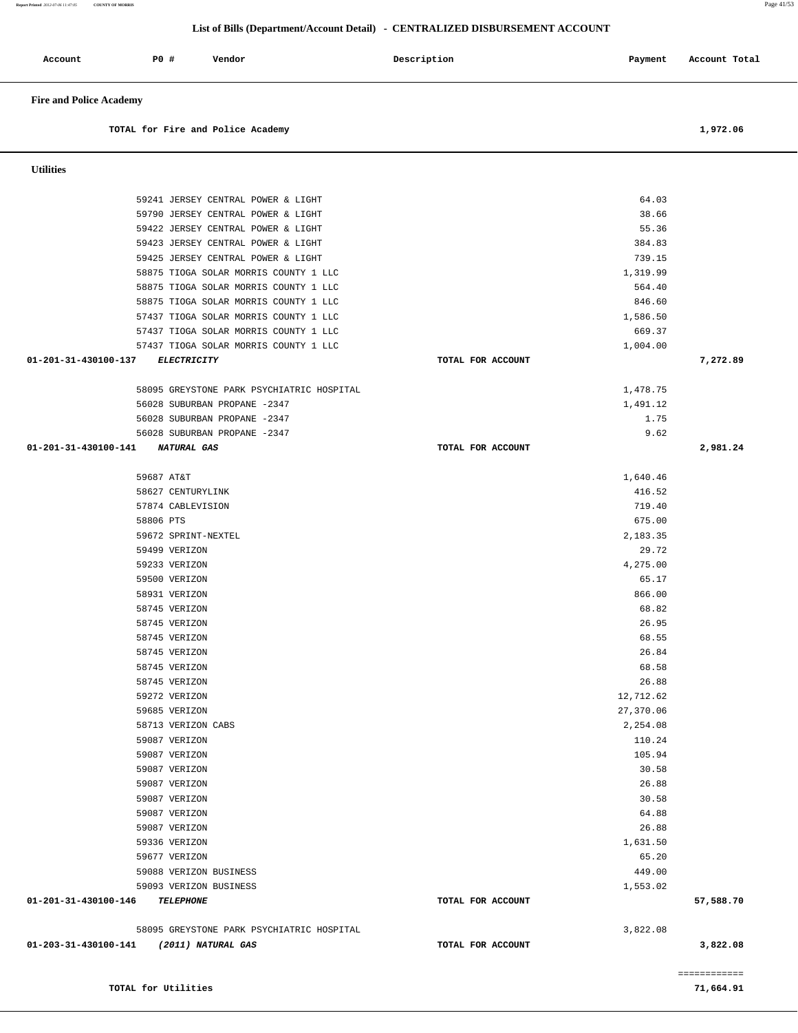## List of Bills (Department/Account Detail) - CENTRALIZED DISBURSEMENT ACCOUNT

| Account | PO # | Vendor | Description | Payment | Account Total |
|---|---|---|---|---|---|
| **Fire and Police Academy** | | | | | |
| | | **TOTAL for Fire and Police Academy** | | | **1,972.06** |
| **Utilities** | | | | | |
| | 59241 | JERSEY CENTRAL POWER & LIGHT | | 64.03 | |
| | 59790 | JERSEY CENTRAL POWER & LIGHT | | 38.66 | |
| | 59422 | JERSEY CENTRAL POWER & LIGHT | | 55.36 | |
| | 59423 | JERSEY CENTRAL POWER & LIGHT | | 384.83 | |
| | 59425 | JERSEY CENTRAL POWER & LIGHT | | 739.15 | |
| | 58875 | TIOGA SOLAR MORRIS COUNTY 1 LLC | | 1,319.99 | |
| | 58875 | TIOGA SOLAR MORRIS COUNTY 1 LLC | | 564.40 | |
| | 58875 | TIOGA SOLAR MORRIS COUNTY 1 LLC | | 846.60 | |
| | 57437 | TIOGA SOLAR MORRIS COUNTY 1 LLC | | 1,586.50 | |
| | 57437 | TIOGA SOLAR MORRIS COUNTY 1 LLC | | 669.37 | |
| | 57437 | TIOGA SOLAR MORRIS COUNTY 1 LLC | | 1,004.00 | |
| **01-201-31-430100-137** | | ***ELECTRICITY*** | TOTAL FOR ACCOUNT | | **7,272.89** |
| | 58095 | GREYSTONE PARK PSYCHIATRIC HOSPITAL | | 1,478.75 | |
| | 56028 | SUBURBAN PROPANE -2347 | | 1,491.12 | |
| | 56028 | SUBURBAN PROPANE -2347 | | 1.75 | |
| | 56028 | SUBURBAN PROPANE -2347 | | 9.62 | |
| **01-201-31-430100-141** | | ***NATURAL GAS*** | TOTAL FOR ACCOUNT | | **2,981.24** |
| | 59687 | AT&T | | 1,640.46 | |
| | 58627 | CENTURYLINK | | 416.52 | |
| | 57874 | CABLEVISION | | 719.40 | |
| | 58806 | PTS | | 675.00 | |
| | 59672 | SPRINT-NEXTEL | | 2,183.35 | |
| | 59499 | VERIZON | | 29.72 | |
| | 59233 | VERIZON | | 4,275.00 | |
| | 59500 | VERIZON | | 65.17 | |
| | 58931 | VERIZON | | 866.00 | |
| | 58745 | VERIZON | | 68.82 | |
| | 58745 | VERIZON | | 26.95 | |
| | 58745 | VERIZON | | 68.55 | |
| | 58745 | VERIZON | | 26.84 | |
| | 58745 | VERIZON | | 68.58 | |
| | 58745 | VERIZON | | 26.88 | |
| | 59272 | VERIZON | | 12,712.62 | |
| | 59685 | VERIZON | | 27,370.06 | |
| | 58713 | VERIZON CABS | | 2,254.08 | |
| | 59087 | VERIZON | | 110.24 | |
| | 59087 | VERIZON | | 105.94 | |
| | 59087 | VERIZON | | 30.58 | |
| | 59087 | VERIZON | | 26.88 | |
| | 59087 | VERIZON | | 30.58 | |
| | 59087 | VERIZON | | 64.88 | |
| | 59087 | VERIZON | | 26.88 | |
| | 59336 | VERIZON | | 1,631.50 | |
| | 59677 | VERIZON | | 65.20 | |
| | 59088 | VERIZON BUSINESS | | 449.00 | |
| | 59093 | VERIZON BUSINESS | | 1,553.02 | |
| **01-201-31-430100-146** | | ***TELEPHONE*** | TOTAL FOR ACCOUNT | | **57,588.70** |
| | 58095 | GREYSTONE PARK PSYCHIATRIC HOSPITAL | | 3,822.08 | |
| **01-203-31-430100-141** | | ***(2011) NATURAL GAS*** | TOTAL FOR ACCOUNT | | **3,822.08** |
| | | | | | ============ |
| | | **TOTAL for Utilities** | | | **71,664.91** |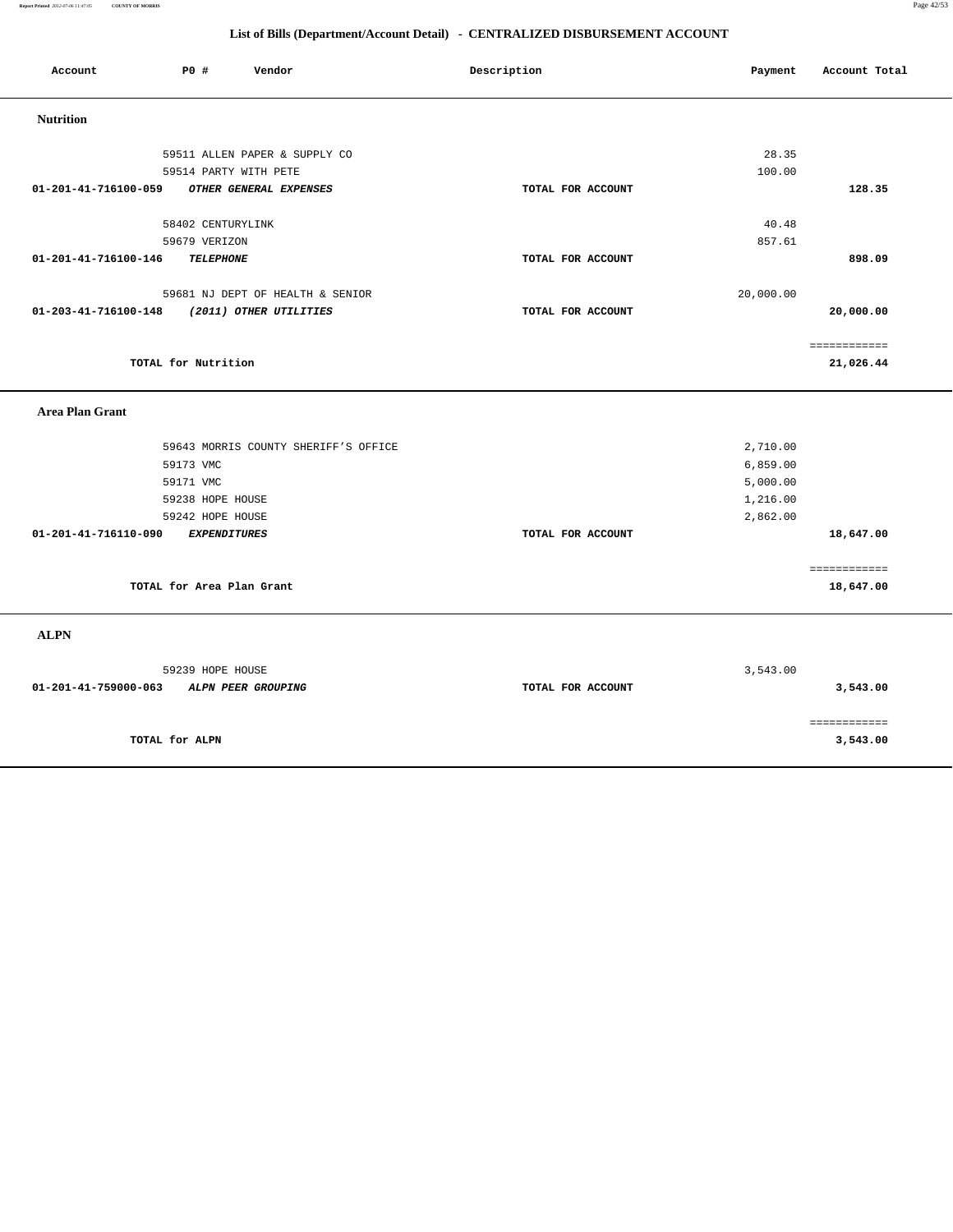## List of Bills (Department/Account Detail) - CENTRALIZED DISBURSEMENT ACCOUNT

| Account | PO # | Vendor | Description | Payment | Account Total |
|---|---|---|---|---|---|

### Nutrition

| Account | PO # | Vendor | Description | Payment | Account Total |
|---|---|---|---|---|---|
| | 59511 | ALLEN PAPER & SUPPLY CO | | 28.35 | |
| | 59514 | PARTY WITH PETE | | 100.00 | |
| **01-201-41-716100-059** | | ***OTHER GENERAL EXPENSES*** | **TOTAL FOR ACCOUNT** | | **128.35** |
| | 58402 | CENTURYLINK | | 40.48 | |
| | 59679 | VERIZON | | 857.61 | |
| **01-201-41-716100-146** | | ***TELEPHONE*** | **TOTAL FOR ACCOUNT** | | **898.09** |
| | 59681 | NJ DEPT OF HEALTH & SENIOR | | 20,000.00 | |
| **01-203-41-716100-148** | | ***(2011) OTHER UTILITIES*** | **TOTAL FOR ACCOUNT** | | **20,000.00** |
| | | | | | ============ |
| | **TOTAL for Nutrition** | | | | **21,026.44** |

### Area Plan Grant

| Account | PO # | Vendor | Description | Payment | Account Total |
|---|---|---|---|---|---|
| | 59643 | MORRIS COUNTY SHERIFF'S OFFICE | | 2,710.00 | |
| | 59173 | VMC | | 6,859.00 | |
| | 59171 | VMC | | 5,000.00 | |
| | 59238 | HOPE HOUSE | | 1,216.00 | |
| | 59242 | HOPE HOUSE | | 2,862.00 | |
| **01-201-41-716110-090** | | ***EXPENDITURES*** | **TOTAL FOR ACCOUNT** | | **18,647.00** |
| | | | | | ============ |
| | **TOTAL for Area Plan Grant** | | | | **18,647.00** |

### ALPN

| Account | PO # | Vendor | Description | Payment | Account Total |
|---|---|---|---|---|---|
| | 59239 | HOPE HOUSE | | 3,543.00 | |
| **01-201-41-759000-063** | | ***ALPN PEER GROUPING*** | **TOTAL FOR ACCOUNT** | | **3,543.00** |
| | | | | | ============ |
| | **TOTAL for ALPN** | | | | **3,543.00** |